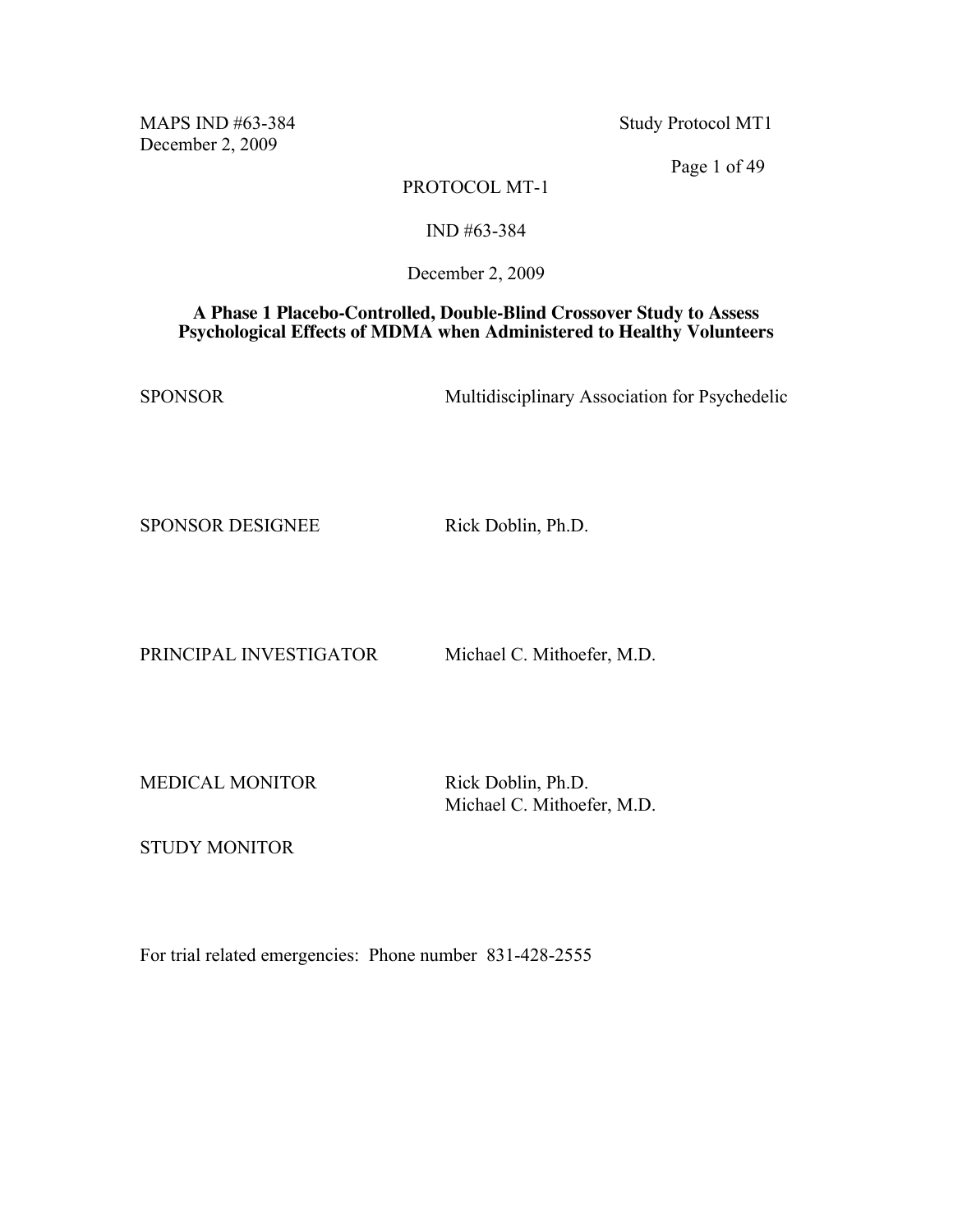PROTOCOL MT-1

IND #63-384

December 2, 2009

**A Phase 1 Placebo-Controlled, Double-Blind Crossover Study to Assess Psychological Effects of MDMA when Administered to Healthy Volunteers**

SPONSOR Multidisciplinary Association for Psychedelic

SPONSOR DESIGNEE Rick Doblin, Ph.D.

PRINCIPAL INVESTIGATOR Michael C. Mithoefer, M.D.

MEDICAL MONITOR Rick Doblin, Ph.D.
Michael C. Mithoefer, M.D.

STUDY MONITOR

For trial related emergencies: Phone number 831-428-2555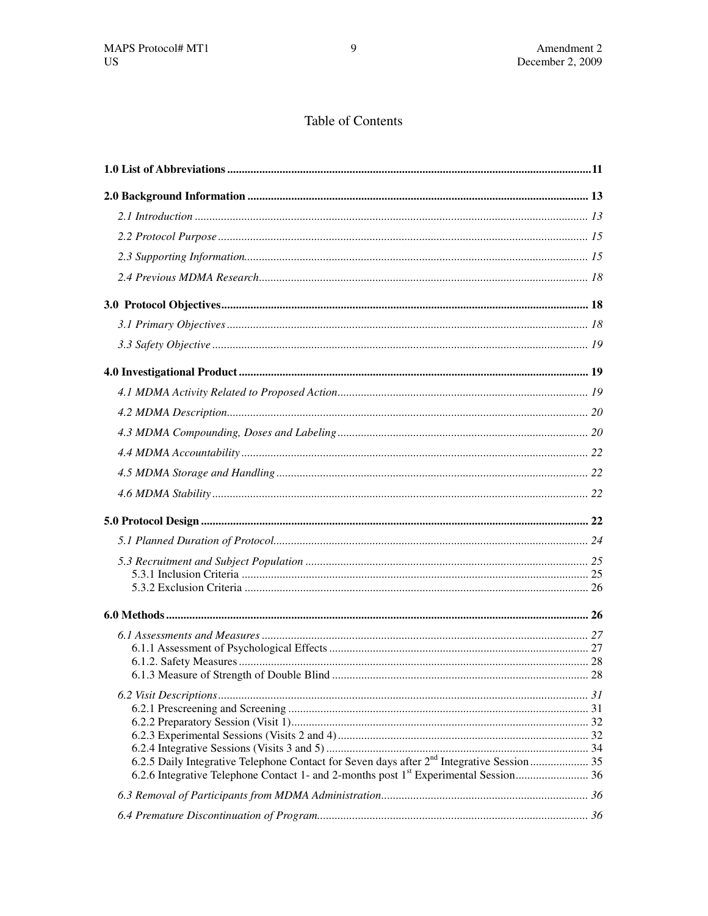# Table of Contents

**1.0 List of Abbreviations** ........................................ 11

**2.0 Background Information** ........................................ 13

*2.1 Introduction* ........................................ 13

*2.2 Protocol Purpose* ........................................ 15

*2.3 Supporting Information* ........................................ 15

*2.4 Previous MDMA Research* ........................................ 18

**3.0 Protocol Objectives** ........................................ 18

*3.1 Primary Objectives* ........................................ 18

*3.3 Safety Objective* ........................................ 19

**4.0 Investigational Product** ........................................ 19

*4.1 MDMA Activity Related to Proposed Action* ........................................ 19

*4.2 MDMA Description* ........................................ 20

*4.3 MDMA Compounding, Doses and Labeling* ........................................ 20

*4.4 MDMA Accountability* ........................................ 22

*4.5 MDMA Storage and Handling* ........................................ 22

*4.6 MDMA Stability* ........................................ 22

**5.0 Protocol Design** ........................................ 22

*5.1 Planned Duration of Protocol* ........................................ 24

*5.3 Recruitment and Subject Population* ........................................ 25
5.3.1 Inclusion Criteria ........................................ 25
5.3.2 Exclusion Criteria ........................................ 26

**6.0 Methods** ........................................ 26

*6.1 Assessments and Measures* ........................................ 27
6.1.1 Assessment of Psychological Effects ........................................ 27
6.1.2. Safety Measures ........................................ 28
6.1.3 Measure of Strength of Double Blind ........................................ 28

*6.2 Visit Descriptions* ........................................ 31
6.2.1 Prescreening and Screening ........................................ 31
6.2.2 Preparatory Session (Visit 1) ........................................ 32
6.2.3 Experimental Sessions (Visits 2 and 4) ........................................ 32
6.2.4 Integrative Sessions (Visits 3 and 5) ........................................ 34
6.2.5 Daily Integrative Telephone Contact for Seven days after 2nd Integrative Session ........................................ 35
6.2.6 Integrative Telephone Contact 1- and 2-months post 1st Experimental Session ........................................ 36

*6.3 Removal of Participants from MDMA Administration* ........................................ 36

*6.4 Premature Discontinuation of Program* ........................................ 36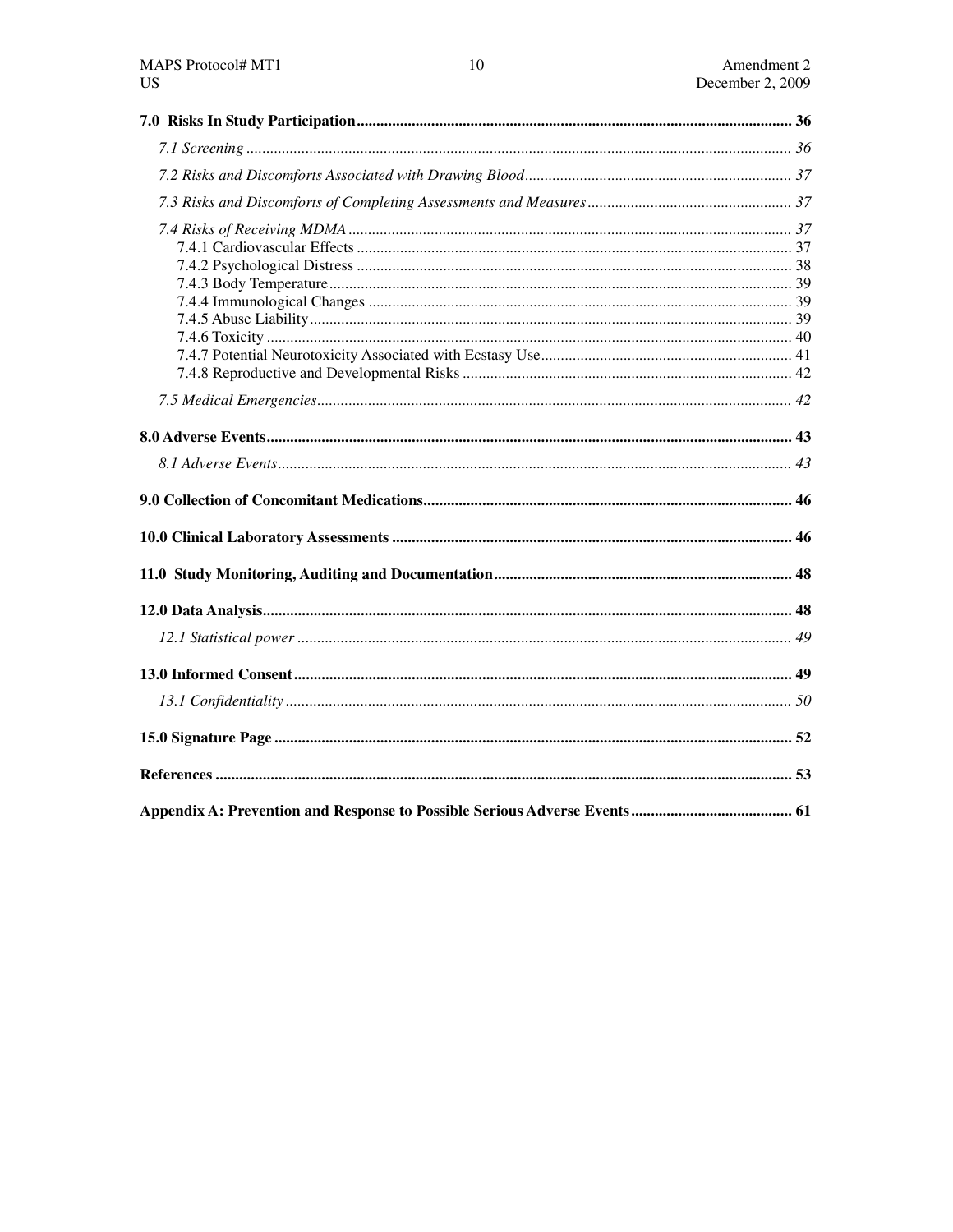**7.0 Risks In Study Participation** .......... **36**

*7.1 Screening* .......... *36*

*7.2 Risks and Discomforts Associated with Drawing Blood* .......... *37*

*7.3 Risks and Discomforts of Completing Assessments and Measures* .......... *37*

*7.4 Risks of Receiving MDMA* .......... *37*

7.4.1 Cardiovascular Effects .......... 37
7.4.2 Psychological Distress .......... 38
7.4.3 Body Temperature .......... 39
7.4.4 Immunological Changes .......... 39
7.4.5 Abuse Liability .......... 39
7.4.6 Toxicity .......... 40
7.4.7 Potential Neurotoxicity Associated with Ecstasy Use .......... 41
7.4.8 Reproductive and Developmental Risks .......... 42

*7.5 Medical Emergencies* .......... *42*

**8.0 Adverse Events** .......... **43**

*8.1 Adverse Events* .......... *43*

**9.0 Collection of Concomitant Medications** .......... **46**

**10.0 Clinical Laboratory Assessments** .......... **46**

**11.0 Study Monitoring, Auditing and Documentation** .......... **48**

**12.0 Data Analysis** .......... **48**

*12.1 Statistical power* .......... *49*

**13.0 Informed Consent** .......... **49**

*13.1 Confidentiality* .......... *50*

**15.0 Signature Page** .......... **52**

**References** .......... **53**

**Appendix A: Prevention and Response to Possible Serious Adverse Events** .......... **61**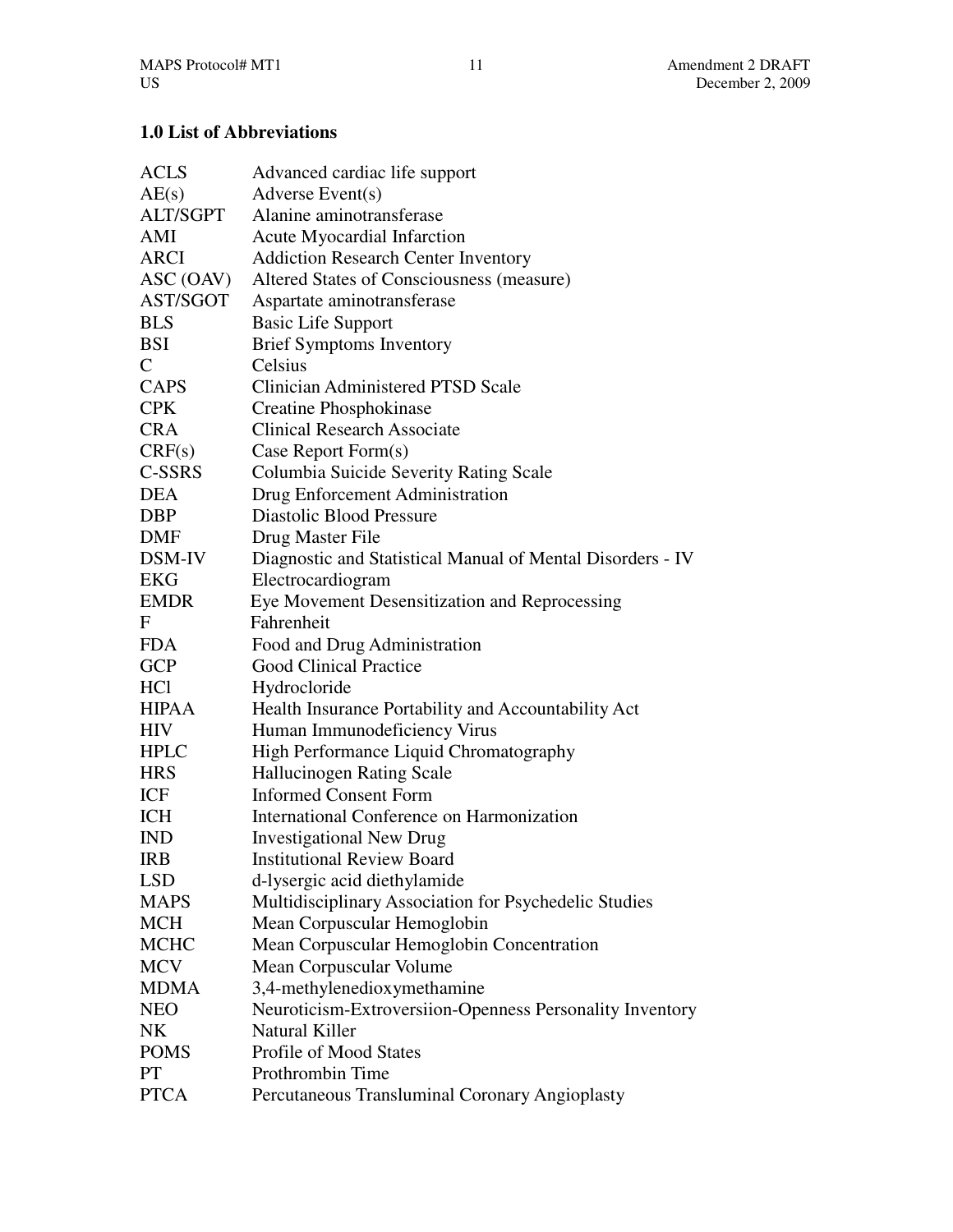### 1.0 List of Abbreviations

| | |
|---|---|
| ACLS | Advanced cardiac life support |
| AE(s) | Adverse Event(s) |
| ALT/SGPT | Alanine aminotransferase |
| AMI | Acute Myocardial Infarction |
| ARCI | Addiction Research Center Inventory |
| ASC (OAV) | Altered States of Consciousness (measure) |
| AST/SGOT | Aspartate aminotransferase |
| BLS | Basic Life Support |
| BSI | Brief Symptoms Inventory |
| C | Celsius |
| CAPS | Clinician Administered PTSD Scale |
| CPK | Creatine Phosphokinase |
| CRA | Clinical Research Associate |
| CRF(s) | Case Report Form(s) |
| C-SSRS | Columbia Suicide Severity Rating Scale |
| DEA | Drug Enforcement Administration |
| DBP | Diastolic Blood Pressure |
| DMF | Drug Master File |
| DSM-IV | Diagnostic and Statistical Manual of Mental Disorders - IV |
| EKG | Electrocardiogram |
| EMDR | Eye Movement Desensitization and Reprocessing |
| F | Fahrenheit |
| FDA | Food and Drug Administration |
| GCP | Good Clinical Practice |
| HCl | Hydrocloride |
| HIPAA | Health Insurance Portability and Accountability Act |
| HIV | Human Immunodeficiency Virus |
| HPLC | High Performance Liquid Chromatography |
| HRS | Hallucinogen Rating Scale |
| ICF | Informed Consent Form |
| ICH | International Conference on Harmonization |
| IND | Investigational New Drug |
| IRB | Institutional Review Board |
| LSD | d-lysergic acid diethylamide |
| MAPS | Multidisciplinary Association for Psychedelic Studies |
| MCH | Mean Corpuscular Hemoglobin |
| MCHC | Mean Corpuscular Hemoglobin Concentration |
| MCV | Mean Corpuscular Volume |
| MDMA | 3,4-methylenedioxymethamine |
| NEO | Neuroticism-Extroversiion-Openness Personality Inventory |
| NK | Natural Killer |
| POMS | Profile of Mood States |
| PT | Prothrombin Time |
| PTCA | Percutaneous Transluminal Coronary Angioplasty |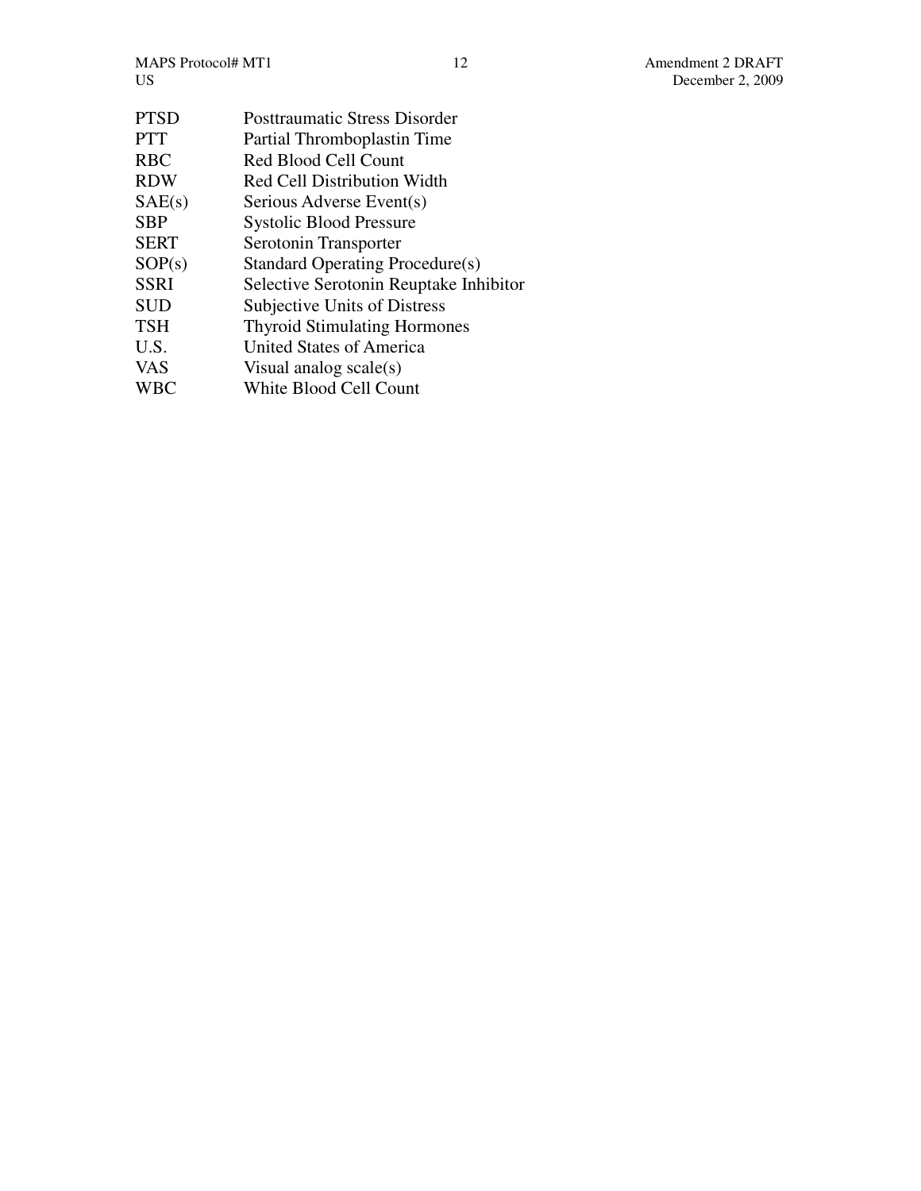| | |
|---|---|
| PTSD | Posttraumatic Stress Disorder |
| PTT | Partial Thromboplastin Time |
| RBC | Red Blood Cell Count |
| RDW | Red Cell Distribution Width |
| SAE(s) | Serious Adverse Event(s) |
| SBP | Systolic Blood Pressure |
| SERT | Serotonin Transporter |
| SOP(s) | Standard Operating Procedure(s) |
| SSRI | Selective Serotonin Reuptake Inhibitor |
| SUD | Subjective Units of Distress |
| TSH | Thyroid Stimulating Hormones |
| U.S. | United States of America |
| VAS | Visual analog scale(s) |
| WBC | White Blood Cell Count |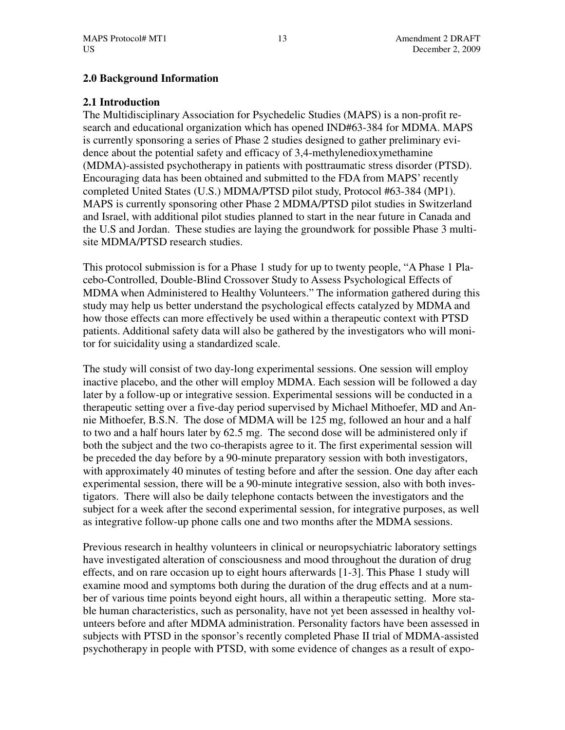## 2.0 Background Information

### 2.1 Introduction

The Multidisciplinary Association for Psychedelic Studies (MAPS) is a non-profit research and educational organization which has opened IND#63-384 for MDMA. MAPS is currently sponsoring a series of Phase 2 studies designed to gather preliminary evidence about the potential safety and efficacy of 3,4-methylenedioxymethamine (MDMA)-assisted psychotherapy in patients with posttraumatic stress disorder (PTSD). Encouraging data has been obtained and submitted to the FDA from MAPS' recently completed United States (U.S.) MDMA/PTSD pilot study, Protocol #63-384 (MP1). MAPS is currently sponsoring other Phase 2 MDMA/PTSD pilot studies in Switzerland and Israel, with additional pilot studies planned to start in the near future in Canada and the U.S and Jordan. These studies are laying the groundwork for possible Phase 3 multi-site MDMA/PTSD research studies.

This protocol submission is for a Phase 1 study for up to twenty people, "A Phase 1 Placebo-Controlled, Double-Blind Crossover Study to Assess Psychological Effects of MDMA when Administered to Healthy Volunteers." The information gathered during this study may help us better understand the psychological effects catalyzed by MDMA and how those effects can more effectively be used within a therapeutic context with PTSD patients. Additional safety data will also be gathered by the investigators who will monitor for suicidality using a standardized scale.

The study will consist of two day-long experimental sessions. One session will employ inactive placebo, and the other will employ MDMA. Each session will be followed a day later by a follow-up or integrative session. Experimental sessions will be conducted in a therapeutic setting over a five-day period supervised by Michael Mithoefer, MD and Annie Mithoefer, B.S.N. The dose of MDMA will be 125 mg, followed an hour and a half to two and a half hours later by 62.5 mg. The second dose will be administered only if both the subject and the two co-therapists agree to it. The first experimental session will be preceded the day before by a 90-minute preparatory session with both investigators, with approximately 40 minutes of testing before and after the session. One day after each experimental session, there will be a 90-minute integrative session, also with both investigators. There will also be daily telephone contacts between the investigators and the subject for a week after the second experimental session, for integrative purposes, as well as integrative follow-up phone calls one and two months after the MDMA sessions.

Previous research in healthy volunteers in clinical or neuropsychiatric laboratory settings have investigated alteration of consciousness and mood throughout the duration of drug effects, and on rare occasion up to eight hours afterwards [1-3]. This Phase 1 study will examine mood and symptoms both during the duration of the drug effects and at a number of various time points beyond eight hours, all within a therapeutic setting. More stable human characteristics, such as personality, have not yet been assessed in healthy volunteers before and after MDMA administration. Personality factors have been assessed in subjects with PTSD in the sponsor's recently completed Phase II trial of MDMA-assisted psychotherapy in people with PTSD, with some evidence of changes as a result of expo-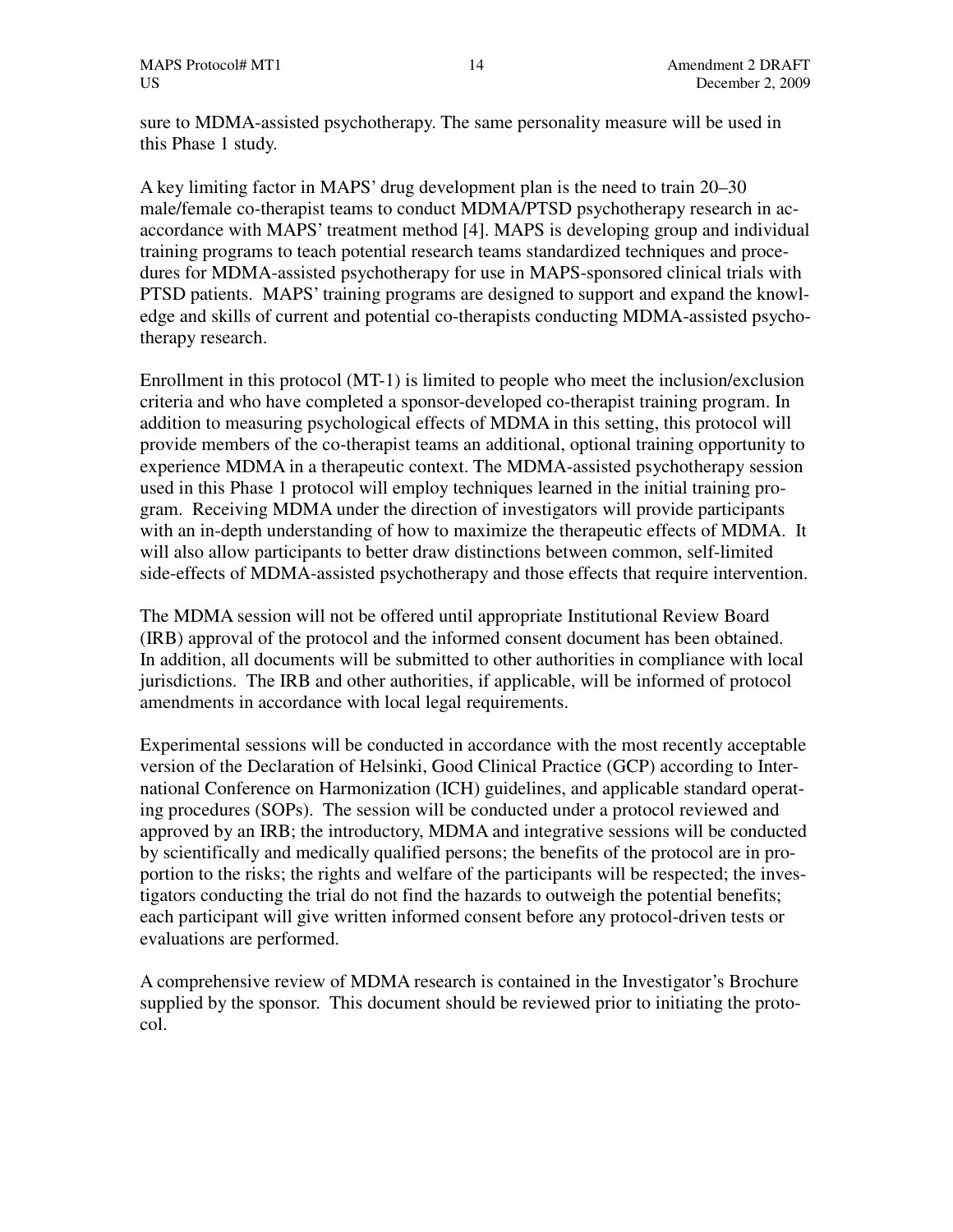sure to MDMA-assisted psychotherapy. The same personality measure will be used in this Phase 1 study.

A key limiting factor in MAPS' drug development plan is the need to train 20–30 male/female co-therapist teams to conduct MDMA/PTSD psychotherapy research in ac-accordance with MAPS' treatment method [4]. MAPS is developing group and individual training programs to teach potential research teams standardized techniques and procedures for MDMA-assisted psychotherapy for use in MAPS-sponsored clinical trials with PTSD patients. MAPS' training programs are designed to support and expand the knowledge and skills of current and potential co-therapists conducting MDMA-assisted psychotherapy research.

Enrollment in this protocol (MT-1) is limited to people who meet the inclusion/exclusion criteria and who have completed a sponsor-developed co-therapist training program. In addition to measuring psychological effects of MDMA in this setting, this protocol will provide members of the co-therapist teams an additional, optional training opportunity to experience MDMA in a therapeutic context. The MDMA-assisted psychotherapy session used in this Phase 1 protocol will employ techniques learned in the initial training program. Receiving MDMA under the direction of investigators will provide participants with an in-depth understanding of how to maximize the therapeutic effects of MDMA. It will also allow participants to better draw distinctions between common, self-limited side-effects of MDMA-assisted psychotherapy and those effects that require intervention.

The MDMA session will not be offered until appropriate Institutional Review Board (IRB) approval of the protocol and the informed consent document has been obtained. In addition, all documents will be submitted to other authorities in compliance with local jurisdictions. The IRB and other authorities, if applicable, will be informed of protocol amendments in accordance with local legal requirements.

Experimental sessions will be conducted in accordance with the most recently acceptable version of the Declaration of Helsinki, Good Clinical Practice (GCP) according to International Conference on Harmonization (ICH) guidelines, and applicable standard operating procedures (SOPs). The session will be conducted under a protocol reviewed and approved by an IRB; the introductory, MDMA and integrative sessions will be conducted by scientifically and medically qualified persons; the benefits of the protocol are in proportion to the risks; the rights and welfare of the participants will be respected; the investigators conducting the trial do not find the hazards to outweigh the potential benefits; each participant will give written informed consent before any protocol-driven tests or evaluations are performed.

A comprehensive review of MDMA research is contained in the Investigator's Brochure supplied by the sponsor. This document should be reviewed prior to initiating the protocol.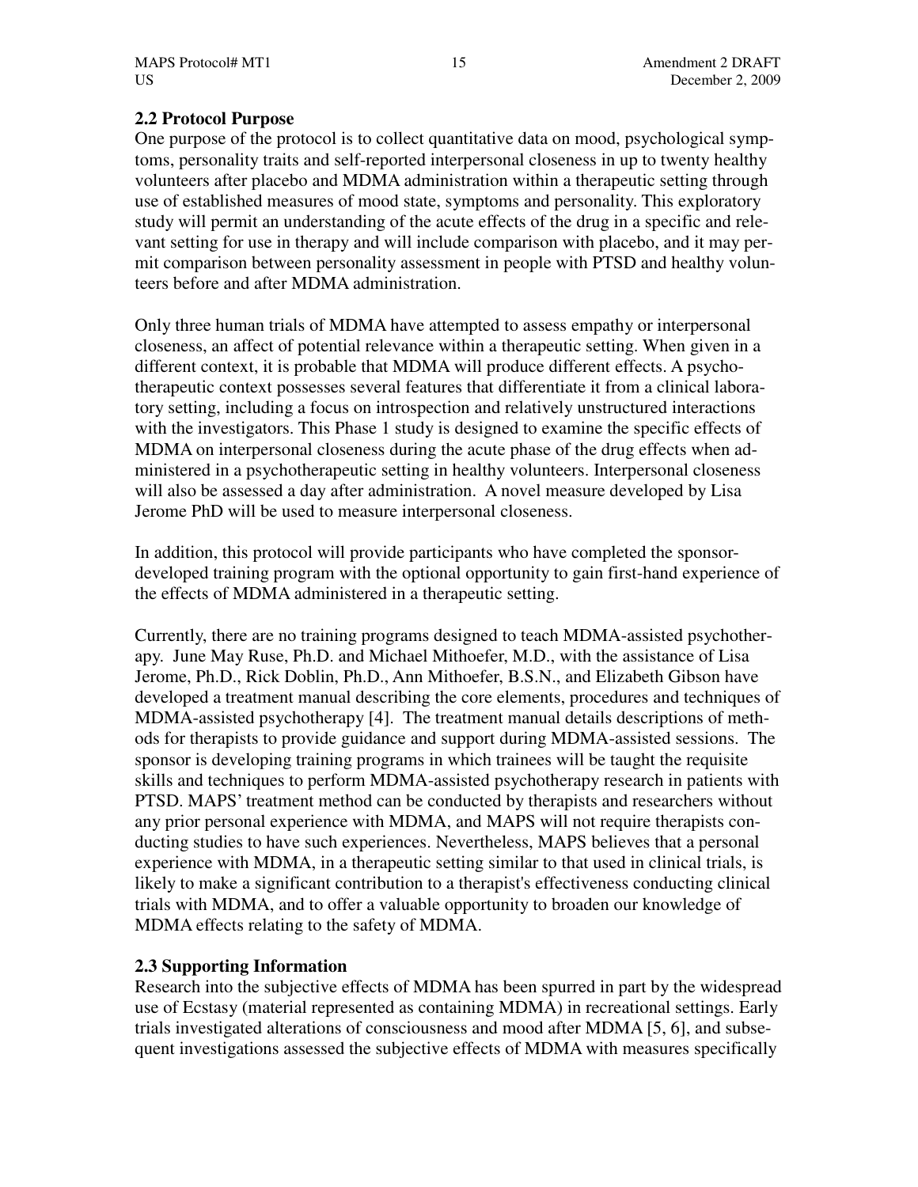## 2.2 Protocol Purpose

One purpose of the protocol is to collect quantitative data on mood, psychological symptoms, personality traits and self-reported interpersonal closeness in up to twenty healthy volunteers after placebo and MDMA administration within a therapeutic setting through use of established measures of mood state, symptoms and personality. This exploratory study will permit an understanding of the acute effects of the drug in a specific and relevant setting for use in therapy and will include comparison with placebo, and it may permit comparison between personality assessment in people with PTSD and healthy volunteers before and after MDMA administration.

Only three human trials of MDMA have attempted to assess empathy or interpersonal closeness, an affect of potential relevance within a therapeutic setting. When given in a different context, it is probable that MDMA will produce different effects. A psychotherapeutic context possesses several features that differentiate it from a clinical laboratory setting, including a focus on introspection and relatively unstructured interactions with the investigators. This Phase 1 study is designed to examine the specific effects of MDMA on interpersonal closeness during the acute phase of the drug effects when administered in a psychotherapeutic setting in healthy volunteers. Interpersonal closeness will also be assessed a day after administration. A novel measure developed by Lisa Jerome PhD will be used to measure interpersonal closeness.

In addition, this protocol will provide participants who have completed the sponsor-developed training program with the optional opportunity to gain first-hand experience of the effects of MDMA administered in a therapeutic setting.

Currently, there are no training programs designed to teach MDMA-assisted psychotherapy. June May Ruse, Ph.D. and Michael Mithoefer, M.D., with the assistance of Lisa Jerome, Ph.D., Rick Doblin, Ph.D., Ann Mithoefer, B.S.N., and Elizabeth Gibson have developed a treatment manual describing the core elements, procedures and techniques of MDMA-assisted psychotherapy [4]. The treatment manual details descriptions of methods for therapists to provide guidance and support during MDMA-assisted sessions. The sponsor is developing training programs in which trainees will be taught the requisite skills and techniques to perform MDMA-assisted psychotherapy research in patients with PTSD. MAPS' treatment method can be conducted by therapists and researchers without any prior personal experience with MDMA, and MAPS will not require therapists conducting studies to have such experiences. Nevertheless, MAPS believes that a personal experience with MDMA, in a therapeutic setting similar to that used in clinical trials, is likely to make a significant contribution to a therapist's effectiveness conducting clinical trials with MDMA, and to offer a valuable opportunity to broaden our knowledge of MDMA effects relating to the safety of MDMA.

## 2.3 Supporting Information

Research into the subjective effects of MDMA has been spurred in part by the widespread use of Ecstasy (material represented as containing MDMA) in recreational settings. Early trials investigated alterations of consciousness and mood after MDMA [5, 6], and subsequent investigations assessed the subjective effects of MDMA with measures specifically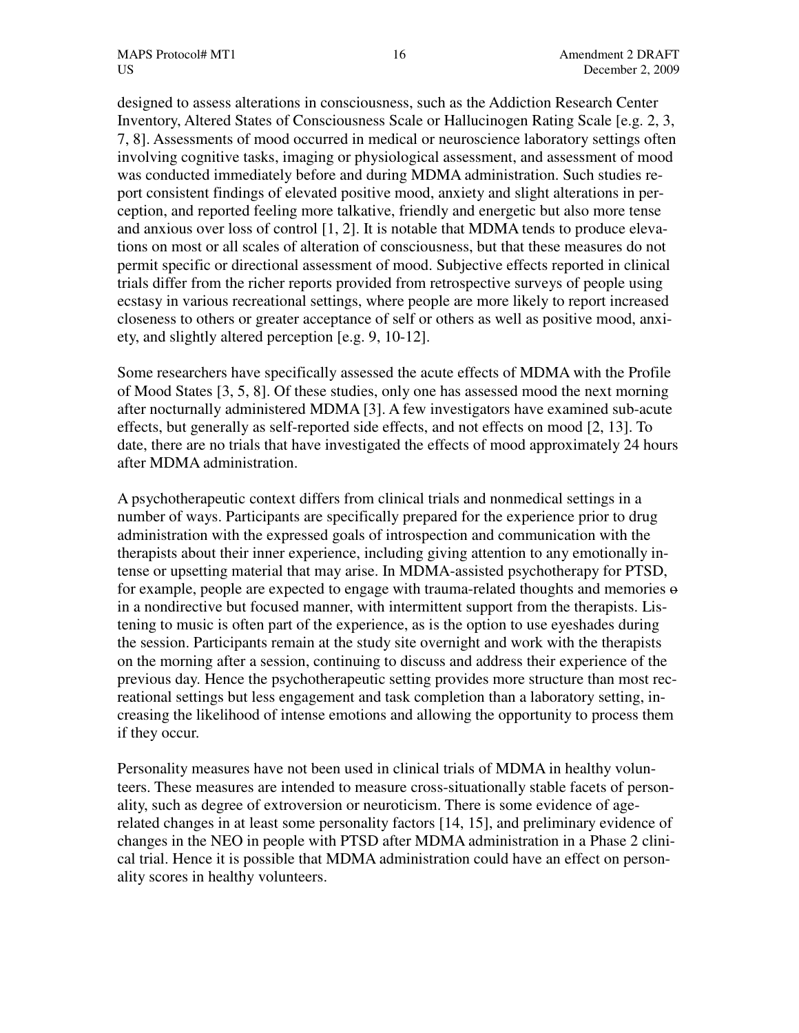designed to assess alterations in consciousness, such as the Addiction Research Center Inventory, Altered States of Consciousness Scale or Hallucinogen Rating Scale [e.g. 2, 3, 7, 8]. Assessments of mood occurred in medical or neuroscience laboratory settings often involving cognitive tasks, imaging or physiological assessment, and assessment of mood was conducted immediately before and during MDMA administration. Such studies report consistent findings of elevated positive mood, anxiety and slight alterations in perception, and reported feeling more talkative, friendly and energetic but also more tense and anxious over loss of control [1, 2]. It is notable that MDMA tends to produce elevations on most or all scales of alteration of consciousness, but that these measures do not permit specific or directional assessment of mood. Subjective effects reported in clinical trials differ from the richer reports provided from retrospective surveys of people using ecstasy in various recreational settings, where people are more likely to report increased closeness to others or greater acceptance of self or others as well as positive mood, anxiety, and slightly altered perception [e.g. 9, 10-12].

Some researchers have specifically assessed the acute effects of MDMA with the Profile of Mood States [3, 5, 8]. Of these studies, only one has assessed mood the next morning after nocturnally administered MDMA [3]. A few investigators have examined sub-acute effects, but generally as self-reported side effects, and not effects on mood [2, 13]. To date, there are no trials that have investigated the effects of mood approximately 24 hours after MDMA administration.

A psychotherapeutic context differs from clinical trials and nonmedical settings in a number of ways. Participants are specifically prepared for the experience prior to drug administration with the expressed goals of introspection and communication with the therapists about their inner experience, including giving attention to any emotionally intense or upsetting material that may arise. In MDMA-assisted psychotherapy for PTSD, for example, people are expected to engage with trauma-related thoughts and memories ~~o~~ in a nondirective but focused manner, with intermittent support from the therapists. Listening to music is often part of the experience, as is the option to use eyeshades during the session. Participants remain at the study site overnight and work with the therapists on the morning after a session, continuing to discuss and address their experience of the previous day. Hence the psychotherapeutic setting provides more structure than most recreational settings but less engagement and task completion than a laboratory setting, increasing the likelihood of intense emotions and allowing the opportunity to process them if they occur.

Personality measures have not been used in clinical trials of MDMA in healthy volunteers. These measures are intended to measure cross-situationally stable facets of personality, such as degree of extroversion or neuroticism. There is some evidence of age-related changes in at least some personality factors [14, 15], and preliminary evidence of changes in the NEO in people with PTSD after MDMA administration in a Phase 2 clinical trial. Hence it is possible that MDMA administration could have an effect on personality scores in healthy volunteers.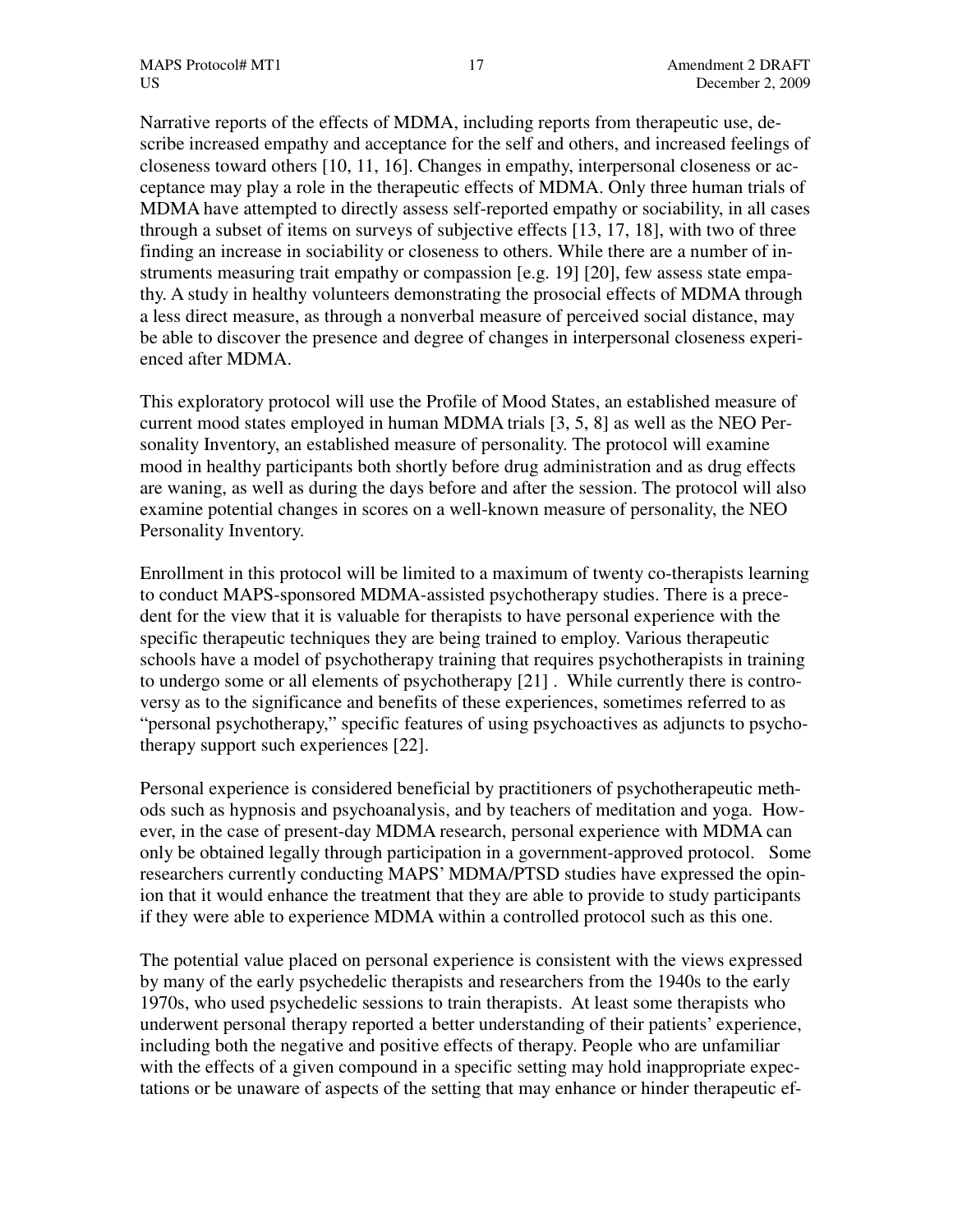Narrative reports of the effects of MDMA, including reports from therapeutic use, describe increased empathy and acceptance for the self and others, and increased feelings of closeness toward others [10, 11, 16]. Changes in empathy, interpersonal closeness or acceptance may play a role in the therapeutic effects of MDMA. Only three human trials of MDMA have attempted to directly assess self-reported empathy or sociability, in all cases through a subset of items on surveys of subjective effects [13, 17, 18], with two of three finding an increase in sociability or closeness to others. While there are a number of instruments measuring trait empathy or compassion [e.g. 19] [20], few assess state empathy. A study in healthy volunteers demonstrating the prosocial effects of MDMA through a less direct measure, as through a nonverbal measure of perceived social distance, may be able to discover the presence and degree of changes in interpersonal closeness experienced after MDMA.

This exploratory protocol will use the Profile of Mood States, an established measure of current mood states employed in human MDMA trials [3, 5, 8] as well as the NEO Personality Inventory, an established measure of personality. The protocol will examine mood in healthy participants both shortly before drug administration and as drug effects are waning, as well as during the days before and after the session. The protocol will also examine potential changes in scores on a well-known measure of personality, the NEO Personality Inventory.

Enrollment in this protocol will be limited to a maximum of twenty co-therapists learning to conduct MAPS-sponsored MDMA-assisted psychotherapy studies. There is a precedent for the view that it is valuable for therapists to have personal experience with the specific therapeutic techniques they are being trained to employ. Various therapeutic schools have a model of psychotherapy training that requires psychotherapists in training to undergo some or all elements of psychotherapy [21] . While currently there is controversy as to the significance and benefits of these experiences, sometimes referred to as "personal psychotherapy," specific features of using psychoactives as adjuncts to psychotherapy support such experiences [22].

Personal experience is considered beneficial by practitioners of psychotherapeutic methods such as hypnosis and psychoanalysis, and by teachers of meditation and yoga. However, in the case of present-day MDMA research, personal experience with MDMA can only be obtained legally through participation in a government-approved protocol. Some researchers currently conducting MAPS' MDMA/PTSD studies have expressed the opinion that it would enhance the treatment that they are able to provide to study participants if they were able to experience MDMA within a controlled protocol such as this one.

The potential value placed on personal experience is consistent with the views expressed by many of the early psychedelic therapists and researchers from the 1940s to the early 1970s, who used psychedelic sessions to train therapists. At least some therapists who underwent personal therapy reported a better understanding of their patients' experience, including both the negative and positive effects of therapy. People who are unfamiliar with the effects of a given compound in a specific setting may hold inappropriate expectations or be unaware of aspects of the setting that may enhance or hinder therapeutic ef-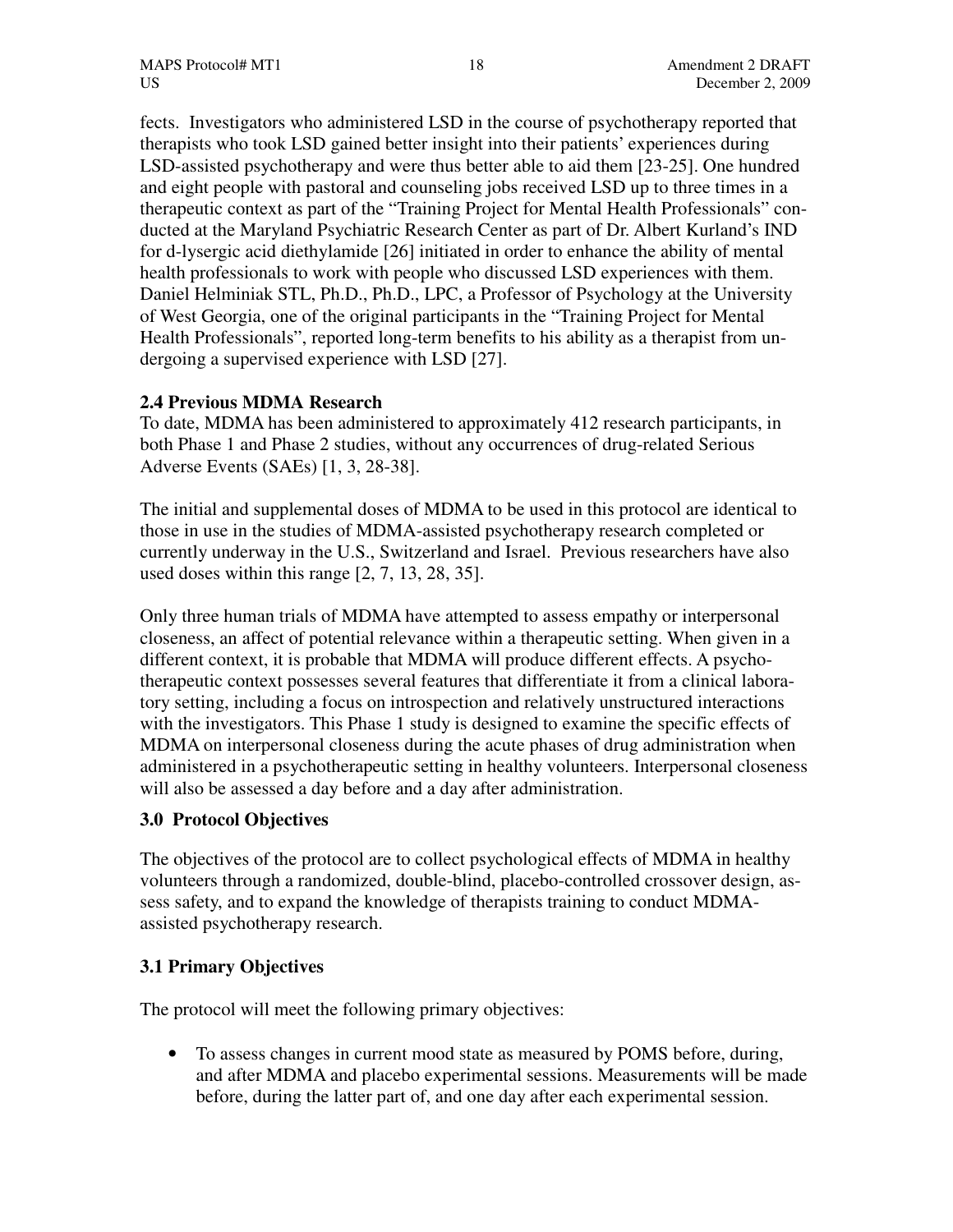fects. Investigators who administered LSD in the course of psychotherapy reported that therapists who took LSD gained better insight into their patients' experiences during LSD-assisted psychotherapy and were thus better able to aid them [23-25]. One hundred and eight people with pastoral and counseling jobs received LSD up to three times in a therapeutic context as part of the "Training Project for Mental Health Professionals" conducted at the Maryland Psychiatric Research Center as part of Dr. Albert Kurland's IND for d-lysergic acid diethylamide [26] initiated in order to enhance the ability of mental health professionals to work with people who discussed LSD experiences with them. Daniel Helminiak STL, Ph.D., Ph.D., LPC, a Professor of Psychology at the University of West Georgia, one of the original participants in the "Training Project for Mental Health Professionals", reported long-term benefits to his ability as a therapist from undergoing a supervised experience with LSD [27].

### 2.4 Previous MDMA Research

To date, MDMA has been administered to approximately 412 research participants, in both Phase 1 and Phase 2 studies, without any occurrences of drug-related Serious Adverse Events (SAEs) [1, 3, 28-38].

The initial and supplemental doses of MDMA to be used in this protocol are identical to those in use in the studies of MDMA-assisted psychotherapy research completed or currently underway in the U.S., Switzerland and Israel. Previous researchers have also used doses within this range [2, 7, 13, 28, 35].

Only three human trials of MDMA have attempted to assess empathy or interpersonal closeness, an affect of potential relevance within a therapeutic setting. When given in a different context, it is probable that MDMA will produce different effects. A psychotherapeutic context possesses several features that differentiate it from a clinical laboratory setting, including a focus on introspection and relatively unstructured interactions with the investigators. This Phase 1 study is designed to examine the specific effects of MDMA on interpersonal closeness during the acute phases of drug administration when administered in a psychotherapeutic setting in healthy volunteers. Interpersonal closeness will also be assessed a day before and a day after administration.

## 3.0 Protocol Objectives

The objectives of the protocol are to collect psychological effects of MDMA in healthy volunteers through a randomized, double-blind, placebo-controlled crossover design, assess safety, and to expand the knowledge of therapists training to conduct MDMA-assisted psychotherapy research.

### 3.1 Primary Objectives

The protocol will meet the following primary objectives:

- To assess changes in current mood state as measured by POMS before, during, and after MDMA and placebo experimental sessions. Measurements will be made before, during the latter part of, and one day after each experimental session.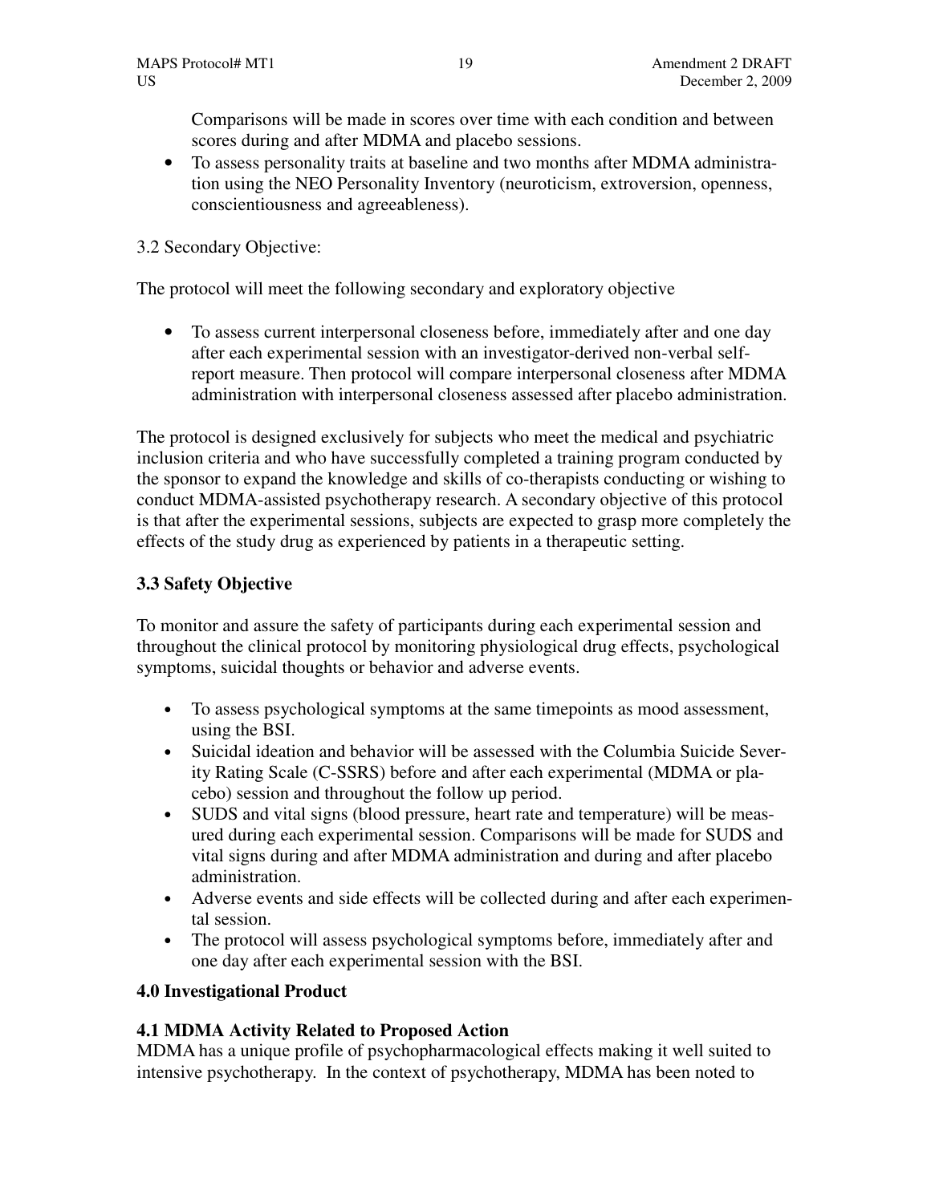Comparisons will be made in scores over time with each condition and between scores during and after MDMA and placebo sessions.

- To assess personality traits at baseline and two months after MDMA administration using the NEO Personality Inventory (neuroticism, extroversion, openness, conscientiousness and agreeableness).

3.2 Secondary Objective:

The protocol will meet the following secondary and exploratory objective

- To assess current interpersonal closeness before, immediately after and one day after each experimental session with an investigator-derived non-verbal self-report measure. Then protocol will compare interpersonal closeness after MDMA administration with interpersonal closeness assessed after placebo administration.

The protocol is designed exclusively for subjects who meet the medical and psychiatric inclusion criteria and who have successfully completed a training program conducted by the sponsor to expand the knowledge and skills of co-therapists conducting or wishing to conduct MDMA-assisted psychotherapy research. A secondary objective of this protocol is that after the experimental sessions, subjects are expected to grasp more completely the effects of the study drug as experienced by patients in a therapeutic setting.

### 3.3 Safety Objective

To monitor and assure the safety of participants during each experimental session and throughout the clinical protocol by monitoring physiological drug effects, psychological symptoms, suicidal thoughts or behavior and adverse events.

- To assess psychological symptoms at the same timepoints as mood assessment, using the BSI.
- Suicidal ideation and behavior will be assessed with the Columbia Suicide Severity Rating Scale (C-SSRS) before and after each experimental (MDMA or placebo) session and throughout the follow up period.
- SUDS and vital signs (blood pressure, heart rate and temperature) will be measured during each experimental session. Comparisons will be made for SUDS and vital signs during and after MDMA administration and during and after placebo administration.
- Adverse events and side effects will be collected during and after each experimental session.
- The protocol will assess psychological symptoms before, immediately after and one day after each experimental session with the BSI.

## 4.0 Investigational Product

### 4.1 MDMA Activity Related to Proposed Action

MDMA has a unique profile of psychopharmacological effects making it well suited to intensive psychotherapy. In the context of psychotherapy, MDMA has been noted to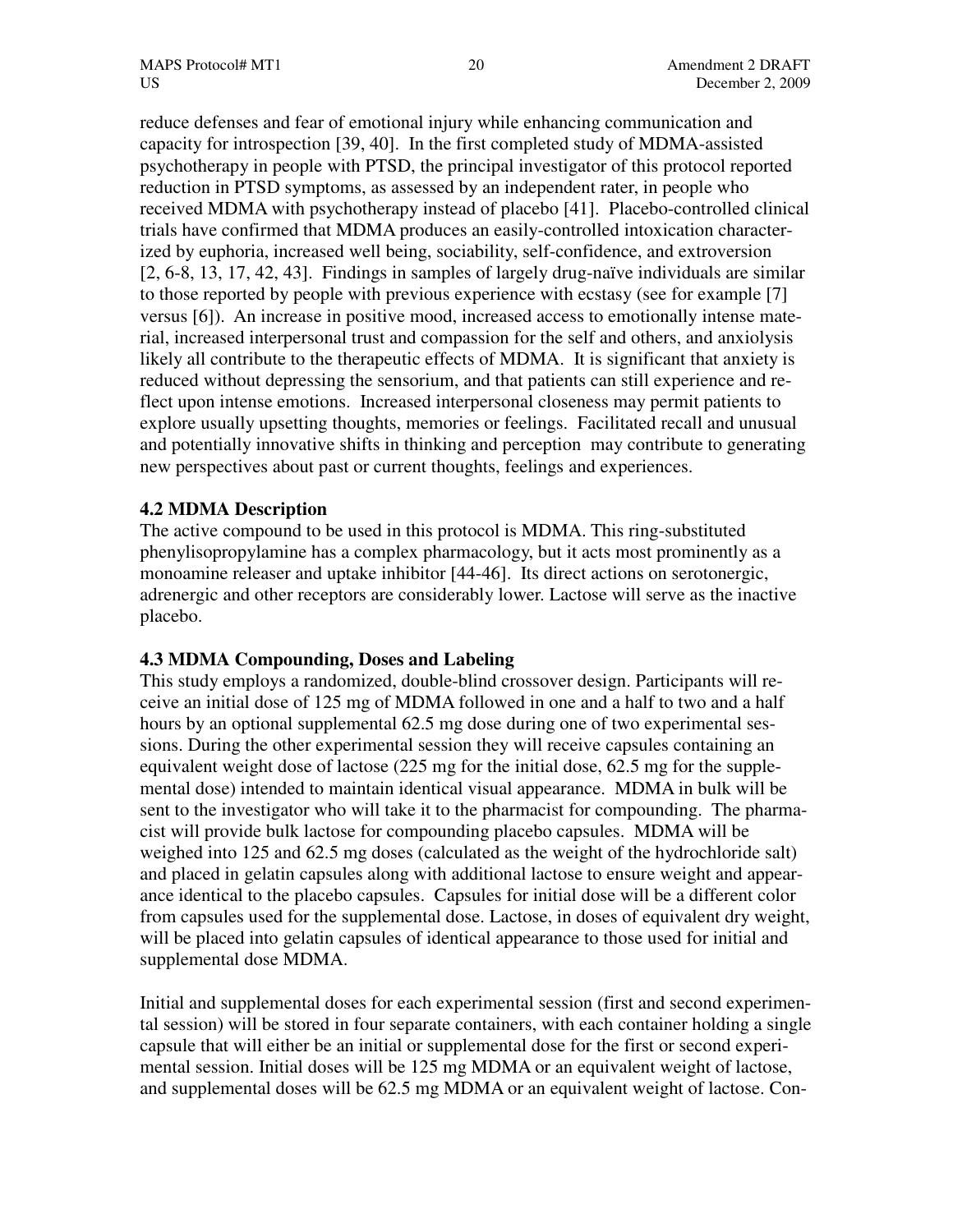reduce defenses and fear of emotional injury while enhancing communication and capacity for introspection [39, 40]. In the first completed study of MDMA-assisted psychotherapy in people with PTSD, the principal investigator of this protocol reported reduction in PTSD symptoms, as assessed by an independent rater, in people who received MDMA with psychotherapy instead of placebo [41]. Placebo-controlled clinical trials have confirmed that MDMA produces an easily-controlled intoxication characterized by euphoria, increased well being, sociability, self-confidence, and extroversion [2, 6-8, 13, 17, 42, 43]. Findings in samples of largely drug-naïve individuals are similar to those reported by people with previous experience with ecstasy (see for example [7] versus [6]). An increase in positive mood, increased access to emotionally intense material, increased interpersonal trust and compassion for the self and others, and anxiolysis likely all contribute to the therapeutic effects of MDMA. It is significant that anxiety is reduced without depressing the sensorium, and that patients can still experience and reflect upon intense emotions. Increased interpersonal closeness may permit patients to explore usually upsetting thoughts, memories or feelings. Facilitated recall and unusual and potentially innovative shifts in thinking and perception may contribute to generating new perspectives about past or current thoughts, feelings and experiences.

### 4.2 MDMA Description

The active compound to be used in this protocol is MDMA. This ring-substituted phenylisopropylamine has a complex pharmacology, but it acts most prominently as a monoamine releaser and uptake inhibitor [44-46]. Its direct actions on serotonergic, adrenergic and other receptors are considerably lower. Lactose will serve as the inactive placebo.

### 4.3 MDMA Compounding, Doses and Labeling

This study employs a randomized, double-blind crossover design. Participants will receive an initial dose of 125 mg of MDMA followed in one and a half to two and a half hours by an optional supplemental 62.5 mg dose during one of two experimental sessions. During the other experimental session they will receive capsules containing an equivalent weight dose of lactose (225 mg for the initial dose, 62.5 mg for the supplemental dose) intended to maintain identical visual appearance. MDMA in bulk will be sent to the investigator who will take it to the pharmacist for compounding. The pharmacist will provide bulk lactose for compounding placebo capsules. MDMA will be weighed into 125 and 62.5 mg doses (calculated as the weight of the hydrochloride salt) and placed in gelatin capsules along with additional lactose to ensure weight and appearance identical to the placebo capsules. Capsules for initial dose will be a different color from capsules used for the supplemental dose. Lactose, in doses of equivalent dry weight, will be placed into gelatin capsules of identical appearance to those used for initial and supplemental dose MDMA.

Initial and supplemental doses for each experimental session (first and second experimental session) will be stored in four separate containers, with each container holding a single capsule that will either be an initial or supplemental dose for the first or second experimental session. Initial doses will be 125 mg MDMA or an equivalent weight of lactose, and supplemental doses will be 62.5 mg MDMA or an equivalent weight of lactose. Con-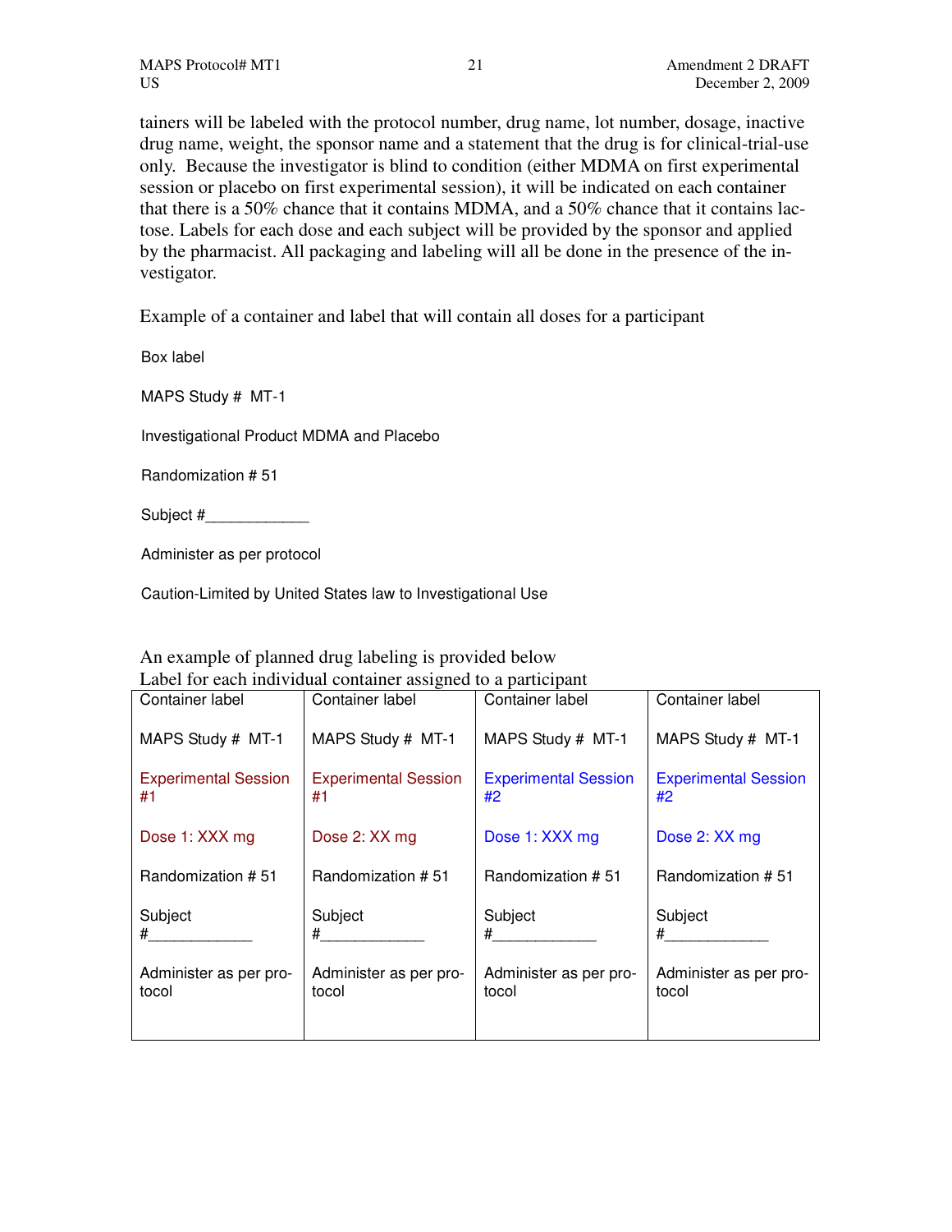tainers will be labeled with the protocol number, drug name, lot number, dosage, inactive drug name, weight, the sponsor name and a statement that the drug is for clinical-trial-use only. Because the investigator is blind to condition (either MDMA on first experimental session or placebo on first experimental session), it will be indicated on each container that there is a 50% chance that it contains MDMA, and a 50% chance that it contains lactose. Labels for each dose and each subject will be provided by the sponsor and applied by the pharmacist. All packaging and labeling will all be done in the presence of the investigator.

Example of a container and label that will contain all doses for a participant

Box label

MAPS Study # MT-1

Investigational Product MDMA and Placebo

Randomization # 51

Subject #____________

Administer as per protocol

Caution-Limited by United States law to Investigational Use

An example of planned drug labeling is provided below
Label for each individual container assigned to a participant

| Container label | Container label | Container label | Container label |
|---|---|---|---|
| MAPS Study # MT-1 | MAPS Study # MT-1 | MAPS Study # MT-1 | MAPS Study # MT-1 |
| Experimental Session #1 | Experimental Session #1 | Experimental Session #2 | Experimental Session #2 |
| Dose 1: XXX mg | Dose 2: XX mg | Dose 1: XXX mg | Dose 2: XX mg |
| Randomization # 51 | Randomization # 51 | Randomization # 51 | Randomization # 51 |
| Subject #____________ | Subject #____________ | Subject #____________ | Subject #____________ |
| Administer as per protocol | Administer as per protocol | Administer as per protocol | Administer as per protocol |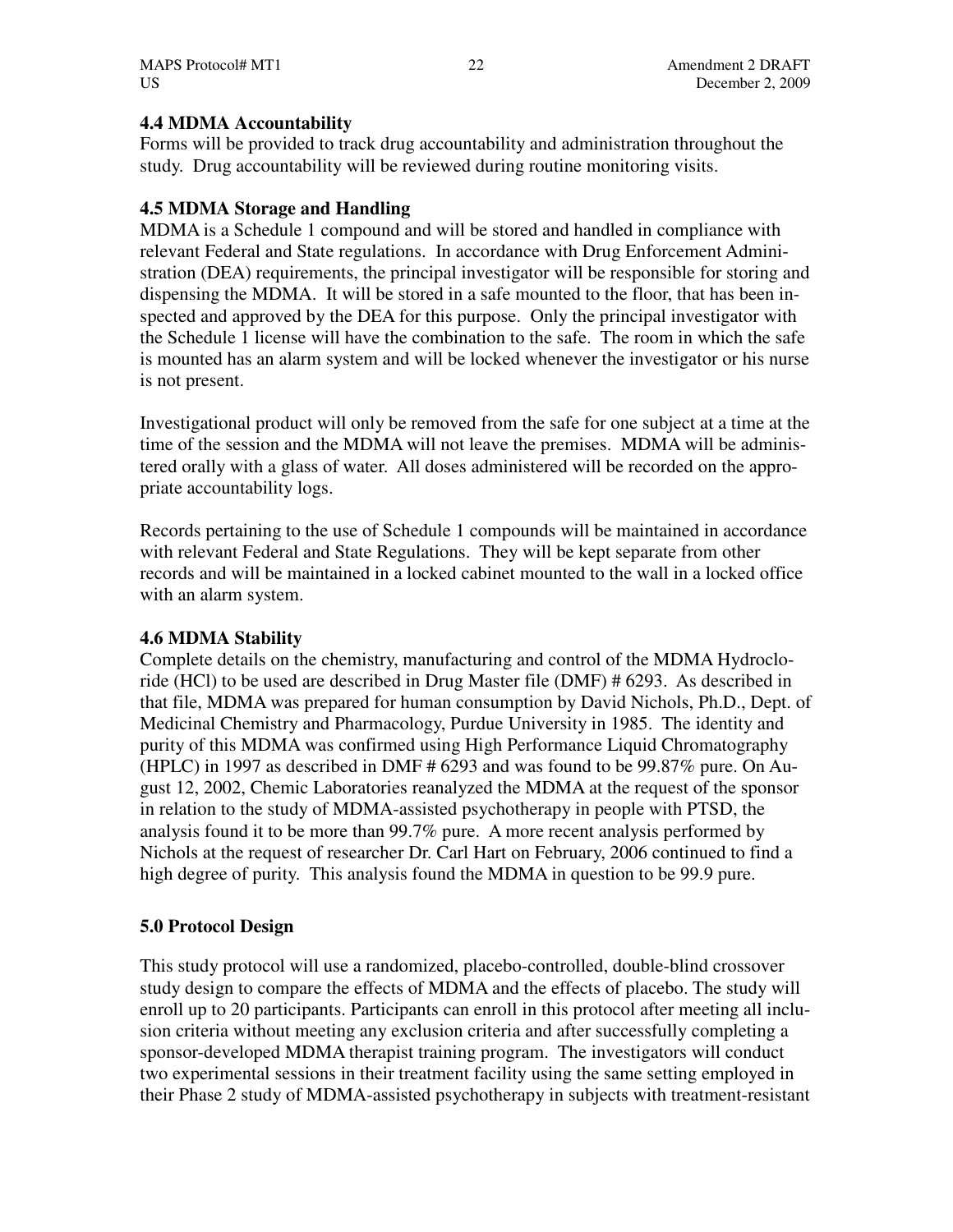### 4.4 MDMA Accountability

Forms will be provided to track drug accountability and administration throughout the study. Drug accountability will be reviewed during routine monitoring visits.

### 4.5 MDMA Storage and Handling

MDMA is a Schedule 1 compound and will be stored and handled in compliance with relevant Federal and State regulations. In accordance with Drug Enforcement Administration (DEA) requirements, the principal investigator will be responsible for storing and dispensing the MDMA. It will be stored in a safe mounted to the floor, that has been inspected and approved by the DEA for this purpose. Only the principal investigator with the Schedule 1 license will have the combination to the safe. The room in which the safe is mounted has an alarm system and will be locked whenever the investigator or his nurse is not present.

Investigational product will only be removed from the safe for one subject at a time at the time of the session and the MDMA will not leave the premises. MDMA will be administered orally with a glass of water. All doses administered will be recorded on the appropriate accountability logs.

Records pertaining to the use of Schedule 1 compounds will be maintained in accordance with relevant Federal and State Regulations. They will be kept separate from other records and will be maintained in a locked cabinet mounted to the wall in a locked office with an alarm system.

### 4.6 MDMA Stability

Complete details on the chemistry, manufacturing and control of the MDMA Hydrocloride (HCl) to be used are described in Drug Master file (DMF) # 6293. As described in that file, MDMA was prepared for human consumption by David Nichols, Ph.D., Dept. of Medicinal Chemistry and Pharmacology, Purdue University in 1985. The identity and purity of this MDMA was confirmed using High Performance Liquid Chromatography (HPLC) in 1997 as described in DMF # 6293 and was found to be 99.87% pure. On August 12, 2002, Chemic Laboratories reanalyzed the MDMA at the request of the sponsor in relation to the study of MDMA-assisted psychotherapy in people with PTSD, the analysis found it to be more than 99.7% pure. A more recent analysis performed by Nichols at the request of researcher Dr. Carl Hart on February, 2006 continued to find a high degree of purity. This analysis found the MDMA in question to be 99.9 pure.

## 5.0 Protocol Design

This study protocol will use a randomized, placebo-controlled, double-blind crossover study design to compare the effects of MDMA and the effects of placebo. The study will enroll up to 20 participants. Participants can enroll in this protocol after meeting all inclusion criteria without meeting any exclusion criteria and after successfully completing a sponsor-developed MDMA therapist training program. The investigators will conduct two experimental sessions in their treatment facility using the same setting employed in their Phase 2 study of MDMA-assisted psychotherapy in subjects with treatment-resistant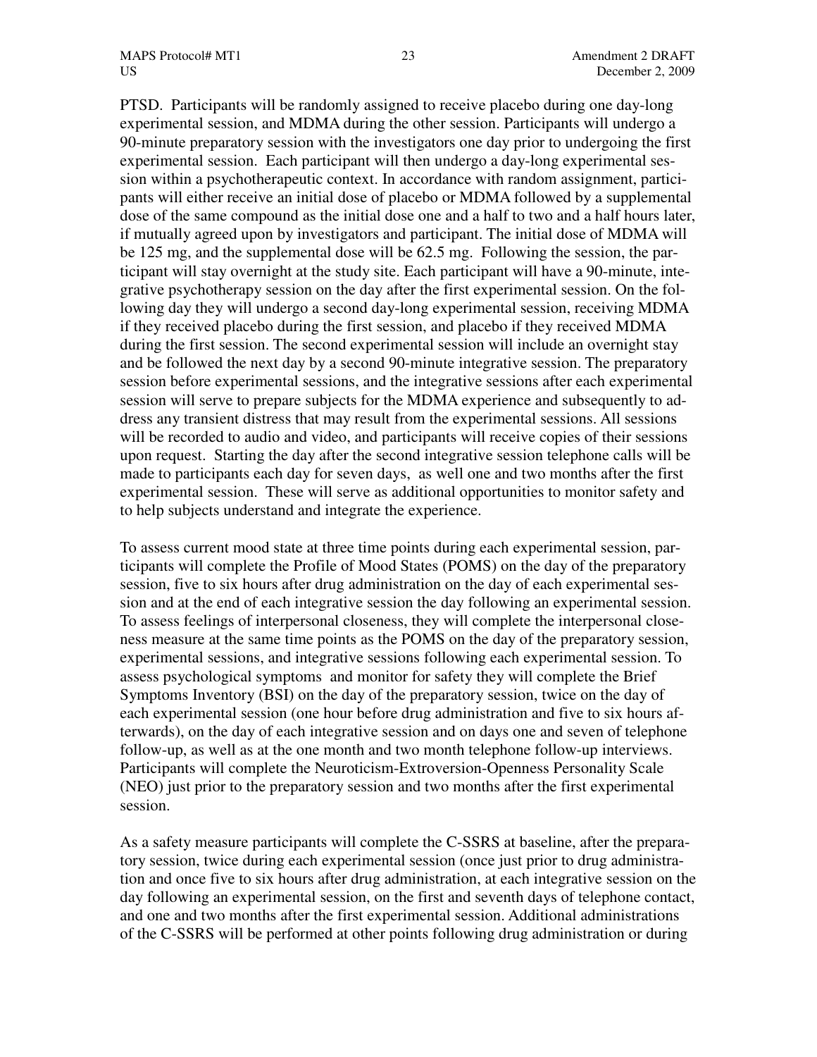PTSD. Participants will be randomly assigned to receive placebo during one day-long experimental session, and MDMA during the other session. Participants will undergo a 90-minute preparatory session with the investigators one day prior to undergoing the first experimental session. Each participant will then undergo a day-long experimental session within a psychotherapeutic context. In accordance with random assignment, participants will either receive an initial dose of placebo or MDMA followed by a supplemental dose of the same compound as the initial dose one and a half to two and a half hours later, if mutually agreed upon by investigators and participant. The initial dose of MDMA will be 125 mg, and the supplemental dose will be 62.5 mg. Following the session, the participant will stay overnight at the study site. Each participant will have a 90-minute, integrative psychotherapy session on the day after the first experimental session. On the following day they will undergo a second day-long experimental session, receiving MDMA if they received placebo during the first session, and placebo if they received MDMA during the first session. The second experimental session will include an overnight stay and be followed the next day by a second 90-minute integrative session. The preparatory session before experimental sessions, and the integrative sessions after each experimental session will serve to prepare subjects for the MDMA experience and subsequently to address any transient distress that may result from the experimental sessions. All sessions will be recorded to audio and video, and participants will receive copies of their sessions upon request. Starting the day after the second integrative session telephone calls will be made to participants each day for seven days, as well one and two months after the first experimental session. These will serve as additional opportunities to monitor safety and to help subjects understand and integrate the experience.

To assess current mood state at three time points during each experimental session, participants will complete the Profile of Mood States (POMS) on the day of the preparatory session, five to six hours after drug administration on the day of each experimental session and at the end of each integrative session the day following an experimental session. To assess feelings of interpersonal closeness, they will complete the interpersonal closeness measure at the same time points as the POMS on the day of the preparatory session, experimental sessions, and integrative sessions following each experimental session. To assess psychological symptoms and monitor for safety they will complete the Brief Symptoms Inventory (BSI) on the day of the preparatory session, twice on the day of each experimental session (one hour before drug administration and five to six hours afterwards), on the day of each integrative session and on days one and seven of telephone follow-up, as well as at the one month and two month telephone follow-up interviews. Participants will complete the Neuroticism-Extroversion-Openness Personality Scale (NEO) just prior to the preparatory session and two months after the first experimental session.

As a safety measure participants will complete the C-SSRS at baseline, after the preparatory session, twice during each experimental session (once just prior to drug administration and once five to six hours after drug administration, at each integrative session on the day following an experimental session, on the first and seventh days of telephone contact, and one and two months after the first experimental session. Additional administrations of the C-SSRS will be performed at other points following drug administration or during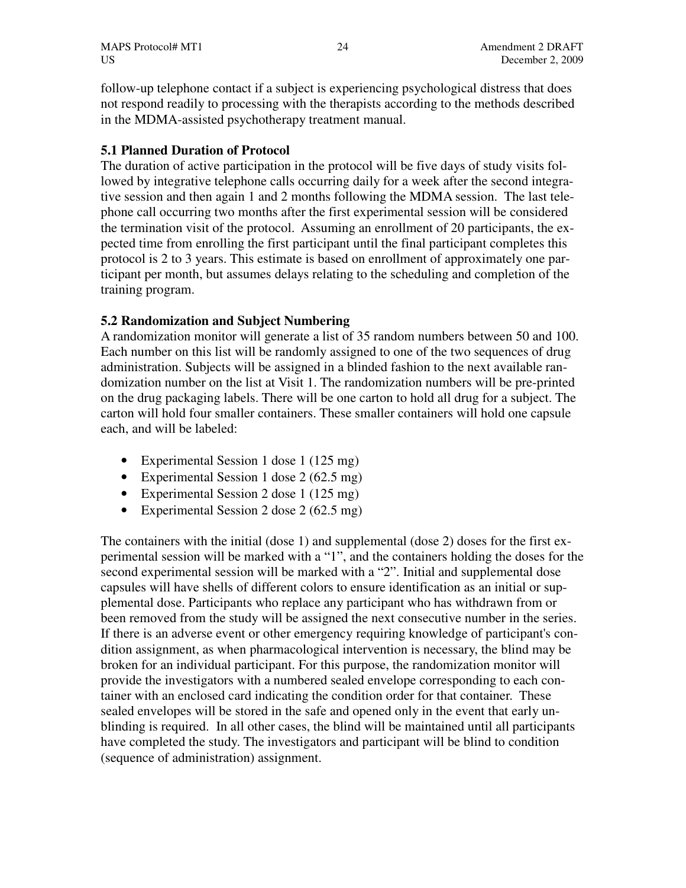follow-up telephone contact if a subject is experiencing psychological distress that does not respond readily to processing with the therapists according to the methods described in the MDMA-assisted psychotherapy treatment manual.

### 5.1 Planned Duration of Protocol

The duration of active participation in the protocol will be five days of study visits followed by integrative telephone calls occurring daily for a week after the second integrative session and then again 1 and 2 months following the MDMA session. The last telephone call occurring two months after the first experimental session will be considered the termination visit of the protocol. Assuming an enrollment of 20 participants, the expected time from enrolling the first participant until the final participant completes this protocol is 2 to 3 years. This estimate is based on enrollment of approximately one participant per month, but assumes delays relating to the scheduling and completion of the training program.

### 5.2 Randomization and Subject Numbering

A randomization monitor will generate a list of 35 random numbers between 50 and 100. Each number on this list will be randomly assigned to one of the two sequences of drug administration. Subjects will be assigned in a blinded fashion to the next available randomization number on the list at Visit 1. The randomization numbers will be pre-printed on the drug packaging labels. There will be one carton to hold all drug for a subject. The carton will hold four smaller containers. These smaller containers will hold one capsule each, and will be labeled:

- Experimental Session 1 dose 1 (125 mg)
- Experimental Session 1 dose 2 (62.5 mg)
- Experimental Session 2 dose 1 (125 mg)
- Experimental Session 2 dose 2 (62.5 mg)

The containers with the initial (dose 1) and supplemental (dose 2) doses for the first experimental session will be marked with a "1", and the containers holding the doses for the second experimental session will be marked with a "2". Initial and supplemental dose capsules will have shells of different colors to ensure identification as an initial or supplemental dose. Participants who replace any participant who has withdrawn from or been removed from the study will be assigned the next consecutive number in the series. If there is an adverse event or other emergency requiring knowledge of participant's condition assignment, as when pharmacological intervention is necessary, the blind may be broken for an individual participant. For this purpose, the randomization monitor will provide the investigators with a numbered sealed envelope corresponding to each container with an enclosed card indicating the condition order for that container. These sealed envelopes will be stored in the safe and opened only in the event that early unblinding is required. In all other cases, the blind will be maintained until all participants have completed the study. The investigators and participant will be blind to condition (sequence of administration) assignment.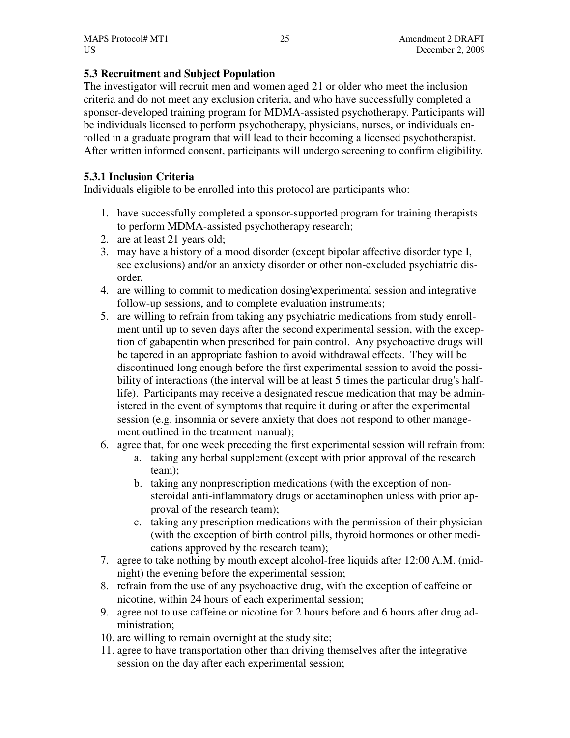### 5.3 Recruitment and Subject Population

The investigator will recruit men and women aged 21 or older who meet the inclusion criteria and do not meet any exclusion criteria, and who have successfully completed a sponsor-developed training program for MDMA-assisted psychotherapy. Participants will be individuals licensed to perform psychotherapy, physicians, nurses, or individuals enrolled in a graduate program that will lead to their becoming a licensed psychotherapist. After written informed consent, participants will undergo screening to confirm eligibility.

### 5.3.1 Inclusion Criteria

Individuals eligible to be enrolled into this protocol are participants who:

1. have successfully completed a sponsor-supported program for training therapists to perform MDMA-assisted psychotherapy research;
2. are at least 21 years old;
3. may have a history of a mood disorder (except bipolar affective disorder type I, see exclusions) and/or an anxiety disorder or other non-excluded psychiatric disorder.
4. are willing to commit to medication dosing\experimental session and integrative follow-up sessions, and to complete evaluation instruments;
5. are willing to refrain from taking any psychiatric medications from study enrollment until up to seven days after the second experimental session, with the exception of gabapentin when prescribed for pain control. Any psychoactive drugs will be tapered in an appropriate fashion to avoid withdrawal effects. They will be discontinued long enough before the first experimental session to avoid the possibility of interactions (the interval will be at least 5 times the particular drug's half-life). Participants may receive a designated rescue medication that may be administered in the event of symptoms that require it during or after the experimental session (e.g. insomnia or severe anxiety that does not respond to other management outlined in the treatment manual);
6. agree that, for one week preceding the first experimental session will refrain from:
   a. taking any herbal supplement (except with prior approval of the research team);
   b. taking any nonprescription medications (with the exception of non-steroidal anti-inflammatory drugs or acetaminophen unless with prior approval of the research team);
   c. taking any prescription medications with the permission of their physician (with the exception of birth control pills, thyroid hormones or other medications approved by the research team);
7. agree to take nothing by mouth except alcohol-free liquids after 12:00 A.M. (midnight) the evening before the experimental session;
8. refrain from the use of any psychoactive drug, with the exception of caffeine or nicotine, within 24 hours of each experimental session;
9. agree not to use caffeine or nicotine for 2 hours before and 6 hours after drug administration;
10. are willing to remain overnight at the study site;
11. agree to have transportation other than driving themselves after the integrative session on the day after each experimental session;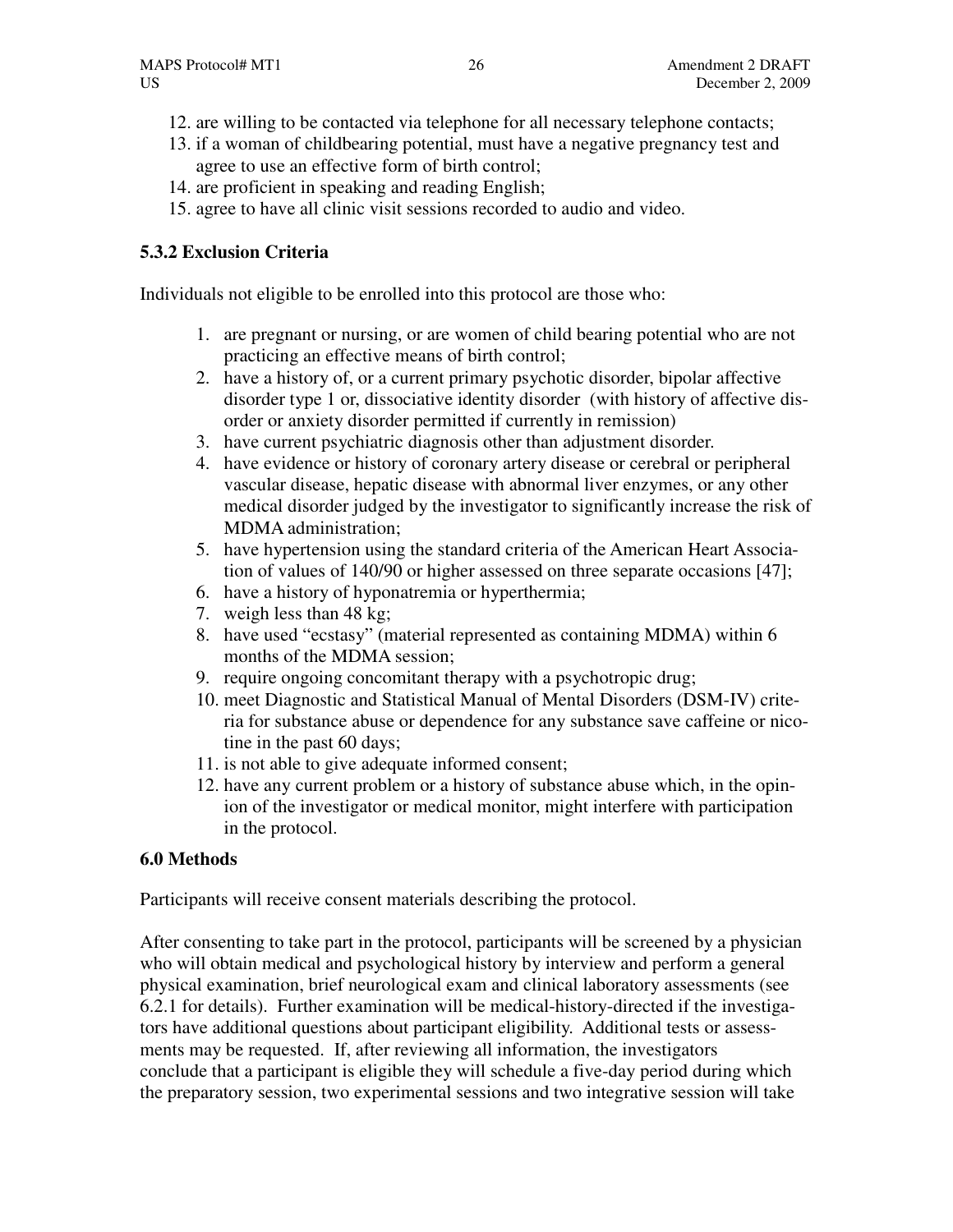12. are willing to be contacted via telephone for all necessary telephone contacts;
13. if a woman of childbearing potential, must have a negative pregnancy test and agree to use an effective form of birth control;
14. are proficient in speaking and reading English;
15. agree to have all clinic visit sessions recorded to audio and video.

### 5.3.2 Exclusion Criteria

Individuals not eligible to be enrolled into this protocol are those who:

1. are pregnant or nursing, or are women of child bearing potential who are not practicing an effective means of birth control;
2. have a history of, or a current primary psychotic disorder, bipolar affective disorder type 1 or, dissociative identity disorder (with history of affective disorder or anxiety disorder permitted if currently in remission)
3. have current psychiatric diagnosis other than adjustment disorder.
4. have evidence or history of coronary artery disease or cerebral or peripheral vascular disease, hepatic disease with abnormal liver enzymes, or any other medical disorder judged by the investigator to significantly increase the risk of MDMA administration;
5. have hypertension using the standard criteria of the American Heart Association of values of 140/90 or higher assessed on three separate occasions [47];
6. have a history of hyponatremia or hyperthermia;
7. weigh less than 48 kg;
8. have used "ecstasy" (material represented as containing MDMA) within 6 months of the MDMA session;
9. require ongoing concomitant therapy with a psychotropic drug;
10. meet Diagnostic and Statistical Manual of Mental Disorders (DSM-IV) criteria for substance abuse or dependence for any substance save caffeine or nicotine in the past 60 days;
11. is not able to give adequate informed consent;
12. have any current problem or a history of substance abuse which, in the opinion of the investigator or medical monitor, might interfere with participation in the protocol.

## 6.0 Methods

Participants will receive consent materials describing the protocol.

After consenting to take part in the protocol, participants will be screened by a physician who will obtain medical and psychological history by interview and perform a general physical examination, brief neurological exam and clinical laboratory assessments (see 6.2.1 for details). Further examination will be medical-history-directed if the investigators have additional questions about participant eligibility. Additional tests or assessments may be requested. If, after reviewing all information, the investigators conclude that a participant is eligible they will schedule a five-day period during which the preparatory session, two experimental sessions and two integrative session will take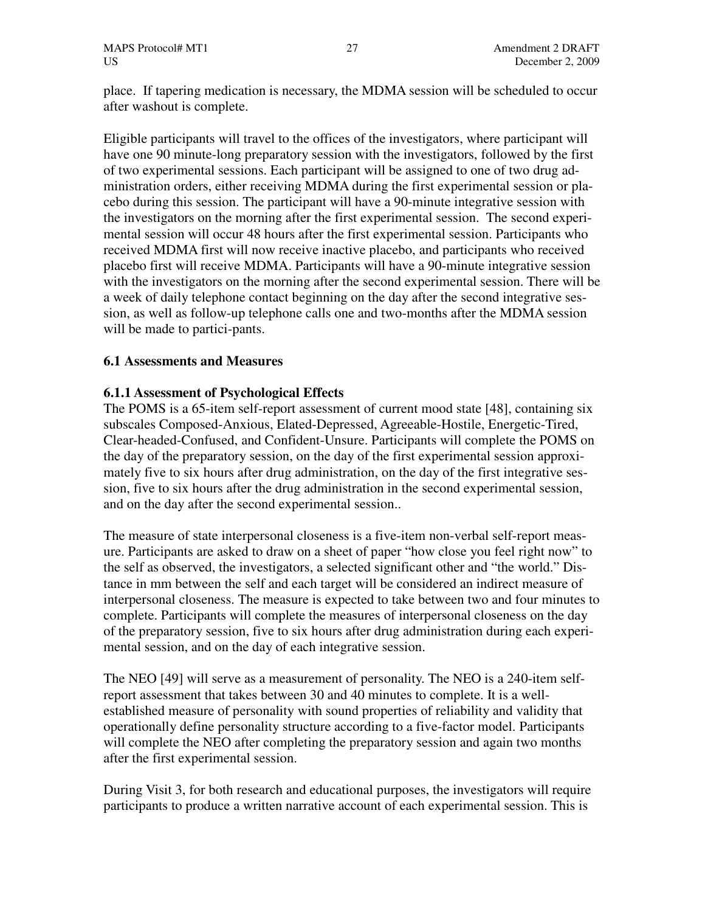place. If tapering medication is necessary, the MDMA session will be scheduled to occur after washout is complete.

Eligible participants will travel to the offices of the investigators, where participant will have one 90 minute-long preparatory session with the investigators, followed by the first of two experimental sessions. Each participant will be assigned to one of two drug administration orders, either receiving MDMA during the first experimental session or placebo during this session. The participant will have a 90-minute integrative session with the investigators on the morning after the first experimental session. The second experimental session will occur 48 hours after the first experimental session. Participants who received MDMA first will now receive inactive placebo, and participants who received placebo first will receive MDMA. Participants will have a 90-minute integrative session with the investigators on the morning after the second experimental session. There will be a week of daily telephone contact beginning on the day after the second integrative session, as well as follow-up telephone calls one and two-months after the MDMA session will be made to partici-pants.

### 6.1 Assessments and Measures

#### 6.1.1 Assessment of Psychological Effects

The POMS is a 65-item self-report assessment of current mood state [48], containing six subscales Composed-Anxious, Elated-Depressed, Agreeable-Hostile, Energetic-Tired, Clear-headed-Confused, and Confident-Unsure. Participants will complete the POMS on the day of the preparatory session, on the day of the first experimental session approximately five to six hours after drug administration, on the day of the first integrative session, five to six hours after the drug administration in the second experimental session, and on the day after the second experimental session..

The measure of state interpersonal closeness is a five-item non-verbal self-report measure. Participants are asked to draw on a sheet of paper "how close you feel right now" to the self as observed, the investigators, a selected significant other and "the world." Distance in mm between the self and each target will be considered an indirect measure of interpersonal closeness. The measure is expected to take between two and four minutes to complete. Participants will complete the measures of interpersonal closeness on the day of the preparatory session, five to six hours after drug administration during each experimental session, and on the day of each integrative session.

The NEO [49] will serve as a measurement of personality. The NEO is a 240-item self-report assessment that takes between 30 and 40 minutes to complete. It is a well-established measure of personality with sound properties of reliability and validity that operationally define personality structure according to a five-factor model. Participants will complete the NEO after completing the preparatory session and again two months after the first experimental session.

During Visit 3, for both research and educational purposes, the investigators will require participants to produce a written narrative account of each experimental session. This is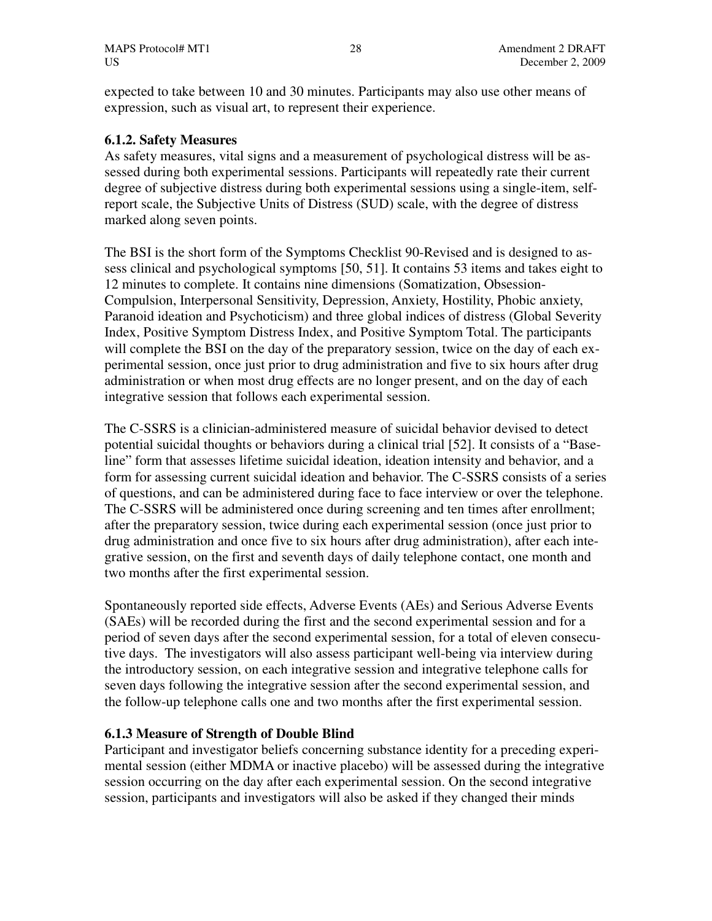expected to take between 10 and 30 minutes. Participants may also use other means of expression, such as visual art, to represent their experience.

### 6.1.2. Safety Measures

As safety measures, vital signs and a measurement of psychological distress will be assessed during both experimental sessions. Participants will repeatedly rate their current degree of subjective distress during both experimental sessions using a single-item, self-report scale, the Subjective Units of Distress (SUD) scale, with the degree of distress marked along seven points.

The BSI is the short form of the Symptoms Checklist 90-Revised and is designed to assess clinical and psychological symptoms [50, 51]. It contains 53 items and takes eight to 12 minutes to complete. It contains nine dimensions (Somatization, Obsession-Compulsion, Interpersonal Sensitivity, Depression, Anxiety, Hostility, Phobic anxiety, Paranoid ideation and Psychoticism) and three global indices of distress (Global Severity Index, Positive Symptom Distress Index, and Positive Symptom Total. The participants will complete the BSI on the day of the preparatory session, twice on the day of each experimental session, once just prior to drug administration and five to six hours after drug administration or when most drug effects are no longer present, and on the day of each integrative session that follows each experimental session.

The C-SSRS is a clinician-administered measure of suicidal behavior devised to detect potential suicidal thoughts or behaviors during a clinical trial [52]. It consists of a "Baseline" form that assesses lifetime suicidal ideation, ideation intensity and behavior, and a form for assessing current suicidal ideation and behavior. The C-SSRS consists of a series of questions, and can be administered during face to face interview or over the telephone. The C-SSRS will be administered once during screening and ten times after enrollment; after the preparatory session, twice during each experimental session (once just prior to drug administration and once five to six hours after drug administration), after each integrative session, on the first and seventh days of daily telephone contact, one month and two months after the first experimental session.

Spontaneously reported side effects, Adverse Events (AEs) and Serious Adverse Events (SAEs) will be recorded during the first and the second experimental session and for a period of seven days after the second experimental session, for a total of eleven consecutive days. The investigators will also assess participant well-being via interview during the introductory session, on each integrative session and integrative telephone calls for seven days following the integrative session after the second experimental session, and the follow-up telephone calls one and two months after the first experimental session.

### 6.1.3 Measure of Strength of Double Blind

Participant and investigator beliefs concerning substance identity for a preceding experimental session (either MDMA or inactive placebo) will be assessed during the integrative session occurring on the day after each experimental session. On the second integrative session, participants and investigators will also be asked if they changed their minds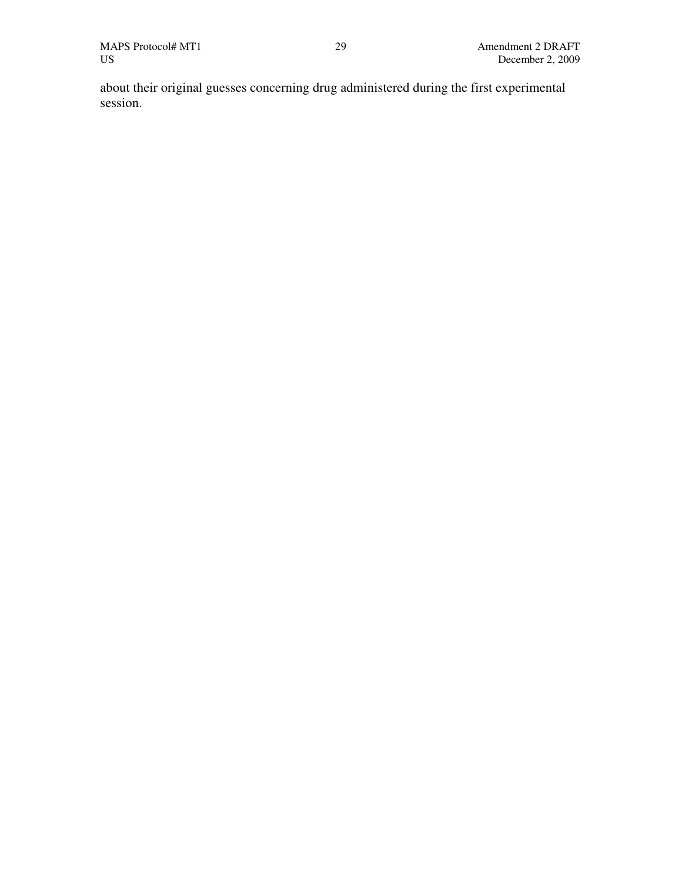about their original guesses concerning drug administered during the first experimental session.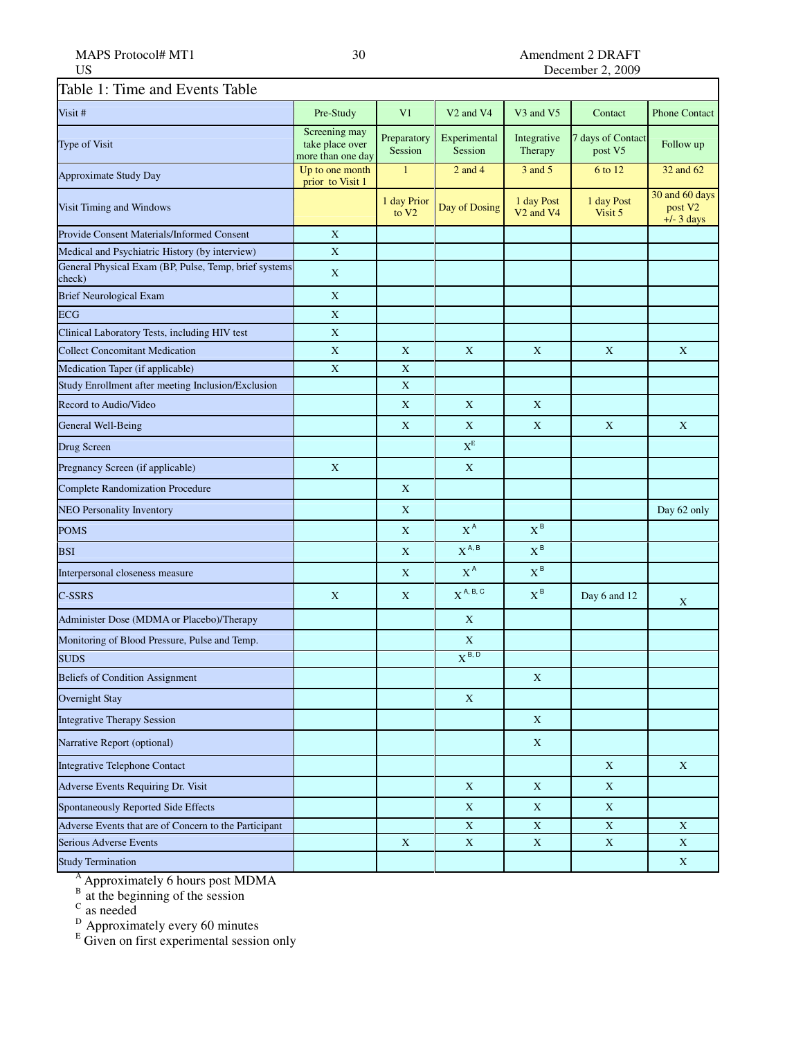Table 1: Time and Events Table

| Visit # | Pre-Study | V1 | V2 and V4 | V3 and V5 | Contact | Phone Contact |
|---|---|---|---|---|---|---|
| Type of Visit | Screening may take place over more than one day | Preparatory Session | Experimental Session | Integrative Therapy | 7 days of Contact post V5 | Follow up |
| Approximate Study Day | Up to one month prior to Visit 1 | 1 | 2 and 4 | 3 and 5 | 6 to 12 | 32 and 62 |
| Visit Timing and Windows | | 1 day Prior to V2 | Day of Dosing | 1 day Post V2 and V4 | 1 day Post Visit 5 | 30 and 60 days post V2 +/- 3 days |
| Provide Consent Materials/Informed Consent | X | | | | | |
| Medical and Psychiatric History (by interview) | X | | | | | |
| General Physical Exam (BP, Pulse, Temp, brief systems check) | X | | | | | |
| Brief Neurological Exam | X | | | | | |
| ECG | X | | | | | |
| Clinical Laboratory Tests, including HIV test | X | | | | | |
| Collect Concomitant Medication | X | X | X | X | X | X |
| Medication Taper (if applicable) | X | X | | | | |
| Study Enrollment after meeting Inclusion/Exclusion | | X | | | | |
| Record to Audio/Video | | X | X | X | | |
| General Well-Being | | X | X | X | X | X |
| Drug Screen | | | X[E] | | | |
| Pregnancy Screen (if applicable) | X | | X | | | |
| Complete Randomization Procedure | | X | | | | |
| NEO Personality Inventory | | X | | | | Day 62 only |
| POMS | | X | X[A] | X[B] | | |
| BSI | | X | X[A, B] | X[B] | | |
| Interpersonal closeness measure | | X | X[A] | X[B] | | |
| C-SSRS | X | X | X[A, B, C] | X[B] | Day 6 and 12 | X |
| Administer Dose (MDMA or Placebo)/Therapy | | | X | | | |
| Monitoring of Blood Pressure, Pulse and Temp. | | | X | | | |
| SUDS | | | X[B, D] | | | |
| Beliefs of Condition Assignment | | | | X | | |
| Overnight Stay | | | X | | | |
| Integrative Therapy Session | | | | X | | |
| Narrative Report (optional) | | | | X | | |
| Integrative Telephone Contact | | | | | X | X |
| Adverse Events Requiring Dr. Visit | | | X | X | X | |
| Spontaneously Reported Side Effects | | | X | X | X | |
| Adverse Events that are of Concern to the Participant | | | X | X | X | X |
| Serious Adverse Events | | X | X | X | X | X |
| Study Termination | | | | | | X |

[A] Approximately 6 hours post MDMA
[B] at the beginning of the session
[C] as needed
[D] Approximately every 60 minutes
[E] Given on first experimental session only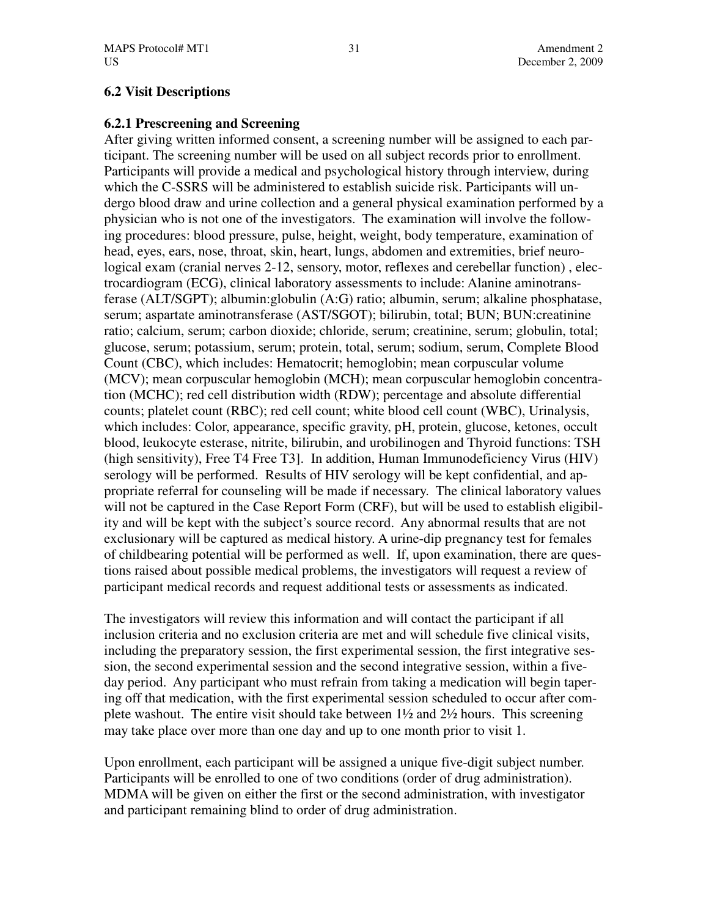## 6.2 Visit Descriptions

### 6.2.1 Prescreening and Screening

After giving written informed consent, a screening number will be assigned to each participant. The screening number will be used on all subject records prior to enrollment. Participants will provide a medical and psychological history through interview, during which the C-SSRS will be administered to establish suicide risk. Participants will undergo blood draw and urine collection and a general physical examination performed by a physician who is not one of the investigators. The examination will involve the following procedures: blood pressure, pulse, height, weight, body temperature, examination of head, eyes, ears, nose, throat, skin, heart, lungs, abdomen and extremities, brief neurological exam (cranial nerves 2-12, sensory, motor, reflexes and cerebellar function) , electrocardiogram (ECG), clinical laboratory assessments to include: Alanine aminotransferase (ALT/SGPT); albumin:globulin (A:G) ratio; albumin, serum; alkaline phosphatase, serum; aspartate aminotransferase (AST/SGOT); bilirubin, total; BUN; BUN:creatinine ratio; calcium, serum; carbon dioxide; chloride, serum; creatinine, serum; globulin, total; glucose, serum; potassium, serum; protein, total, serum; sodium, serum, Complete Blood Count (CBC), which includes: Hematocrit; hemoglobin; mean corpuscular volume (MCV); mean corpuscular hemoglobin (MCH); mean corpuscular hemoglobin concentration (MCHC); red cell distribution width (RDW); percentage and absolute differential counts; platelet count (RBC); red cell count; white blood cell count (WBC), Urinalysis, which includes: Color, appearance, specific gravity, pH, protein, glucose, ketones, occult blood, leukocyte esterase, nitrite, bilirubin, and urobilinogen and Thyroid functions: TSH (high sensitivity), Free T4 Free T3]. In addition, Human Immunodeficiency Virus (HIV) serology will be performed. Results of HIV serology will be kept confidential, and appropriate referral for counseling will be made if necessary. The clinical laboratory values will not be captured in the Case Report Form (CRF), but will be used to establish eligibility and will be kept with the subject's source record. Any abnormal results that are not exclusionary will be captured as medical history. A urine-dip pregnancy test for females of childbearing potential will be performed as well. If, upon examination, there are questions raised about possible medical problems, the investigators will request a review of participant medical records and request additional tests or assessments as indicated.

The investigators will review this information and will contact the participant if all inclusion criteria and no exclusion criteria are met and will schedule five clinical visits, including the preparatory session, the first experimental session, the first integrative session, the second experimental session and the second integrative session, within a five-day period. Any participant who must refrain from taking a medication will begin tapering off that medication, with the first experimental session scheduled to occur after complete washout. The entire visit should take between 1½ and 2½ hours. This screening may take place over more than one day and up to one month prior to visit 1.

Upon enrollment, each participant will be assigned a unique five-digit subject number. Participants will be enrolled to one of two conditions (order of drug administration). MDMA will be given on either the first or the second administration, with investigator and participant remaining blind to order of drug administration.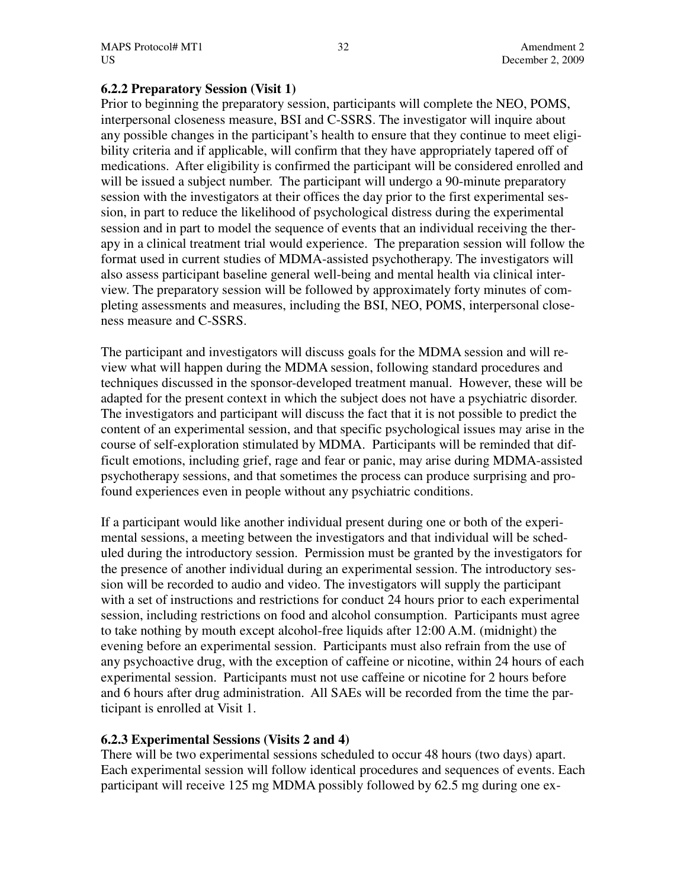### 6.2.2 Preparatory Session (Visit 1)

Prior to beginning the preparatory session, participants will complete the NEO, POMS, interpersonal closeness measure, BSI and C-SSRS. The investigator will inquire about any possible changes in the participant's health to ensure that they continue to meet eligibility criteria and if applicable, will confirm that they have appropriately tapered off of medications. After eligibility is confirmed the participant will be considered enrolled and will be issued a subject number. The participant will undergo a 90-minute preparatory session with the investigators at their offices the day prior to the first experimental session, in part to reduce the likelihood of psychological distress during the experimental session and in part to model the sequence of events that an individual receiving the therapy in a clinical treatment trial would experience. The preparation session will follow the format used in current studies of MDMA-assisted psychotherapy. The investigators will also assess participant baseline general well-being and mental health via clinical interview. The preparatory session will be followed by approximately forty minutes of completing assessments and measures, including the BSI, NEO, POMS, interpersonal closeness measure and C-SSRS.

The participant and investigators will discuss goals for the MDMA session and will review what will happen during the MDMA session, following standard procedures and techniques discussed in the sponsor-developed treatment manual. However, these will be adapted for the present context in which the subject does not have a psychiatric disorder. The investigators and participant will discuss the fact that it is not possible to predict the content of an experimental session, and that specific psychological issues may arise in the course of self-exploration stimulated by MDMA. Participants will be reminded that difficult emotions, including grief, rage and fear or panic, may arise during MDMA-assisted psychotherapy sessions, and that sometimes the process can produce surprising and profound experiences even in people without any psychiatric conditions.

If a participant would like another individual present during one or both of the experimental sessions, a meeting between the investigators and that individual will be scheduled during the introductory session. Permission must be granted by the investigators for the presence of another individual during an experimental session. The introductory session will be recorded to audio and video. The investigators will supply the participant with a set of instructions and restrictions for conduct 24 hours prior to each experimental session, including restrictions on food and alcohol consumption. Participants must agree to take nothing by mouth except alcohol-free liquids after 12:00 A.M. (midnight) the evening before an experimental session. Participants must also refrain from the use of any psychoactive drug, with the exception of caffeine or nicotine, within 24 hours of each experimental session. Participants must not use caffeine or nicotine for 2 hours before and 6 hours after drug administration. All SAEs will be recorded from the time the participant is enrolled at Visit 1.

### 6.2.3 Experimental Sessions (Visits 2 and 4)

There will be two experimental sessions scheduled to occur 48 hours (two days) apart. Each experimental session will follow identical procedures and sequences of events. Each participant will receive 125 mg MDMA possibly followed by 62.5 mg during one ex-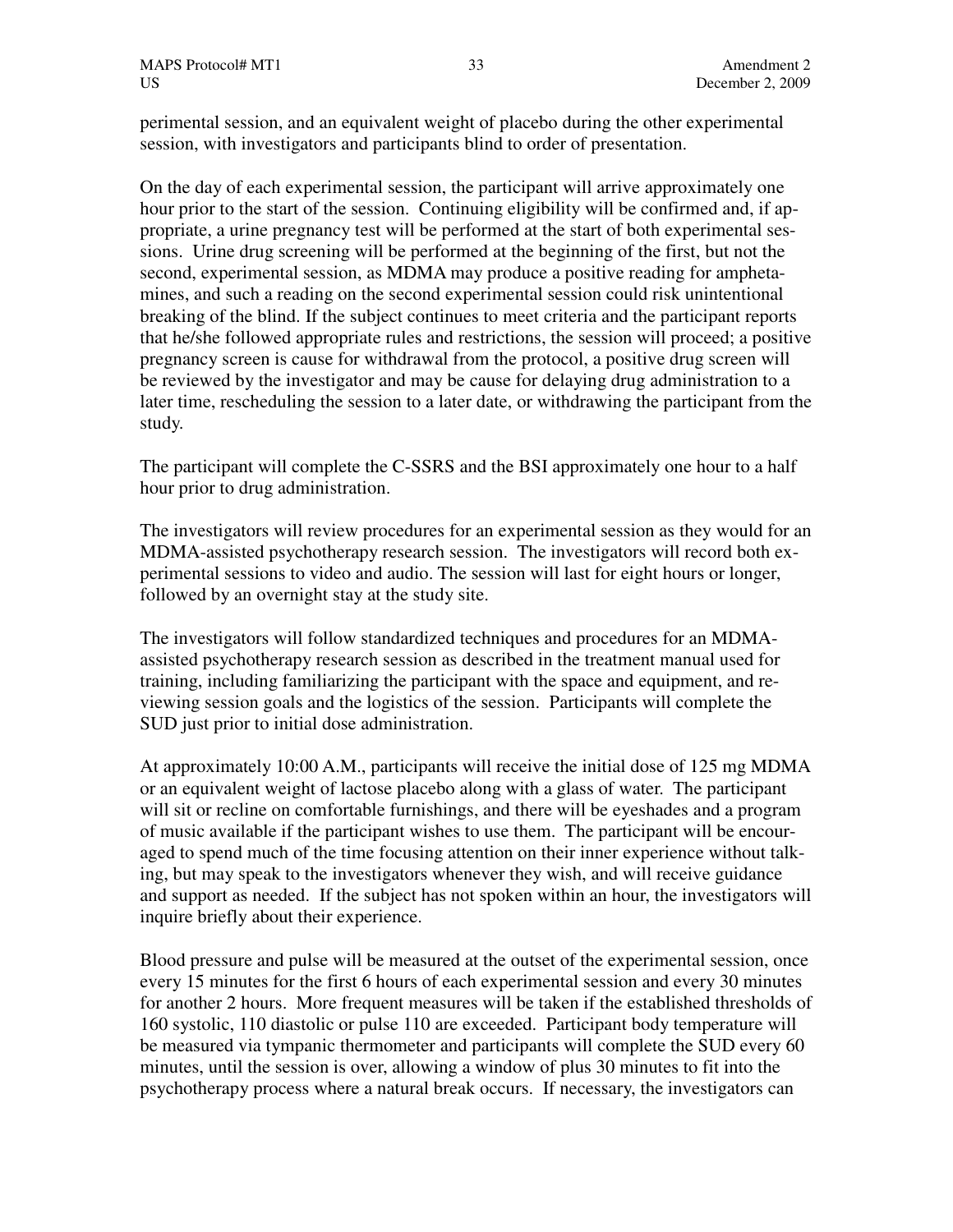perimental session, and an equivalent weight of placebo during the other experimental session, with investigators and participants blind to order of presentation.

On the day of each experimental session, the participant will arrive approximately one hour prior to the start of the session. Continuing eligibility will be confirmed and, if appropriate, a urine pregnancy test will be performed at the start of both experimental sessions. Urine drug screening will be performed at the beginning of the first, but not the second, experimental session, as MDMA may produce a positive reading for amphetamines, and such a reading on the second experimental session could risk unintentional breaking of the blind. If the subject continues to meet criteria and the participant reports that he/she followed appropriate rules and restrictions, the session will proceed; a positive pregnancy screen is cause for withdrawal from the protocol, a positive drug screen will be reviewed by the investigator and may be cause for delaying drug administration to a later time, rescheduling the session to a later date, or withdrawing the participant from the study.

The participant will complete the C-SSRS and the BSI approximately one hour to a half hour prior to drug administration.

The investigators will review procedures for an experimental session as they would for an MDMA-assisted psychotherapy research session. The investigators will record both experimental sessions to video and audio. The session will last for eight hours or longer, followed by an overnight stay at the study site.

The investigators will follow standardized techniques and procedures for an MDMA-assisted psychotherapy research session as described in the treatment manual used for training, including familiarizing the participant with the space and equipment, and reviewing session goals and the logistics of the session. Participants will complete the SUD just prior to initial dose administration.

At approximately 10:00 A.M., participants will receive the initial dose of 125 mg MDMA or an equivalent weight of lactose placebo along with a glass of water. The participant will sit or recline on comfortable furnishings, and there will be eyeshades and a program of music available if the participant wishes to use them. The participant will be encouraged to spend much of the time focusing attention on their inner experience without talking, but may speak to the investigators whenever they wish, and will receive guidance and support as needed. If the subject has not spoken within an hour, the investigators will inquire briefly about their experience.

Blood pressure and pulse will be measured at the outset of the experimental session, once every 15 minutes for the first 6 hours of each experimental session and every 30 minutes for another 2 hours. More frequent measures will be taken if the established thresholds of 160 systolic, 110 diastolic or pulse 110 are exceeded. Participant body temperature will be measured via tympanic thermometer and participants will complete the SUD every 60 minutes, until the session is over, allowing a window of plus 30 minutes to fit into the psychotherapy process where a natural break occurs. If necessary, the investigators can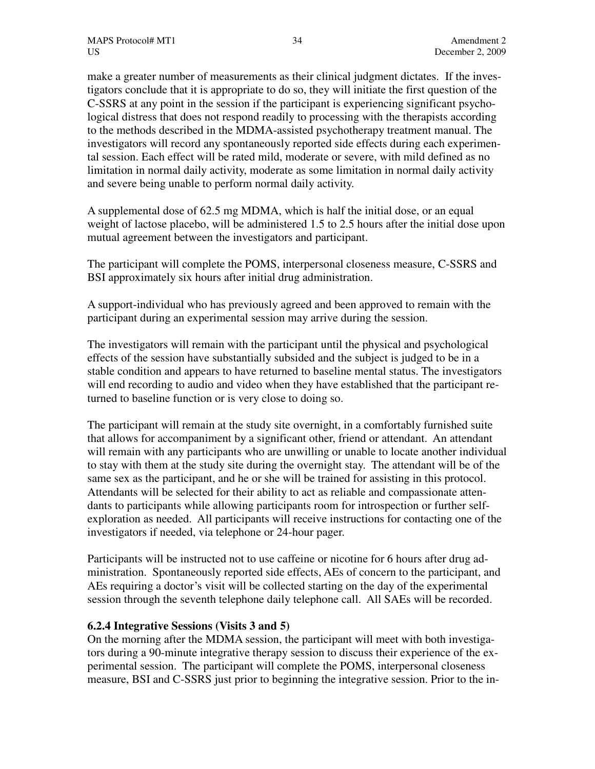make a greater number of measurements as their clinical judgment dictates. If the investigators conclude that it is appropriate to do so, they will initiate the first question of the C-SSRS at any point in the session if the participant is experiencing significant psychological distress that does not respond readily to processing with the therapists according to the methods described in the MDMA-assisted psychotherapy treatment manual. The investigators will record any spontaneously reported side effects during each experimental session. Each effect will be rated mild, moderate or severe, with mild defined as no limitation in normal daily activity, moderate as some limitation in normal daily activity and severe being unable to perform normal daily activity.

A supplemental dose of 62.5 mg MDMA, which is half the initial dose, or an equal weight of lactose placebo, will be administered 1.5 to 2.5 hours after the initial dose upon mutual agreement between the investigators and participant.

The participant will complete the POMS, interpersonal closeness measure, C-SSRS and BSI approximately six hours after initial drug administration.

A support-individual who has previously agreed and been approved to remain with the participant during an experimental session may arrive during the session.

The investigators will remain with the participant until the physical and psychological effects of the session have substantially subsided and the subject is judged to be in a stable condition and appears to have returned to baseline mental status. The investigators will end recording to audio and video when they have established that the participant returned to baseline function or is very close to doing so.

The participant will remain at the study site overnight, in a comfortably furnished suite that allows for accompaniment by a significant other, friend or attendant. An attendant will remain with any participants who are unwilling or unable to locate another individual to stay with them at the study site during the overnight stay. The attendant will be of the same sex as the participant, and he or she will be trained for assisting in this protocol. Attendants will be selected for their ability to act as reliable and compassionate attendants to participants while allowing participants room for introspection or further self-exploration as needed. All participants will receive instructions for contacting one of the investigators if needed, via telephone or 24-hour pager.

Participants will be instructed not to use caffeine or nicotine for 6 hours after drug administration. Spontaneously reported side effects, AEs of concern to the participant, and AEs requiring a doctor's visit will be collected starting on the day of the experimental session through the seventh telephone daily telephone call. All SAEs will be recorded.

### 6.2.4 Integrative Sessions (Visits 3 and 5)

On the morning after the MDMA session, the participant will meet with both investigators during a 90-minute integrative therapy session to discuss their experience of the experimental session. The participant will complete the POMS, interpersonal closeness measure, BSI and C-SSRS just prior to beginning the integrative session. Prior to the in-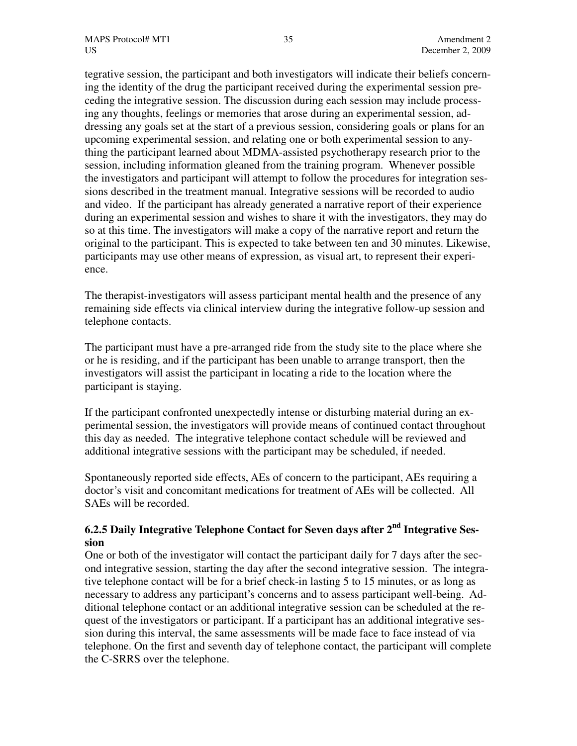tegrative session, the participant and both investigators will indicate their beliefs concerning the identity of the drug the participant received during the experimental session preceding the integrative session. The discussion during each session may include processing any thoughts, feelings or memories that arose during an experimental session, addressing any goals set at the start of a previous session, considering goals or plans for an upcoming experimental session, and relating one or both experimental session to anything the participant learned about MDMA-assisted psychotherapy research prior to the session, including information gleaned from the training program. Whenever possible the investigators and participant will attempt to follow the procedures for integration sessions described in the treatment manual. Integrative sessions will be recorded to audio and video. If the participant has already generated a narrative report of their experience during an experimental session and wishes to share it with the investigators, they may do so at this time. The investigators will make a copy of the narrative report and return the original to the participant. This is expected to take between ten and 30 minutes. Likewise, participants may use other means of expression, as visual art, to represent their experience.

The therapist-investigators will assess participant mental health and the presence of any remaining side effects via clinical interview during the integrative follow-up session and telephone contacts.

The participant must have a pre-arranged ride from the study site to the place where she or he is residing, and if the participant has been unable to arrange transport, then the investigators will assist the participant in locating a ride to the location where the participant is staying.

If the participant confronted unexpectedly intense or disturbing material during an experimental session, the investigators will provide means of continued contact throughout this day as needed. The integrative telephone contact schedule will be reviewed and additional integrative sessions with the participant may be scheduled, if needed.

Spontaneously reported side effects, AEs of concern to the participant, AEs requiring a doctor's visit and concomitant medications for treatment of AEs will be collected. All SAEs will be recorded.

### 6.2.5 Daily Integrative Telephone Contact for Seven days after 2nd Integrative Session

One or both of the investigator will contact the participant daily for 7 days after the second integrative session, starting the day after the second integrative session. The integrative telephone contact will be for a brief check-in lasting 5 to 15 minutes, or as long as necessary to address any participant's concerns and to assess participant well-being. Additional telephone contact or an additional integrative session can be scheduled at the request of the investigators or participant. If a participant has an additional integrative session during this interval, the same assessments will be made face to face instead of via telephone. On the first and seventh day of telephone contact, the participant will complete the C-SRRS over the telephone.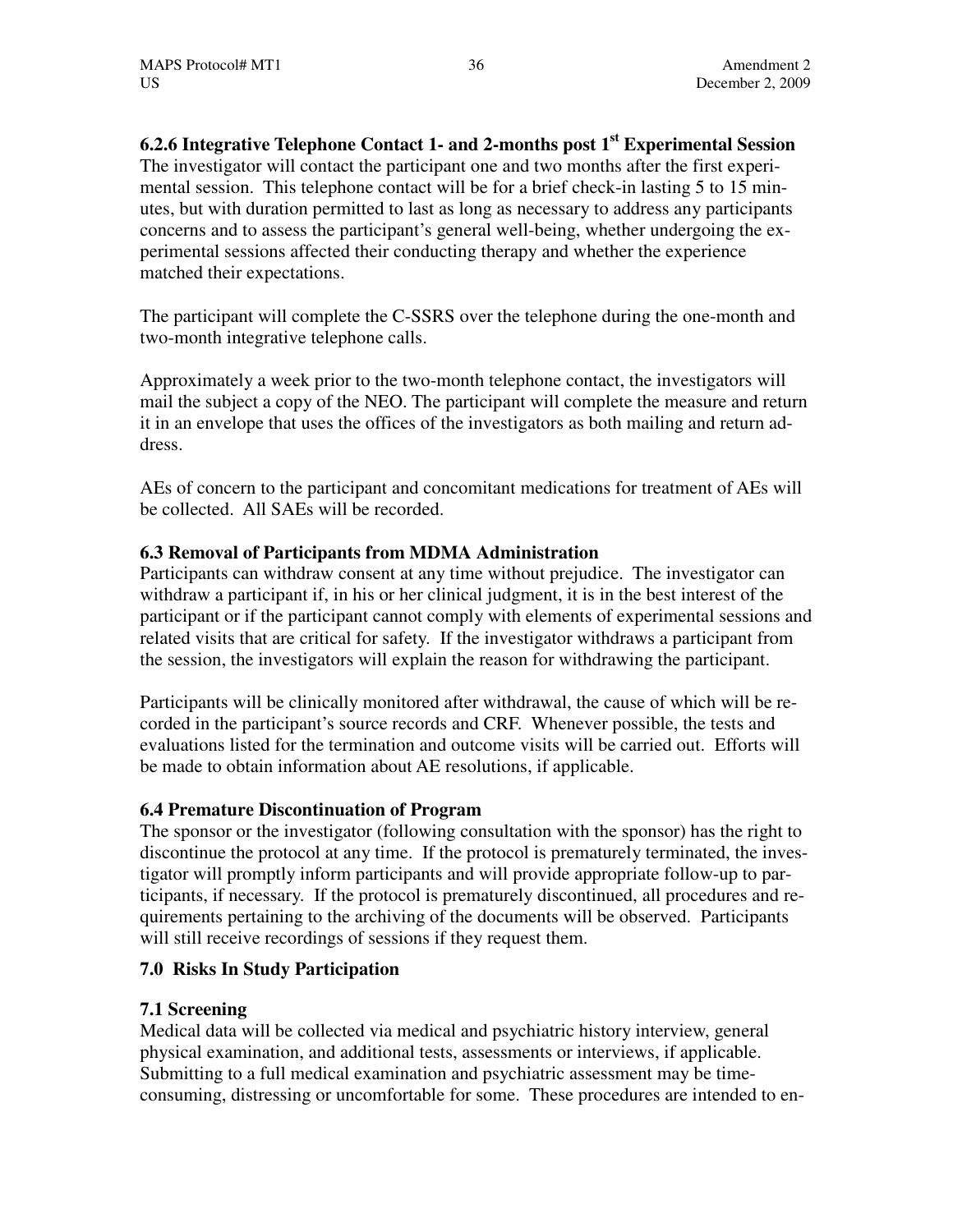### 6.2.6 Integrative Telephone Contact 1- and 2-months post 1st Experimental Session

The investigator will contact the participant one and two months after the first experimental session. This telephone contact will be for a brief check-in lasting 5 to 15 minutes, but with duration permitted to last as long as necessary to address any participants concerns and to assess the participant's general well-being, whether undergoing the experimental sessions affected their conducting therapy and whether the experience matched their expectations.

The participant will complete the C-SSRS over the telephone during the one-month and two-month integrative telephone calls.

Approximately a week prior to the two-month telephone contact, the investigators will mail the subject a copy of the NEO. The participant will complete the measure and return it in an envelope that uses the offices of the investigators as both mailing and return address.

AEs of concern to the participant and concomitant medications for treatment of AEs will be collected. All SAEs will be recorded.

### 6.3 Removal of Participants from MDMA Administration

Participants can withdraw consent at any time without prejudice. The investigator can withdraw a participant if, in his or her clinical judgment, it is in the best interest of the participant or if the participant cannot comply with elements of experimental sessions and related visits that are critical for safety. If the investigator withdraws a participant from the session, the investigators will explain the reason for withdrawing the participant.

Participants will be clinically monitored after withdrawal, the cause of which will be recorded in the participant's source records and CRF. Whenever possible, the tests and evaluations listed for the termination and outcome visits will be carried out. Efforts will be made to obtain information about AE resolutions, if applicable.

### 6.4 Premature Discontinuation of Program

The sponsor or the investigator (following consultation with the sponsor) has the right to discontinue the protocol at any time. If the protocol is prematurely terminated, the investigator will promptly inform participants and will provide appropriate follow-up to participants, if necessary. If the protocol is prematurely discontinued, all procedures and requirements pertaining to the archiving of the documents will be observed. Participants will still receive recordings of sessions if they request them.

## 7.0 Risks In Study Participation

### 7.1 Screening

Medical data will be collected via medical and psychiatric history interview, general physical examination, and additional tests, assessments or interviews, if applicable. Submitting to a full medical examination and psychiatric assessment may be time-consuming, distressing or uncomfortable for some. These procedures are intended to en-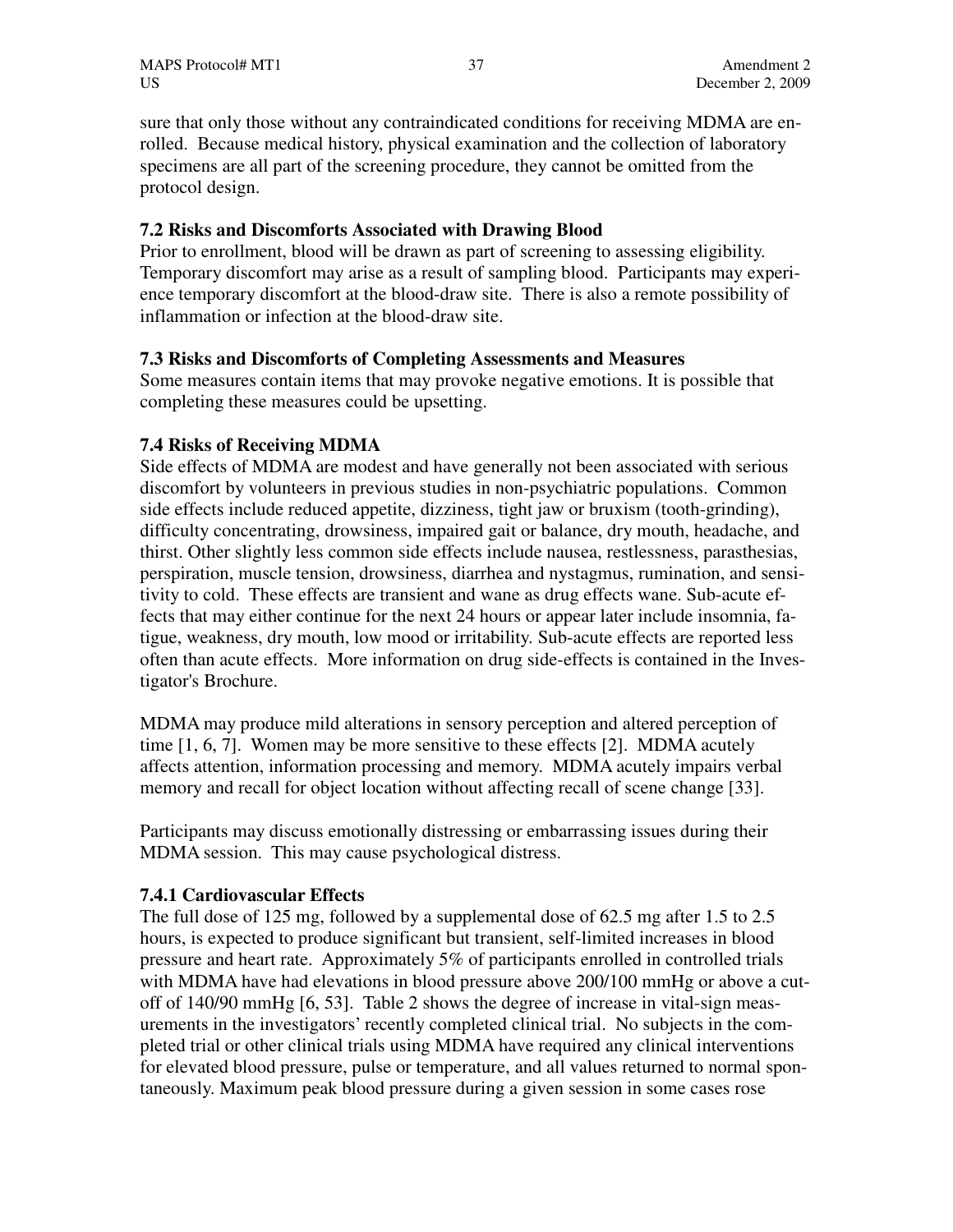sure that only those without any contraindicated conditions for receiving MDMA are enrolled. Because medical history, physical examination and the collection of laboratory specimens are all part of the screening procedure, they cannot be omitted from the protocol design.

### 7.2 Risks and Discomforts Associated with Drawing Blood

Prior to enrollment, blood will be drawn as part of screening to assessing eligibility. Temporary discomfort may arise as a result of sampling blood. Participants may experience temporary discomfort at the blood-draw site. There is also a remote possibility of inflammation or infection at the blood-draw site.

### 7.3 Risks and Discomforts of Completing Assessments and Measures

Some measures contain items that may provoke negative emotions. It is possible that completing these measures could be upsetting.

### 7.4 Risks of Receiving MDMA

Side effects of MDMA are modest and have generally not been associated with serious discomfort by volunteers in previous studies in non-psychiatric populations. Common side effects include reduced appetite, dizziness, tight jaw or bruxism (tooth-grinding), difficulty concentrating, drowsiness, impaired gait or balance, dry mouth, headache, and thirst. Other slightly less common side effects include nausea, restlessness, parasthesias, perspiration, muscle tension, drowsiness, diarrhea and nystagmus, rumination, and sensitivity to cold. These effects are transient and wane as drug effects wane. Sub-acute effects that may either continue for the next 24 hours or appear later include insomnia, fatigue, weakness, dry mouth, low mood or irritability. Sub-acute effects are reported less often than acute effects. More information on drug side-effects is contained in the Investigator's Brochure.

MDMA may produce mild alterations in sensory perception and altered perception of time [1, 6, 7]. Women may be more sensitive to these effects [2]. MDMA acutely affects attention, information processing and memory. MDMA acutely impairs verbal memory and recall for object location without affecting recall of scene change [33].

Participants may discuss emotionally distressing or embarrassing issues during their MDMA session. This may cause psychological distress.

#### 7.4.1 Cardiovascular Effects

The full dose of 125 mg, followed by a supplemental dose of 62.5 mg after 1.5 to 2.5 hours, is expected to produce significant but transient, self-limited increases in blood pressure and heart rate. Approximately 5% of participants enrolled in controlled trials with MDMA have had elevations in blood pressure above 200/100 mmHg or above a cutoff of 140/90 mmHg [6, 53]. Table 2 shows the degree of increase in vital-sign measurements in the investigators' recently completed clinical trial. No subjects in the completed trial or other clinical trials using MDMA have required any clinical interventions for elevated blood pressure, pulse or temperature, and all values returned to normal spontaneously. Maximum peak blood pressure during a given session in some cases rose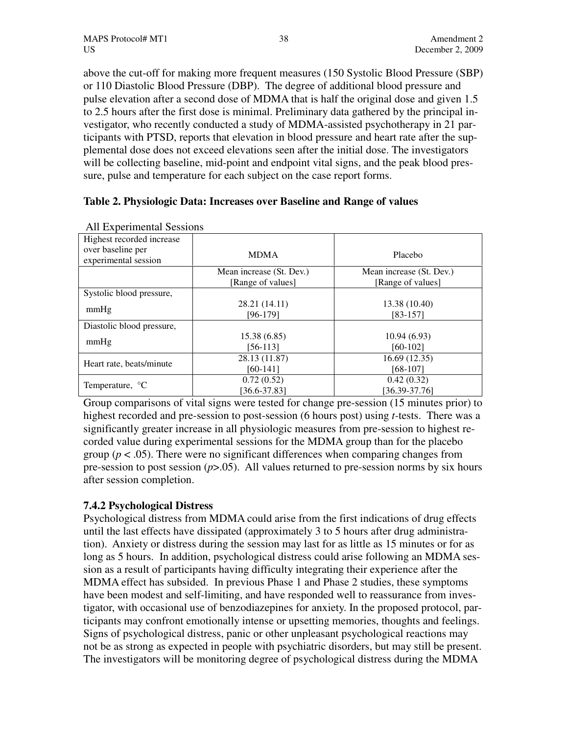above the cut-off for making more frequent measures (150 Systolic Blood Pressure (SBP) or 110 Diastolic Blood Pressure (DBP). The degree of additional blood pressure and pulse elevation after a second dose of MDMA that is half the original dose and given 1.5 to 2.5 hours after the first dose is minimal. Preliminary data gathered by the principal investigator, who recently conducted a study of MDMA-assisted psychotherapy in 21 participants with PTSD, reports that elevation in blood pressure and heart rate after the supplemental dose does not exceed elevations seen after the initial dose. The investigators will be collecting baseline, mid-point and endpoint vital signs, and the peak blood pressure, pulse and temperature for each subject on the case report forms.

**Table 2. Physiologic Data: Increases over Baseline and Range of values**

All Experimental Sessions

| Highest recorded increase over baseline per experimental session | MDMA | Placebo |
|---|---|---|
| | Mean increase (St. Dev.) [Range of values] | Mean increase (St. Dev.) [Range of values] |
| Systolic blood pressure, mmHg | 28.21 (14.11) [96-179] | 13.38 (10.40) [83-157] |
| Diastolic blood pressure, mmHg | 15.38 (6.85) [56-113] | 10.94 (6.93) [60-102] |
| Heart rate, beats/minute | 28.13 (11.87) [60-141] | 16.69 (12.35) [68-107] |
| Temperature, °C | 0.72 (0.52) [36.6-37.83] | 0.42 (0.32) [36.39-37.76] |

Group comparisons of vital signs were tested for change pre-session (15 minutes prior) to highest recorded and pre-session to post-session (6 hours post) using *t*-tests. There was a significantly greater increase in all physiologic measures from pre-session to highest recorded value during experimental sessions for the MDMA group than for the placebo group ($p < .05$). There were no significant differences when comparing changes from pre-session to post session ($p > .05$). All values returned to pre-session norms by six hours after session completion.

### 7.4.2 Psychological Distress

Psychological distress from MDMA could arise from the first indications of drug effects until the last effects have dissipated (approximately 3 to 5 hours after drug administration). Anxiety or distress during the session may last for as little as 15 minutes or for as long as 5 hours. In addition, psychological distress could arise following an MDMA session as a result of participants having difficulty integrating their experience after the MDMA effect has subsided. In previous Phase 1 and Phase 2 studies, these symptoms have been modest and self-limiting, and have responded well to reassurance from investigator, with occasional use of benzodiazepines for anxiety. In the proposed protocol, participants may confront emotionally intense or upsetting memories, thoughts and feelings. Signs of psychological distress, panic or other unpleasant psychological reactions may not be as strong as expected in people with psychiatric disorders, but may still be present. The investigators will be monitoring degree of psychological distress during the MDMA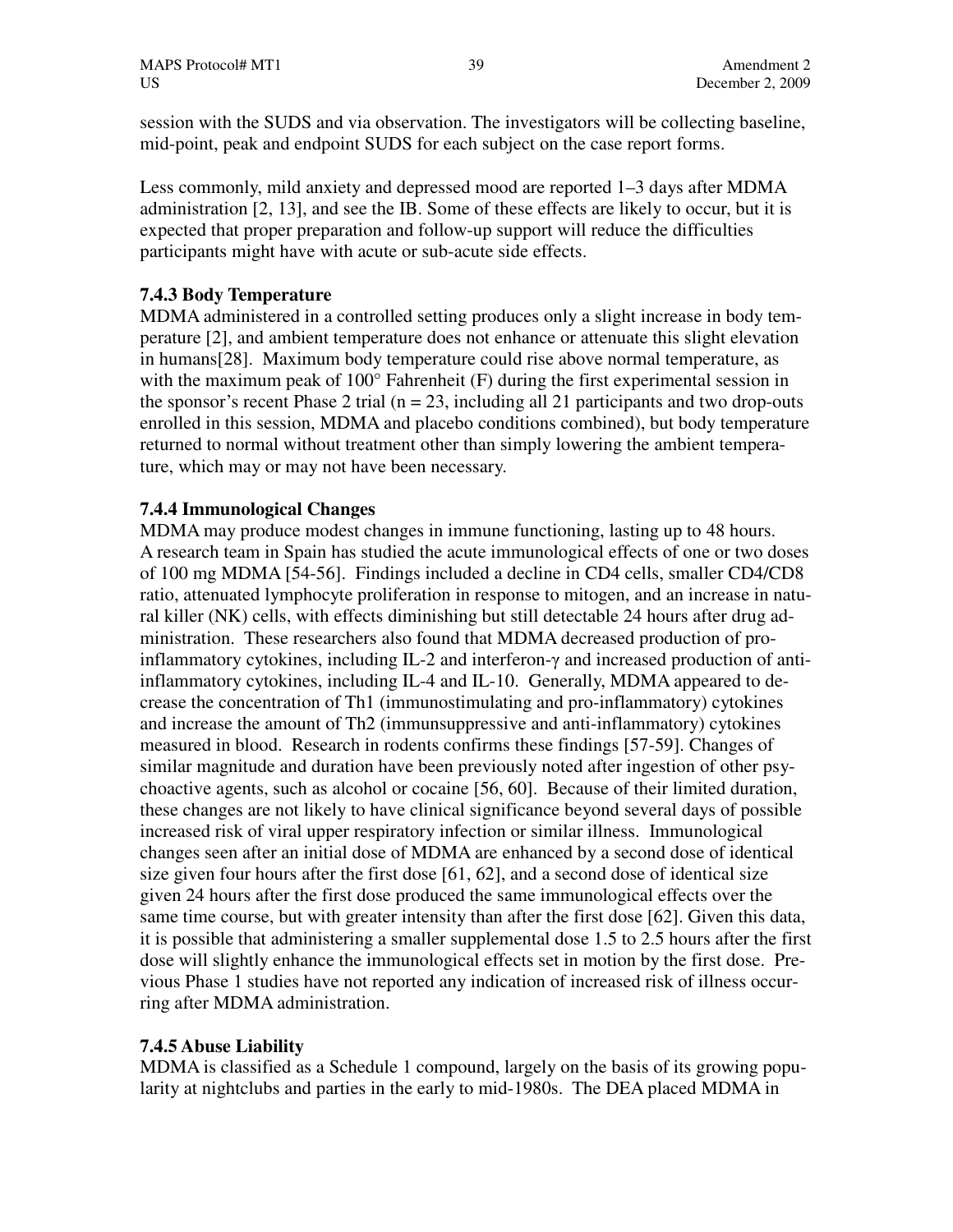session with the SUDS and via observation. The investigators will be collecting baseline, mid-point, peak and endpoint SUDS for each subject on the case report forms.

Less commonly, mild anxiety and depressed mood are reported 1–3 days after MDMA administration [2, 13], and see the IB. Some of these effects are likely to occur, but it is expected that proper preparation and follow-up support will reduce the difficulties participants might have with acute or sub-acute side effects.

### 7.4.3 Body Temperature

MDMA administered in a controlled setting produces only a slight increase in body temperature [2], and ambient temperature does not enhance or attenuate this slight elevation in humans[28]. Maximum body temperature could rise above normal temperature, as with the maximum peak of 100° Fahrenheit (F) during the first experimental session in the sponsor's recent Phase 2 trial (n = 23, including all 21 participants and two drop-outs enrolled in this session, MDMA and placebo conditions combined), but body temperature returned to normal without treatment other than simply lowering the ambient temperature, which may or may not have been necessary.

### 7.4.4 Immunological Changes

MDMA may produce modest changes in immune functioning, lasting up to 48 hours. A research team in Spain has studied the acute immunological effects of one or two doses of 100 mg MDMA [54-56]. Findings included a decline in CD4 cells, smaller CD4/CD8 ratio, attenuated lymphocyte proliferation in response to mitogen, and an increase in natural killer (NK) cells, with effects diminishing but still detectable 24 hours after drug administration. These researchers also found that MDMA decreased production of pro-inflammatory cytokines, including IL-2 and interferon-γ and increased production of anti-inflammatory cytokines, including IL-4 and IL-10. Generally, MDMA appeared to decrease the concentration of Th1 (immunostimulating and pro-inflammatory) cytokines and increase the amount of Th2 (immunsuppressive and anti-inflammatory) cytokines measured in blood. Research in rodents confirms these findings [57-59]. Changes of similar magnitude and duration have been previously noted after ingestion of other psychoactive agents, such as alcohol or cocaine [56, 60]. Because of their limited duration, these changes are not likely to have clinical significance beyond several days of possible increased risk of viral upper respiratory infection or similar illness. Immunological changes seen after an initial dose of MDMA are enhanced by a second dose of identical size given four hours after the first dose [61, 62], and a second dose of identical size given 24 hours after the first dose produced the same immunological effects over the same time course, but with greater intensity than after the first dose [62]. Given this data, it is possible that administering a smaller supplemental dose 1.5 to 2.5 hours after the first dose will slightly enhance the immunological effects set in motion by the first dose. Previous Phase 1 studies have not reported any indication of increased risk of illness occurring after MDMA administration.

### 7.4.5 Abuse Liability

MDMA is classified as a Schedule 1 compound, largely on the basis of its growing popularity at nightclubs and parties in the early to mid-1980s. The DEA placed MDMA in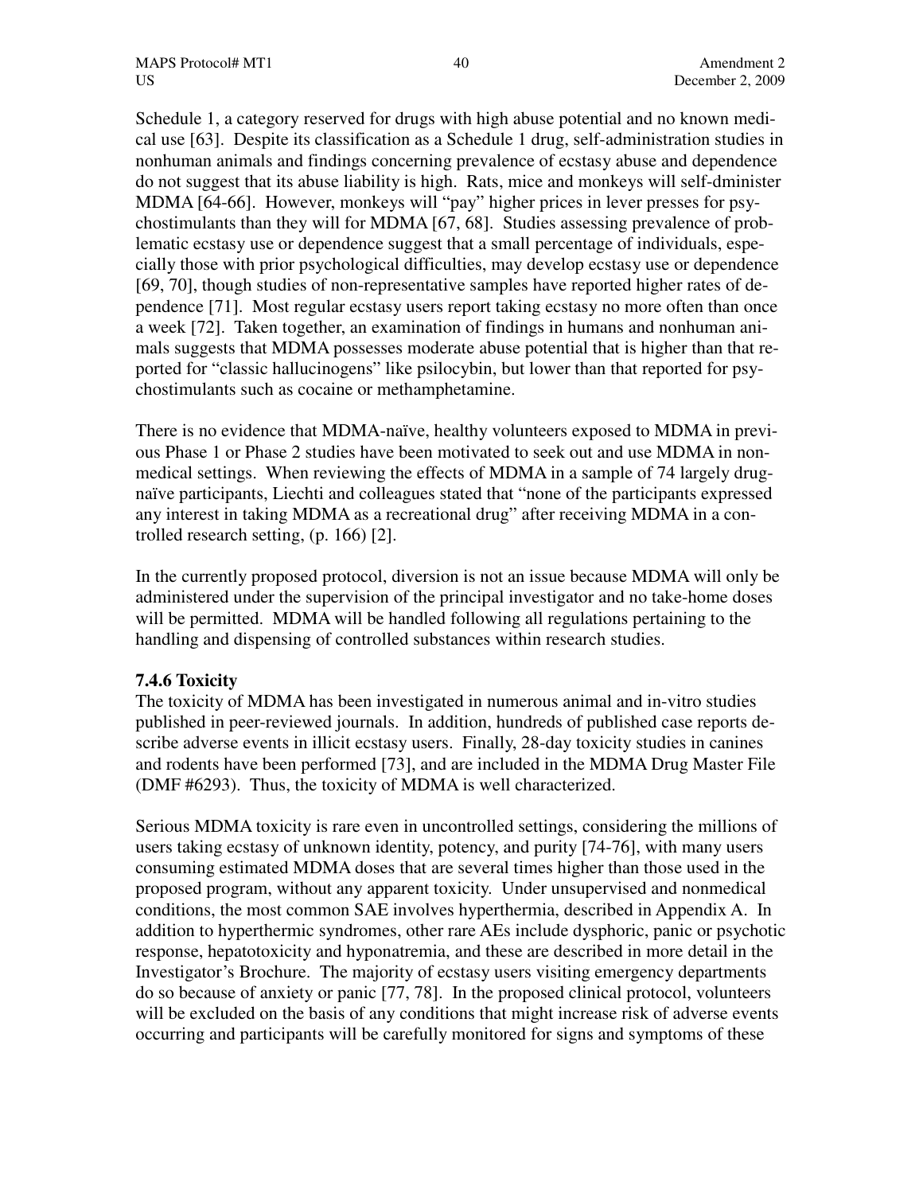Schedule 1, a category reserved for drugs with high abuse potential and no known medical use [63]. Despite its classification as a Schedule 1 drug, self-administration studies in nonhuman animals and findings concerning prevalence of ecstasy abuse and dependence do not suggest that its abuse liability is high. Rats, mice and monkeys will self-dminister MDMA [64-66]. However, monkeys will "pay" higher prices in lever presses for psychostimulants than they will for MDMA [67, 68]. Studies assessing prevalence of problematic ecstasy use or dependence suggest that a small percentage of individuals, especially those with prior psychological difficulties, may develop ecstasy use or dependence [69, 70], though studies of non-representative samples have reported higher rates of dependence [71]. Most regular ecstasy users report taking ecstasy no more often than once a week [72]. Taken together, an examination of findings in humans and nonhuman animals suggests that MDMA possesses moderate abuse potential that is higher than that reported for "classic hallucinogens" like psilocybin, but lower than that reported for psychostimulants such as cocaine or methamphetamine.

There is no evidence that MDMA-naïve, healthy volunteers exposed to MDMA in previous Phase 1 or Phase 2 studies have been motivated to seek out and use MDMA in non-medical settings. When reviewing the effects of MDMA in a sample of 74 largely drug-naïve participants, Liechti and colleagues stated that "none of the participants expressed any interest in taking MDMA as a recreational drug" after receiving MDMA in a controlled research setting, (p. 166) [2].

In the currently proposed protocol, diversion is not an issue because MDMA will only be administered under the supervision of the principal investigator and no take-home doses will be permitted. MDMA will be handled following all regulations pertaining to the handling and dispensing of controlled substances within research studies.

### 7.4.6 Toxicity

The toxicity of MDMA has been investigated in numerous animal and in-vitro studies published in peer-reviewed journals. In addition, hundreds of published case reports describe adverse events in illicit ecstasy users. Finally, 28-day toxicity studies in canines and rodents have been performed [73], and are included in the MDMA Drug Master File (DMF #6293). Thus, the toxicity of MDMA is well characterized.

Serious MDMA toxicity is rare even in uncontrolled settings, considering the millions of users taking ecstasy of unknown identity, potency, and purity [74-76], with many users consuming estimated MDMA doses that are several times higher than those used in the proposed program, without any apparent toxicity. Under unsupervised and nonmedical conditions, the most common SAE involves hyperthermia, described in Appendix A. In addition to hyperthermic syndromes, other rare AEs include dysphoric, panic or psychotic response, hepatotoxicity and hyponatremia, and these are described in more detail in the Investigator's Brochure. The majority of ecstasy users visiting emergency departments do so because of anxiety or panic [77, 78]. In the proposed clinical protocol, volunteers will be excluded on the basis of any conditions that might increase risk of adverse events occurring and participants will be carefully monitored for signs and symptoms of these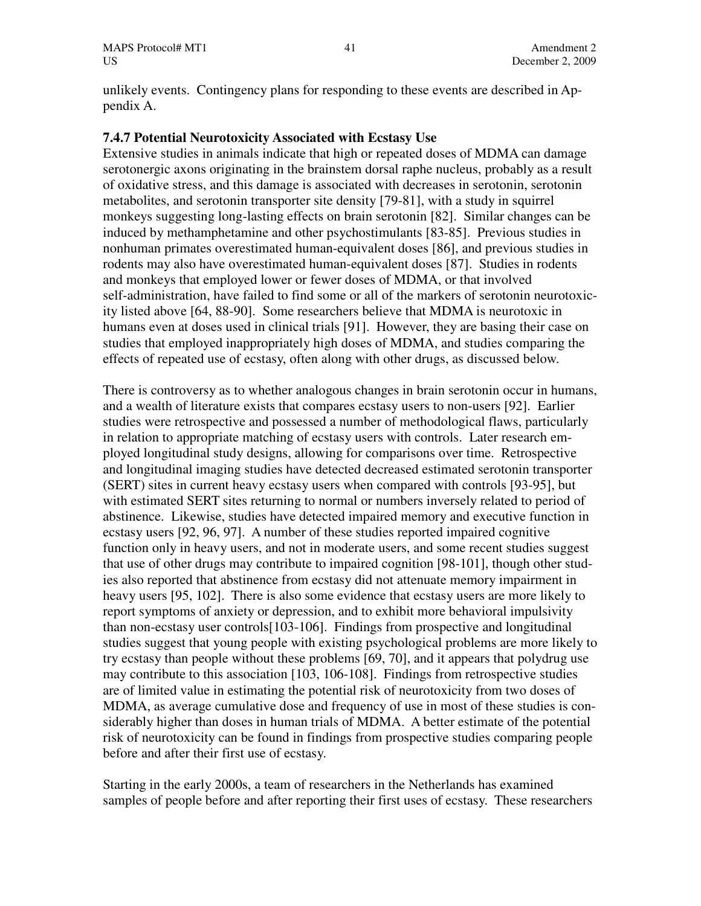unlikely events. Contingency plans for responding to these events are described in Appendix A.

### 7.4.7 Potential Neurotoxicity Associated with Ecstasy Use

Extensive studies in animals indicate that high or repeated doses of MDMA can damage serotonergic axons originating in the brainstem dorsal raphe nucleus, probably as a result of oxidative stress, and this damage is associated with decreases in serotonin, serotonin metabolites, and serotonin transporter site density [79-81], with a study in squirrel monkeys suggesting long-lasting effects on brain serotonin [82]. Similar changes can be induced by methamphetamine and other psychostimulants [83-85]. Previous studies in nonhuman primates overestimated human-equivalent doses [86], and previous studies in rodents may also have overestimated human-equivalent doses [87]. Studies in rodents and monkeys that employed lower or fewer doses of MDMA, or that involved self-administration, have failed to find some or all of the markers of serotonin neurotoxicity listed above [64, 88-90]. Some researchers believe that MDMA is neurotoxic in humans even at doses used in clinical trials [91]. However, they are basing their case on studies that employed inappropriately high doses of MDMA, and studies comparing the effects of repeated use of ecstasy, often along with other drugs, as discussed below.

There is controversy as to whether analogous changes in brain serotonin occur in humans, and a wealth of literature exists that compares ecstasy users to non-users [92]. Earlier studies were retrospective and possessed a number of methodological flaws, particularly in relation to appropriate matching of ecstasy users with controls. Later research employed longitudinal study designs, allowing for comparisons over time. Retrospective and longitudinal imaging studies have detected decreased estimated serotonin transporter (SERT) sites in current heavy ecstasy users when compared with controls [93-95], but with estimated SERT sites returning to normal or numbers inversely related to period of abstinence. Likewise, studies have detected impaired memory and executive function in ecstasy users [92, 96, 97]. A number of these studies reported impaired cognitive function only in heavy users, and not in moderate users, and some recent studies suggest that use of other drugs may contribute to impaired cognition [98-101], though other studies also reported that abstinence from ecstasy did not attenuate memory impairment in heavy users [95, 102]. There is also some evidence that ecstasy users are more likely to report symptoms of anxiety or depression, and to exhibit more behavioral impulsivity than non-ecstasy user controls[103-106]. Findings from prospective and longitudinal studies suggest that young people with existing psychological problems are more likely to try ecstasy than people without these problems [69, 70], and it appears that polydrug use may contribute to this association [103, 106-108]. Findings from retrospective studies are of limited value in estimating the potential risk of neurotoxicity from two doses of MDMA, as average cumulative dose and frequency of use in most of these studies is considerably higher than doses in human trials of MDMA. A better estimate of the potential risk of neurotoxicity can be found in findings from prospective studies comparing people before and after their first use of ecstasy.

Starting in the early 2000s, a team of researchers in the Netherlands has examined samples of people before and after reporting their first uses of ecstasy. These researchers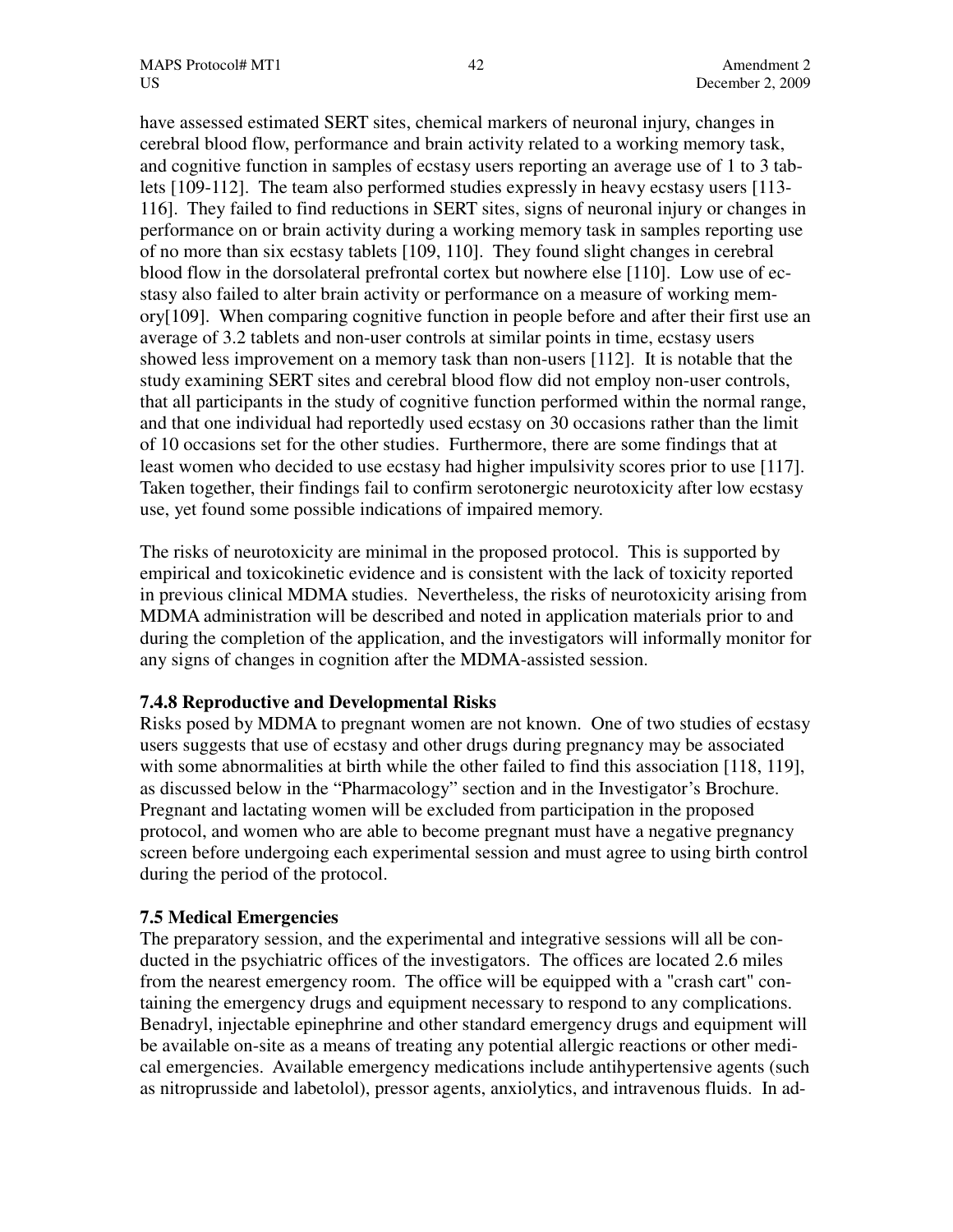have assessed estimated SERT sites, chemical markers of neuronal injury, changes in cerebral blood flow, performance and brain activity related to a working memory task, and cognitive function in samples of ecstasy users reporting an average use of 1 to 3 tablets [109-112]. The team also performed studies expressly in heavy ecstasy users [113-116]. They failed to find reductions in SERT sites, signs of neuronal injury or changes in performance on or brain activity during a working memory task in samples reporting use of no more than six ecstasy tablets [109, 110]. They found slight changes in cerebral blood flow in the dorsolateral prefrontal cortex but nowhere else [110]. Low use of ecstasy also failed to alter brain activity or performance on a measure of working memory[109]. When comparing cognitive function in people before and after their first use an average of 3.2 tablets and non-user controls at similar points in time, ecstasy users showed less improvement on a memory task than non-users [112]. It is notable that the study examining SERT sites and cerebral blood flow did not employ non-user controls, that all participants in the study of cognitive function performed within the normal range, and that one individual had reportedly used ecstasy on 30 occasions rather than the limit of 10 occasions set for the other studies. Furthermore, there are some findings that at least women who decided to use ecstasy had higher impulsivity scores prior to use [117]. Taken together, their findings fail to confirm serotonergic neurotoxicity after low ecstasy use, yet found some possible indications of impaired memory.

The risks of neurotoxicity are minimal in the proposed protocol. This is supported by empirical and toxicokinetic evidence and is consistent with the lack of toxicity reported in previous clinical MDMA studies. Nevertheless, the risks of neurotoxicity arising from MDMA administration will be described and noted in application materials prior to and during the completion of the application, and the investigators will informally monitor for any signs of changes in cognition after the MDMA-assisted session.

### 7.4.8 Reproductive and Developmental Risks

Risks posed by MDMA to pregnant women are not known. One of two studies of ecstasy users suggests that use of ecstasy and other drugs during pregnancy may be associated with some abnormalities at birth while the other failed to find this association [118, 119], as discussed below in the "Pharmacology" section and in the Investigator's Brochure. Pregnant and lactating women will be excluded from participation in the proposed protocol, and women who are able to become pregnant must have a negative pregnancy screen before undergoing each experimental session and must agree to using birth control during the period of the protocol.

## 7.5 Medical Emergencies

The preparatory session, and the experimental and integrative sessions will all be conducted in the psychiatric offices of the investigators. The offices are located 2.6 miles from the nearest emergency room. The office will be equipped with a "crash cart" containing the emergency drugs and equipment necessary to respond to any complications. Benadryl, injectable epinephrine and other standard emergency drugs and equipment will be available on-site as a means of treating any potential allergic reactions or other medical emergencies. Available emergency medications include antihypertensive agents (such as nitroprusside and labetolol), pressor agents, anxiolytics, and intravenous fluids. In ad-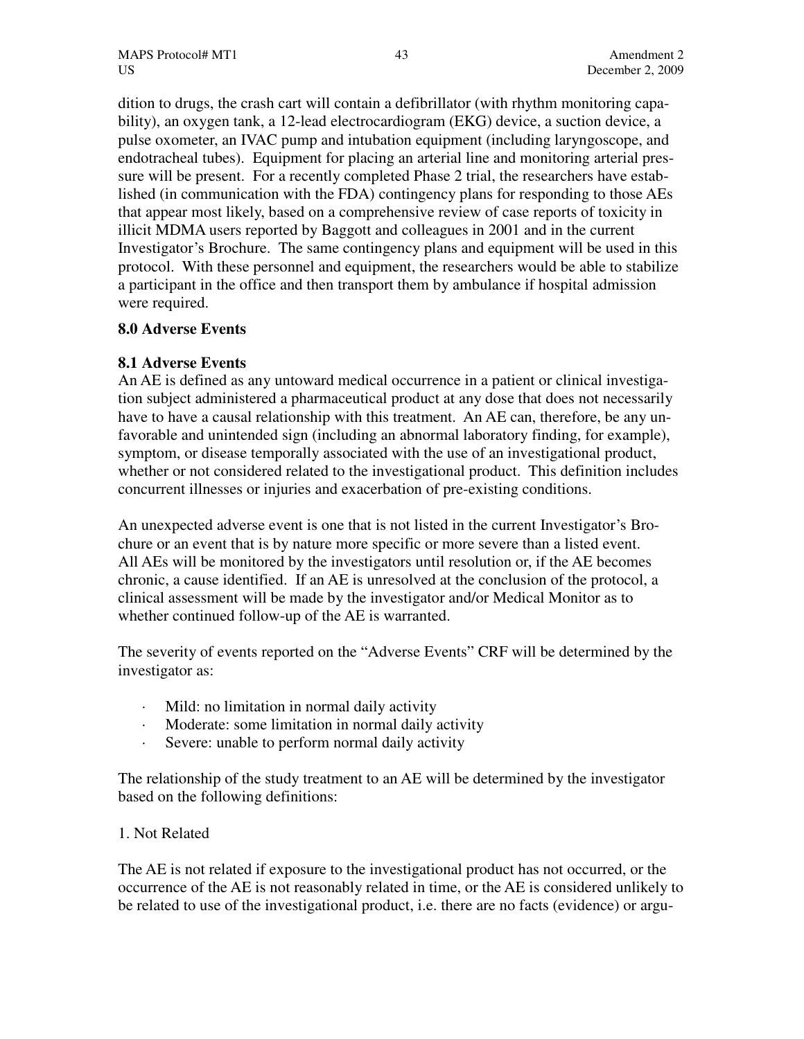dition to drugs, the crash cart will contain a defibrillator (with rhythm monitoring capability), an oxygen tank, a 12-lead electrocardiogram (EKG) device, a suction device, a pulse oxometer, an IVAC pump and intubation equipment (including laryngoscope, and endotracheal tubes). Equipment for placing an arterial line and monitoring arterial pressure will be present. For a recently completed Phase 2 trial, the researchers have established (in communication with the FDA) contingency plans for responding to those AEs that appear most likely, based on a comprehensive review of case reports of toxicity in illicit MDMA users reported by Baggott and colleagues in 2001 and in the current Investigator's Brochure. The same contingency plans and equipment will be used in this protocol. With these personnel and equipment, the researchers would be able to stabilize a participant in the office and then transport them by ambulance if hospital admission were required.

## 8.0 Adverse Events

### 8.1 Adverse Events

An AE is defined as any untoward medical occurrence in a patient or clinical investigation subject administered a pharmaceutical product at any dose that does not necessarily have to have a causal relationship with this treatment. An AE can, therefore, be any unfavorable and unintended sign (including an abnormal laboratory finding, for example), symptom, or disease temporally associated with the use of an investigational product, whether or not considered related to the investigational product. This definition includes concurrent illnesses or injuries and exacerbation of pre-existing conditions.

An unexpected adverse event is one that is not listed in the current Investigator's Brochure or an event that is by nature more specific or more severe than a listed event. All AEs will be monitored by the investigators until resolution or, if the AE becomes chronic, a cause identified. If an AE is unresolved at the conclusion of the protocol, a clinical assessment will be made by the investigator and/or Medical Monitor as to whether continued follow-up of the AE is warranted.

The severity of events reported on the "Adverse Events" CRF will be determined by the investigator as:

- Mild: no limitation in normal daily activity
- Moderate: some limitation in normal daily activity
- Severe: unable to perform normal daily activity

The relationship of the study treatment to an AE will be determined by the investigator based on the following definitions:

1. Not Related

The AE is not related if exposure to the investigational product has not occurred, or the occurrence of the AE is not reasonably related in time, or the AE is considered unlikely to be related to use of the investigational product, i.e. there are no facts (evidence) or argu-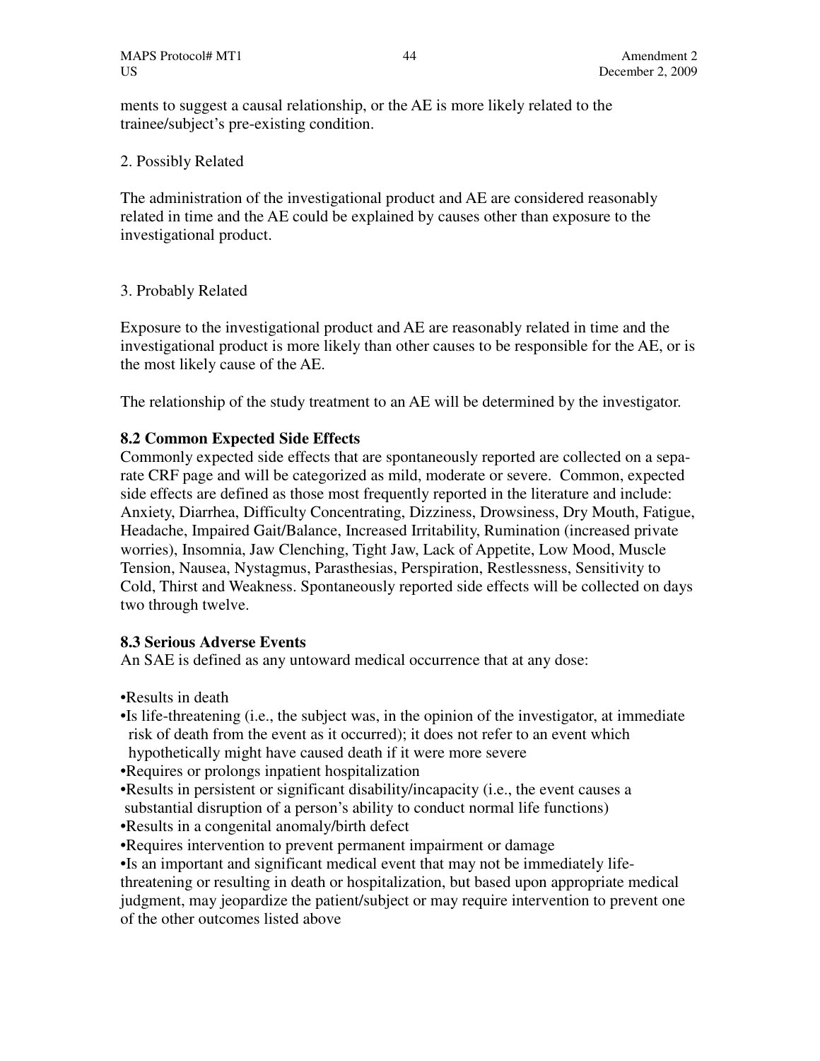ments to suggest a causal relationship, or the AE is more likely related to the trainee/subject's pre-existing condition.

2. Possibly Related

The administration of the investigational product and AE are considered reasonably related in time and the AE could be explained by causes other than exposure to the investigational product.

3. Probably Related

Exposure to the investigational product and AE are reasonably related in time and the investigational product is more likely than other causes to be responsible for the AE, or is the most likely cause of the AE.

The relationship of the study treatment to an AE will be determined by the investigator.

### 8.2 Common Expected Side Effects

Commonly expected side effects that are spontaneously reported are collected on a separate CRF page and will be categorized as mild, moderate or severe. Common, expected side effects are defined as those most frequently reported in the literature and include: Anxiety, Diarrhea, Difficulty Concentrating, Dizziness, Drowsiness, Dry Mouth, Fatigue, Headache, Impaired Gait/Balance, Increased Irritability, Rumination (increased private worries), Insomnia, Jaw Clenching, Tight Jaw, Lack of Appetite, Low Mood, Muscle Tension, Nausea, Nystagmus, Parasthesias, Perspiration, Restlessness, Sensitivity to Cold, Thirst and Weakness. Spontaneously reported side effects will be collected on days two through twelve.

### 8.3 Serious Adverse Events

An SAE is defined as any untoward medical occurrence that at any dose:

- Results in death
- Is life-threatening (i.e., the subject was, in the opinion of the investigator, at immediate risk of death from the event as it occurred); it does not refer to an event which hypothetically might have caused death if it were more severe
- Requires or prolongs inpatient hospitalization
- Results in persistent or significant disability/incapacity (i.e., the event causes a substantial disruption of a person's ability to conduct normal life functions)
- Results in a congenital anomaly/birth defect
- Requires intervention to prevent permanent impairment or damage
- Is an important and significant medical event that may not be immediately life-threatening or resulting in death or hospitalization, but based upon appropriate medical judgment, may jeopardize the patient/subject or may require intervention to prevent one of the other outcomes listed above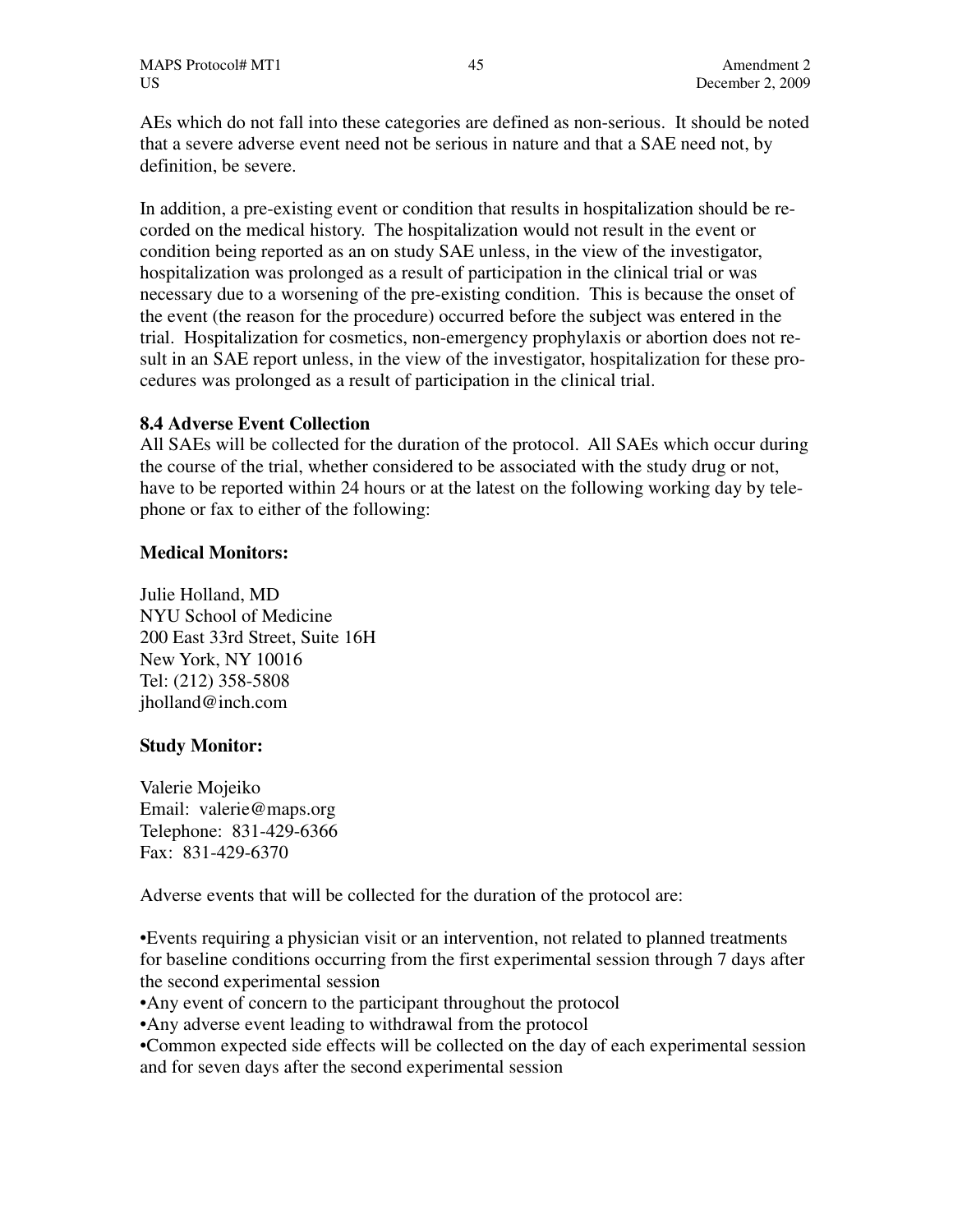AEs which do not fall into these categories are defined as non-serious. It should be noted that a severe adverse event need not be serious in nature and that a SAE need not, by definition, be severe.

In addition, a pre-existing event or condition that results in hospitalization should be recorded on the medical history. The hospitalization would not result in the event or condition being reported as an on study SAE unless, in the view of the investigator, hospitalization was prolonged as a result of participation in the clinical trial or was necessary due to a worsening of the pre-existing condition. This is because the onset of the event (the reason for the procedure) occurred before the subject was entered in the trial. Hospitalization for cosmetics, non-emergency prophylaxis or abortion does not result in an SAE report unless, in the view of the investigator, hospitalization for these procedures was prolonged as a result of participation in the clinical trial.

### 8.4 Adverse Event Collection

All SAEs will be collected for the duration of the protocol. All SAEs which occur during the course of the trial, whether considered to be associated with the study drug or not, have to be reported within 24 hours or at the latest on the following working day by telephone or fax to either of the following:

**Medical Monitors:**

Julie Holland, MD
NYU School of Medicine
200 East 33rd Street, Suite 16H
New York, NY 10016
Tel: (212) 358-5808
jholland@inch.com

**Study Monitor:**

Valerie Mojeiko
Email: valerie@maps.org
Telephone: 831-429-6366
Fax: 831-429-6370

Adverse events that will be collected for the duration of the protocol are:

- Events requiring a physician visit or an intervention, not related to planned treatments for baseline conditions occurring from the first experimental session through 7 days after the second experimental session
- Any event of concern to the participant throughout the protocol
- Any adverse event leading to withdrawal from the protocol
- Common expected side effects will be collected on the day of each experimental session and for seven days after the second experimental session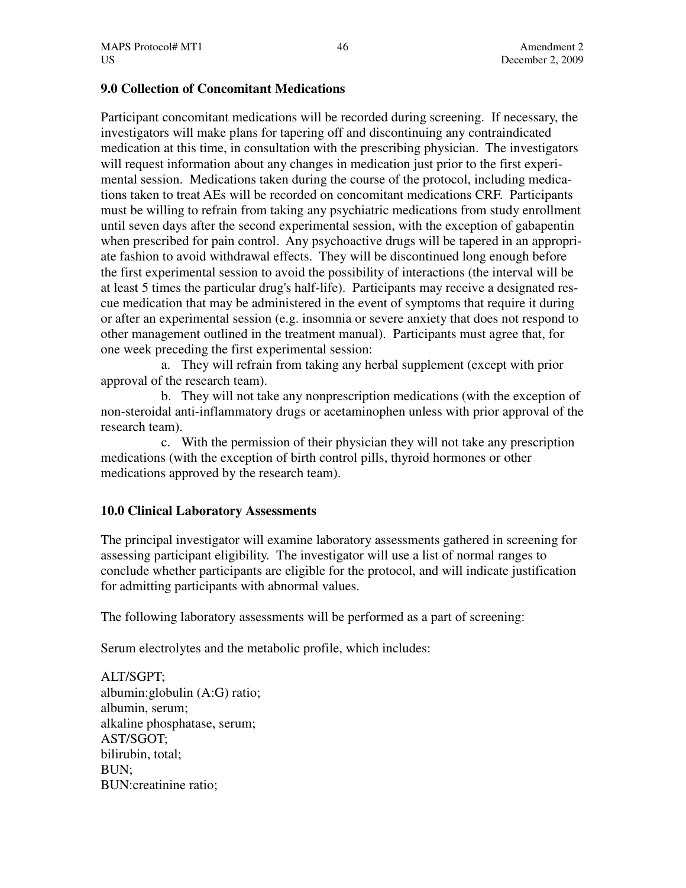### 9.0 Collection of Concomitant Medications

Participant concomitant medications will be recorded during screening. If necessary, the investigators will make plans for tapering off and discontinuing any contraindicated medication at this time, in consultation with the prescribing physician. The investigators will request information about any changes in medication just prior to the first experimental session. Medications taken during the course of the protocol, including medications taken to treat AEs will be recorded on concomitant medications CRF. Participants must be willing to refrain from taking any psychiatric medications from study enrollment until seven days after the second experimental session, with the exception of gabapentin when prescribed for pain control. Any psychoactive drugs will be tapered in an appropriate fashion to avoid withdrawal effects. They will be discontinued long enough before the first experimental session to avoid the possibility of interactions (the interval will be at least 5 times the particular drug's half-life). Participants may receive a designated rescue medication that may be administered in the event of symptoms that require it during or after an experimental session (e.g. insomnia or severe anxiety that does not respond to other management outlined in the treatment manual). Participants must agree that, for one week preceding the first experimental session:

a. They will refrain from taking any herbal supplement (except with prior approval of the research team).

b. They will not take any nonprescription medications (with the exception of non-steroidal anti-inflammatory drugs or acetaminophen unless with prior approval of the research team).

c. With the permission of their physician they will not take any prescription medications (with the exception of birth control pills, thyroid hormones or other medications approved by the research team).

### 10.0 Clinical Laboratory Assessments

The principal investigator will examine laboratory assessments gathered in screening for assessing participant eligibility. The investigator will use a list of normal ranges to conclude whether participants are eligible for the protocol, and will indicate justification for admitting participants with abnormal values.

The following laboratory assessments will be performed as a part of screening:

Serum electrolytes and the metabolic profile, which includes:

ALT/SGPT;  
albumin:globulin (A:G) ratio;  
albumin, serum;  
alkaline phosphatase, serum;  
AST/SGOT;  
bilirubin, total;  
BUN;  
BUN:creatinine ratio;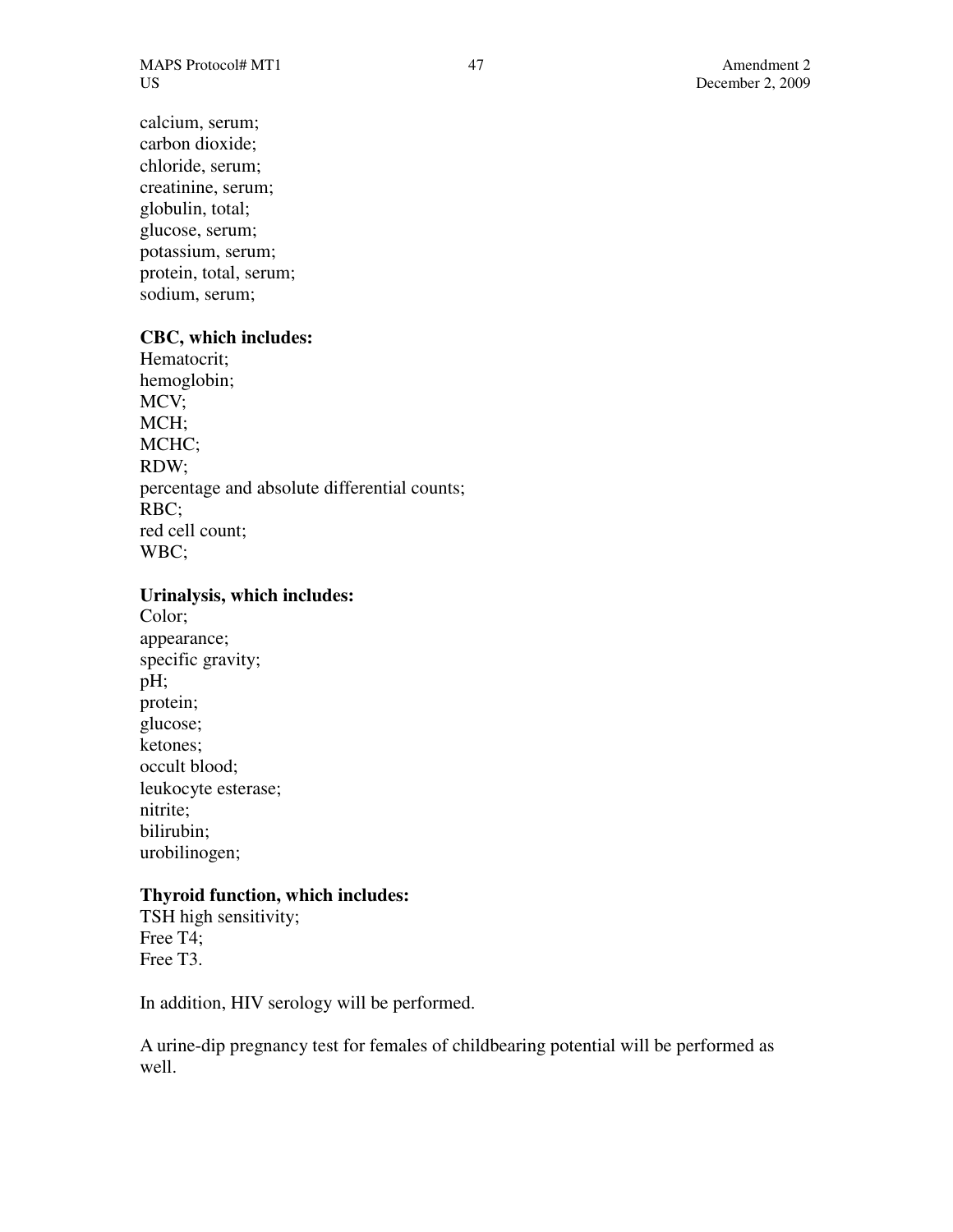calcium, serum;
carbon dioxide;
chloride, serum;
creatinine, serum;
globulin, total;
glucose, serum;
potassium, serum;
protein, total, serum;
sodium, serum;

**CBC, which includes:**
Hematocrit;
hemoglobin;
MCV;
MCH;
MCHC;
RDW;
percentage and absolute differential counts;
RBC;
red cell count;
WBC;

**Urinalysis, which includes:**
Color;
appearance;
specific gravity;
pH;
protein;
glucose;
ketones;
occult blood;
leukocyte esterase;
nitrite;
bilirubin;
urobilinogen;

**Thyroid function, which includes:**
TSH high sensitivity;
Free T4;
Free T3.

In addition, HIV serology will be performed.

A urine-dip pregnancy test for females of childbearing potential will be performed as well.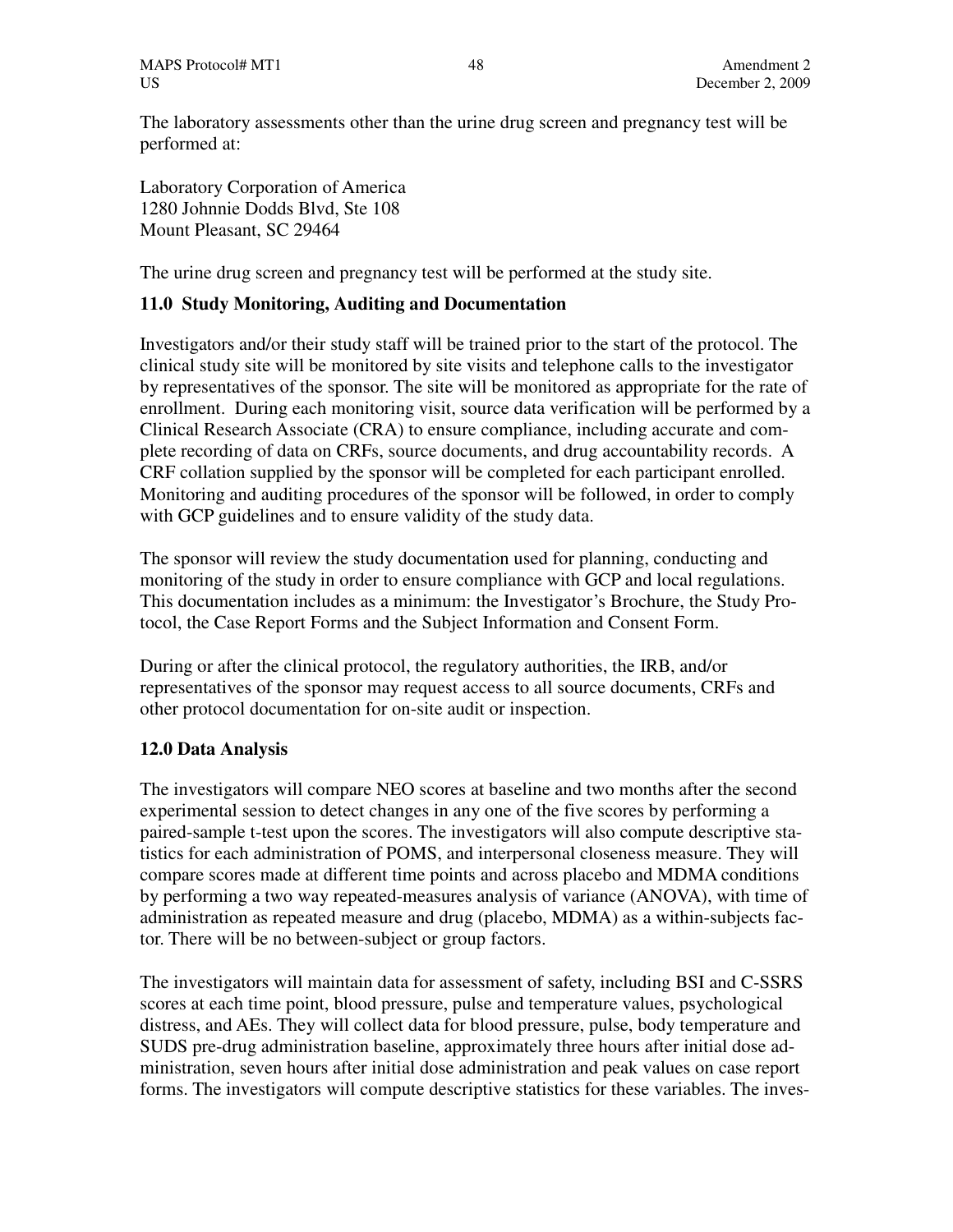The laboratory assessments other than the urine drug screen and pregnancy test will be performed at:

Laboratory Corporation of America
1280 Johnnie Dodds Blvd, Ste 108
Mount Pleasant, SC 29464

The urine drug screen and pregnancy test will be performed at the study site.

## 11.0 Study Monitoring, Auditing and Documentation

Investigators and/or their study staff will be trained prior to the start of the protocol. The clinical study site will be monitored by site visits and telephone calls to the investigator by representatives of the sponsor. The site will be monitored as appropriate for the rate of enrollment. During each monitoring visit, source data verification will be performed by a Clinical Research Associate (CRA) to ensure compliance, including accurate and complete recording of data on CRFs, source documents, and drug accountability records. A CRF collation supplied by the sponsor will be completed for each participant enrolled. Monitoring and auditing procedures of the sponsor will be followed, in order to comply with GCP guidelines and to ensure validity of the study data.

The sponsor will review the study documentation used for planning, conducting and monitoring of the study in order to ensure compliance with GCP and local regulations. This documentation includes as a minimum: the Investigator's Brochure, the Study Protocol, the Case Report Forms and the Subject Information and Consent Form.

During or after the clinical protocol, the regulatory authorities, the IRB, and/or representatives of the sponsor may request access to all source documents, CRFs and other protocol documentation for on-site audit or inspection.

## 12.0 Data Analysis

The investigators will compare NEO scores at baseline and two months after the second experimental session to detect changes in any one of the five scores by performing a paired-sample t-test upon the scores. The investigators will also compute descriptive statistics for each administration of POMS, and interpersonal closeness measure. They will compare scores made at different time points and across placebo and MDMA conditions by performing a two way repeated-measures analysis of variance (ANOVA), with time of administration as repeated measure and drug (placebo, MDMA) as a within-subjects factor. There will be no between-subject or group factors.

The investigators will maintain data for assessment of safety, including BSI and C-SSRS scores at each time point, blood pressure, pulse and temperature values, psychological distress, and AEs. They will collect data for blood pressure, pulse, body temperature and SUDS pre-drug administration baseline, approximately three hours after initial dose administration, seven hours after initial dose administration and peak values on case report forms. The investigators will compute descriptive statistics for these variables. The inves-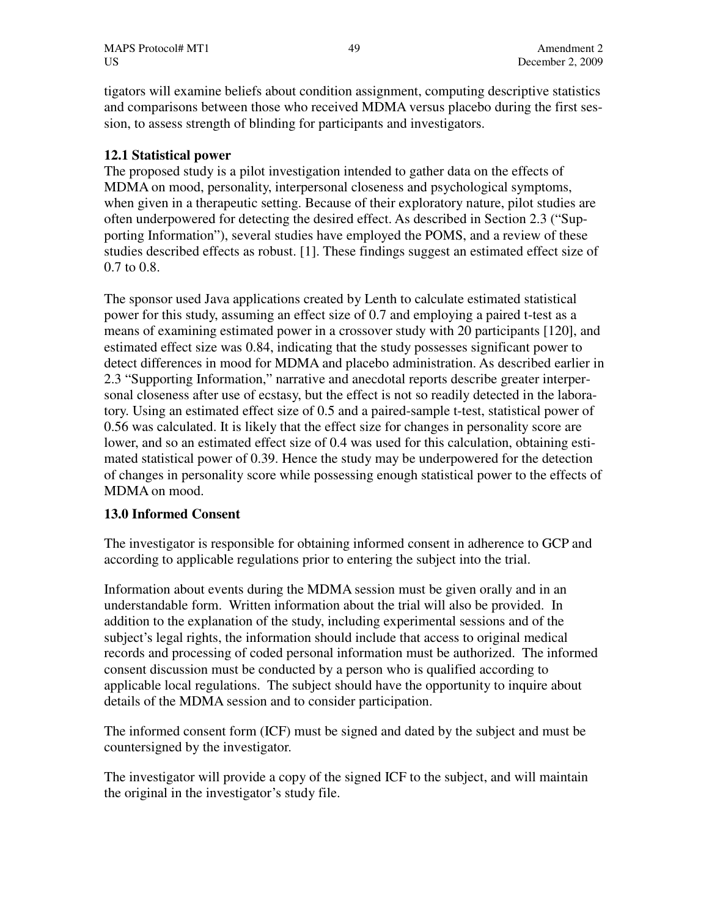tigators will examine beliefs about condition assignment, computing descriptive statistics and comparisons between those who received MDMA versus placebo during the first session, to assess strength of blinding for participants and investigators.

**12.1 Statistical power**

The proposed study is a pilot investigation intended to gather data on the effects of MDMA on mood, personality, interpersonal closeness and psychological symptoms, when given in a therapeutic setting. Because of their exploratory nature, pilot studies are often underpowered for detecting the desired effect. As described in Section 2.3 ("Supporting Information"), several studies have employed the POMS, and a review of these studies described effects as robust. [1]. These findings suggest an estimated effect size of 0.7 to 0.8.

The sponsor used Java applications created by Lenth to calculate estimated statistical power for this study, assuming an effect size of 0.7 and employing a paired t-test as a means of examining estimated power in a crossover study with 20 participants [120], and estimated effect size was 0.84, indicating that the study possesses significant power to detect differences in mood for MDMA and placebo administration. As described earlier in 2.3 "Supporting Information," narrative and anecdotal reports describe greater interpersonal closeness after use of ecstasy, but the effect is not so readily detected in the laboratory. Using an estimated effect size of 0.5 and a paired-sample t-test, statistical power of 0.56 was calculated. It is likely that the effect size for changes in personality score are lower, and so an estimated effect size of 0.4 was used for this calculation, obtaining estimated statistical power of 0.39. Hence the study may be underpowered for the detection of changes in personality score while possessing enough statistical power to the effects of MDMA on mood.

**13.0 Informed Consent**

The investigator is responsible for obtaining informed consent in adherence to GCP and according to applicable regulations prior to entering the subject into the trial.

Information about events during the MDMA session must be given orally and in an understandable form. Written information about the trial will also be provided. In addition to the explanation of the study, including experimental sessions and of the subject's legal rights, the information should include that access to original medical records and processing of coded personal information must be authorized. The informed consent discussion must be conducted by a person who is qualified according to applicable local regulations. The subject should have the opportunity to inquire about details of the MDMA session and to consider participation.

The informed consent form (ICF) must be signed and dated by the subject and must be countersigned by the investigator.

The investigator will provide a copy of the signed ICF to the subject, and will maintain the original in the investigator's study file.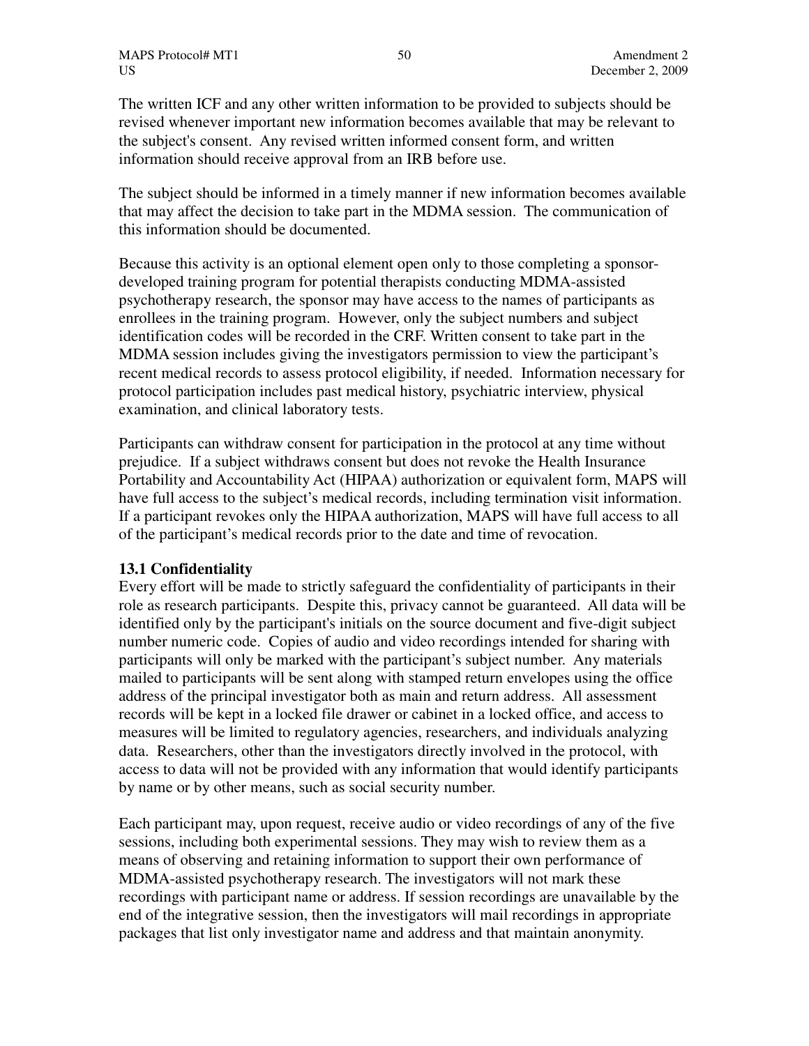The written ICF and any other written information to be provided to subjects should be revised whenever important new information becomes available that may be relevant to the subject's consent. Any revised written informed consent form, and written information should receive approval from an IRB before use.

The subject should be informed in a timely manner if new information becomes available that may affect the decision to take part in the MDMA session. The communication of this information should be documented.

Because this activity is an optional element open only to those completing a sponsor-developed training program for potential therapists conducting MDMA-assisted psychotherapy research, the sponsor may have access to the names of participants as enrollees in the training program. However, only the subject numbers and subject identification codes will be recorded in the CRF. Written consent to take part in the MDMA session includes giving the investigators permission to view the participant's recent medical records to assess protocol eligibility, if needed. Information necessary for protocol participation includes past medical history, psychiatric interview, physical examination, and clinical laboratory tests.

Participants can withdraw consent for participation in the protocol at any time without prejudice. If a subject withdraws consent but does not revoke the Health Insurance Portability and Accountability Act (HIPAA) authorization or equivalent form, MAPS will have full access to the subject's medical records, including termination visit information. If a participant revokes only the HIPAA authorization, MAPS will have full access to all of the participant's medical records prior to the date and time of revocation.

**13.1 Confidentiality**

Every effort will be made to strictly safeguard the confidentiality of participants in their role as research participants. Despite this, privacy cannot be guaranteed. All data will be identified only by the participant's initials on the source document and five-digit subject number numeric code. Copies of audio and video recordings intended for sharing with participants will only be marked with the participant's subject number. Any materials mailed to participants will be sent along with stamped return envelopes using the office address of the principal investigator both as main and return address. All assessment records will be kept in a locked file drawer or cabinet in a locked office, and access to measures will be limited to regulatory agencies, researchers, and individuals analyzing data. Researchers, other than the investigators directly involved in the protocol, with access to data will not be provided with any information that would identify participants by name or by other means, such as social security number.

Each participant may, upon request, receive audio or video recordings of any of the five sessions, including both experimental sessions. They may wish to review them as a means of observing and retaining information to support their own performance of MDMA-assisted psychotherapy research. The investigators will not mark these recordings with participant name or address. If session recordings are unavailable by the end of the integrative session, then the investigators will mail recordings in appropriate packages that list only investigator name and address and that maintain anonymity.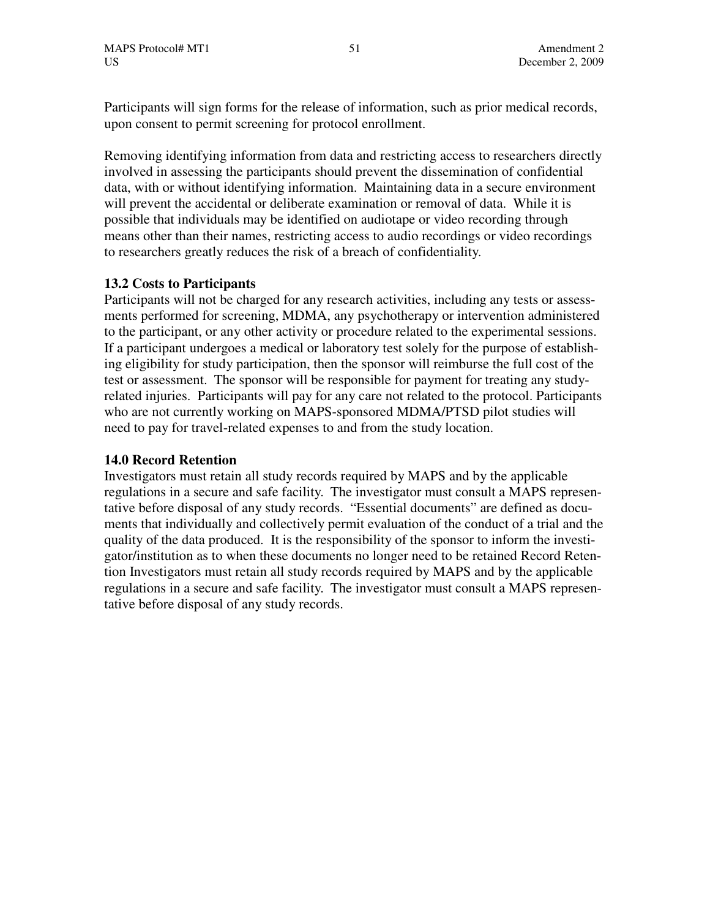Participants will sign forms for the release of information, such as prior medical records, upon consent to permit screening for protocol enrollment.

Removing identifying information from data and restricting access to researchers directly involved in assessing the participants should prevent the dissemination of confidential data, with or without identifying information. Maintaining data in a secure environment will prevent the accidental or deliberate examination or removal of data. While it is possible that individuals may be identified on audiotape or video recording through means other than their names, restricting access to audio recordings or video recordings to researchers greatly reduces the risk of a breach of confidentiality.

### 13.2 Costs to Participants

Participants will not be charged for any research activities, including any tests or assessments performed for screening, MDMA, any psychotherapy or intervention administered to the participant, or any other activity or procedure related to the experimental sessions. If a participant undergoes a medical or laboratory test solely for the purpose of establishing eligibility for study participation, then the sponsor will reimburse the full cost of the test or assessment. The sponsor will be responsible for payment for treating any study-related injuries. Participants will pay for any care not related to the protocol. Participants who are not currently working on MAPS-sponsored MDMA/PTSD pilot studies will need to pay for travel-related expenses to and from the study location.

## 14.0 Record Retention

Investigators must retain all study records required by MAPS and by the applicable regulations in a secure and safe facility. The investigator must consult a MAPS representative before disposal of any study records. "Essential documents" are defined as documents that individually and collectively permit evaluation of the conduct of a trial and the quality of the data produced. It is the responsibility of the sponsor to inform the investigator/institution as to when these documents no longer need to be retained Record Retention Investigators must retain all study records required by MAPS and by the applicable regulations in a secure and safe facility. The investigator must consult a MAPS representative before disposal of any study records.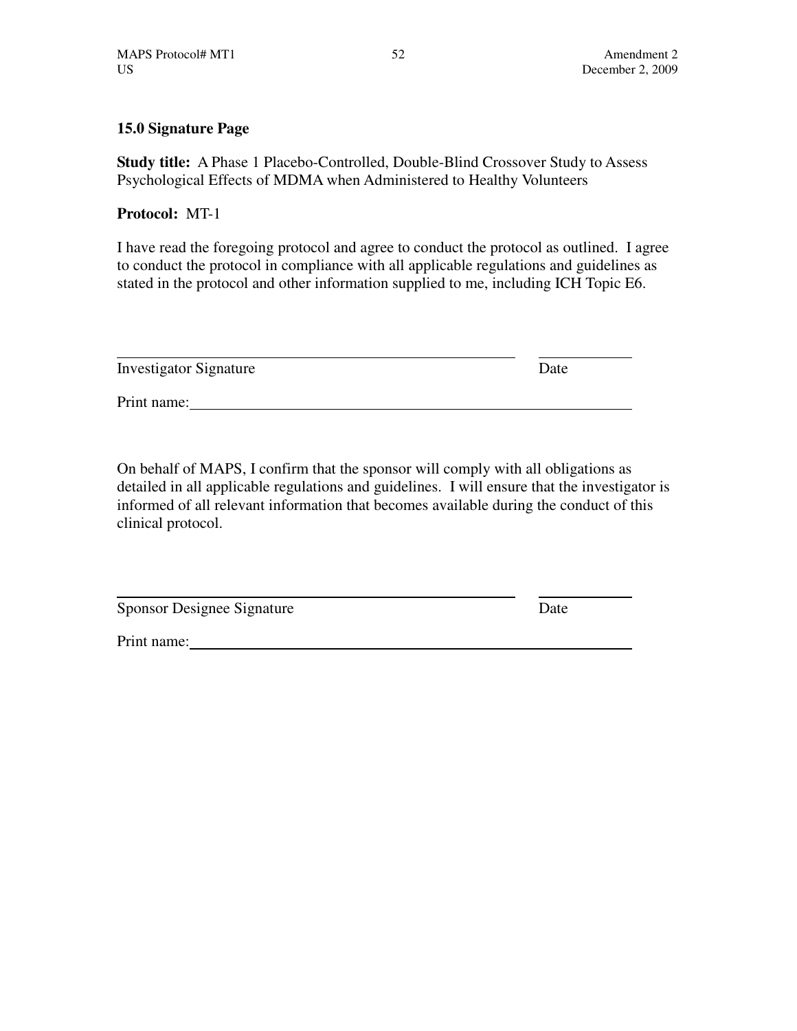## 15.0 Signature Page

**Study title:** A Phase 1 Placebo-Controlled, Double-Blind Crossover Study to Assess Psychological Effects of MDMA when Administered to Healthy Volunteers

**Protocol:** MT-1

I have read the foregoing protocol and agree to conduct the protocol as outlined. I agree to conduct the protocol in compliance with all applicable regulations and guidelines as stated in the protocol and other information supplied to me, including ICH Topic E6.

_______________________________________________ ____________

Investigator Signature Date

Print name:_______________________________________________

On behalf of MAPS, I confirm that the sponsor will comply with all obligations as detailed in all applicable regulations and guidelines. I will ensure that the investigator is informed of all relevant information that becomes available during the conduct of this clinical protocol.

_______________________________________________ ____________

Sponsor Designee Signature Date

Print name:_______________________________________________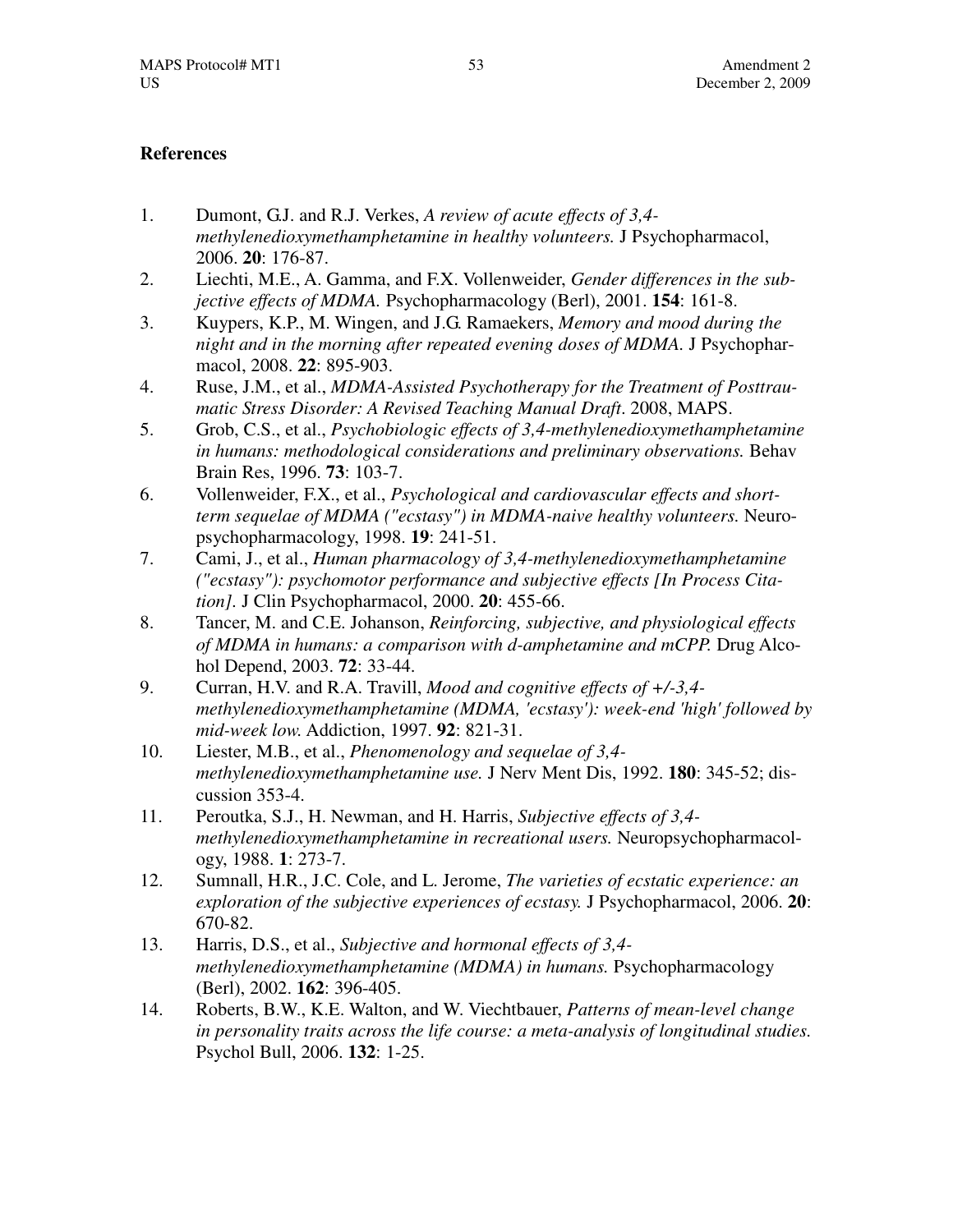## References

1. Dumont, G.J. and R.J. Verkes, *A review of acute effects of 3,4-methylenedioxymethamphetamine in healthy volunteers.* J Psychopharmacol, 2006. **20**: 176-87.
2. Liechti, M.E., A. Gamma, and F.X. Vollenweider, *Gender differences in the subjective effects of MDMA.* Psychopharmacology (Berl), 2001. **154**: 161-8.
3. Kuypers, K.P., M. Wingen, and J.G. Ramaekers, *Memory and mood during the night and in the morning after repeated evening doses of MDMA.* J Psychopharmacol, 2008. **22**: 895-903.
4. Ruse, J.M., et al., *MDMA-Assisted Psychotherapy for the Treatment of Posttraumatic Stress Disorder: A Revised Teaching Manual Draft*. 2008, MAPS.
5. Grob, C.S., et al., *Psychobiologic effects of 3,4-methylenedioxymethamphetamine in humans: methodological considerations and preliminary observations.* Behav Brain Res, 1996. **73**: 103-7.
6. Vollenweider, F.X., et al., *Psychological and cardiovascular effects and short-term sequelae of MDMA ("ecstasy") in MDMA-naive healthy volunteers.* Neuropsychopharmacology, 1998. **19**: 241-51.
7. Cami, J., et al., *Human pharmacology of 3,4-methylenedioxymethamphetamine ("ecstasy"): psychomotor performance and subjective effects [In Process Citation].* J Clin Psychopharmacol, 2000. **20**: 455-66.
8. Tancer, M. and C.E. Johanson, *Reinforcing, subjective, and physiological effects of MDMA in humans: a comparison with d-amphetamine and mCPP.* Drug Alcohol Depend, 2003. **72**: 33-44.
9. Curran, H.V. and R.A. Travill, *Mood and cognitive effects of +/-3,4-methylenedioxymethamphetamine (MDMA, 'ecstasy'): week-end 'high' followed by mid-week low.* Addiction, 1997. **92**: 821-31.
10. Liester, M.B., et al., *Phenomenology and sequelae of 3,4-methylenedioxymethamphetamine use.* J Nerv Ment Dis, 1992. **180**: 345-52; discussion 353-4.
11. Peroutka, S.J., H. Newman, and H. Harris, *Subjective effects of 3,4-methylenedioxymethamphetamine in recreational users.* Neuropsychopharmacology, 1988. **1**: 273-7.
12. Sumnall, H.R., J.C. Cole, and L. Jerome, *The varieties of ecstatic experience: an exploration of the subjective experiences of ecstasy.* J Psychopharmacol, 2006. **20**: 670-82.
13. Harris, D.S., et al., *Subjective and hormonal effects of 3,4-methylenedioxymethamphetamine (MDMA) in humans.* Psychopharmacology (Berl), 2002. **162**: 396-405.
14. Roberts, B.W., K.E. Walton, and W. Viechtbauer, *Patterns of mean-level change in personality traits across the life course: a meta-analysis of longitudinal studies.* Psychol Bull, 2006. **132**: 1-25.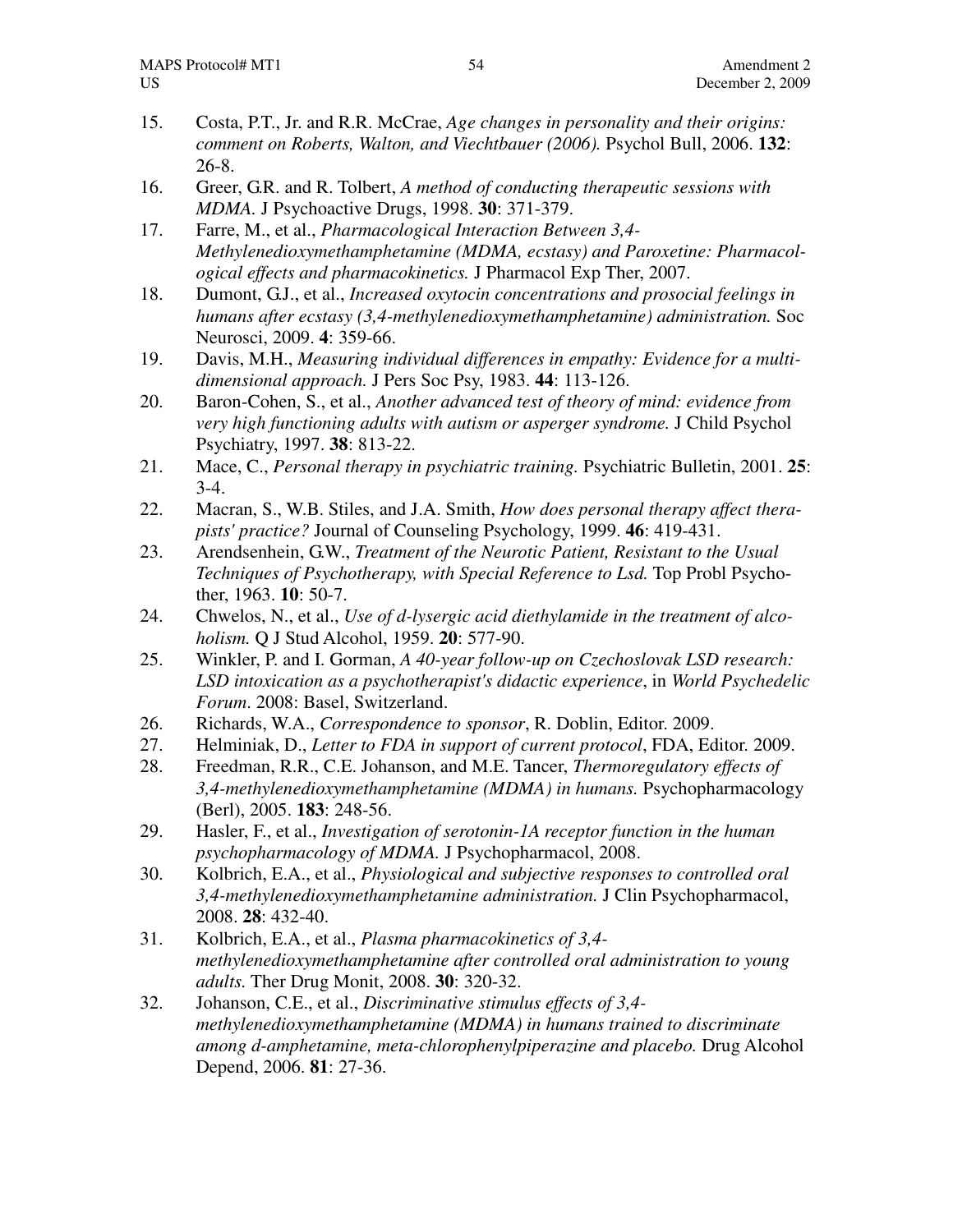15. Costa, P.T., Jr. and R.R. McCrae, *Age changes in personality and their origins: comment on Roberts, Walton, and Viechtbauer (2006).* Psychol Bull, 2006. **132**: 26-8.
16. Greer, G.R. and R. Tolbert, *A method of conducting therapeutic sessions with MDMA.* J Psychoactive Drugs, 1998. **30**: 371-379.
17. Farre, M., et al., *Pharmacological Interaction Between 3,4-Methylenedioxymethamphetamine (MDMA, ecstasy) and Paroxetine: Pharmacological effects and pharmacokinetics.* J Pharmacol Exp Ther, 2007.
18. Dumont, G.J., et al., *Increased oxytocin concentrations and prosocial feelings in humans after ecstasy (3,4-methylenedioxymethamphetamine) administration.* Soc Neurosci, 2009. **4**: 359-66.
19. Davis, M.H., *Measuring individual differences in empathy: Evidence for a multidimensional approach.* J Pers Soc Psy, 1983. **44**: 113-126.
20. Baron-Cohen, S., et al., *Another advanced test of theory of mind: evidence from very high functioning adults with autism or asperger syndrome.* J Child Psychol Psychiatry, 1997. **38**: 813-22.
21. Mace, C., *Personal therapy in psychiatric training.* Psychiatric Bulletin, 2001. **25**: 3-4.
22. Macran, S., W.B. Stiles, and J.A. Smith, *How does personal therapy affect therapists' practice?* Journal of Counseling Psychology, 1999. **46**: 419-431.
23. Arendsenhein, G.W., *Treatment of the Neurotic Patient, Resistant to the Usual Techniques of Psychotherapy, with Special Reference to Lsd.* Top Probl Psychother, 1963. **10**: 50-7.
24. Chwelos, N., et al., *Use of d-lysergic acid diethylamide in the treatment of alcoholism.* Q J Stud Alcohol, 1959. **20**: 577-90.
25. Winkler, P. and I. Gorman, *A 40-year follow-up on Czechoslovak LSD research: LSD intoxication as a psychotherapist's didactic experience*, in *World Psychedelic Forum*. 2008: Basel, Switzerland.
26. Richards, W.A., *Correspondence to sponsor*, R. Doblin, Editor. 2009.
27. Helminiak, D., *Letter to FDA in support of current protocol*, FDA, Editor. 2009.
28. Freedman, R.R., C.E. Johanson, and M.E. Tancer, *Thermoregulatory effects of 3,4-methylenedioxymethamphetamine (MDMA) in humans.* Psychopharmacology (Berl), 2005. **183**: 248-56.
29. Hasler, F., et al., *Investigation of serotonin-1A receptor function in the human psychopharmacology of MDMA.* J Psychopharmacol, 2008.
30. Kolbrich, E.A., et al., *Physiological and subjective responses to controlled oral 3,4-methylenedioxymethamphetamine administration.* J Clin Psychopharmacol, 2008. **28**: 432-40.
31. Kolbrich, E.A., et al., *Plasma pharmacokinetics of 3,4-methylenedioxymethamphetamine after controlled oral administration to young adults.* Ther Drug Monit, 2008. **30**: 320-32.
32. Johanson, C.E., et al., *Discriminative stimulus effects of 3,4-methylenedioxymethamphetamine (MDMA) in humans trained to discriminate among d-amphetamine, meta-chlorophenylpiperazine and placebo.* Drug Alcohol Depend, 2006. **81**: 27-36.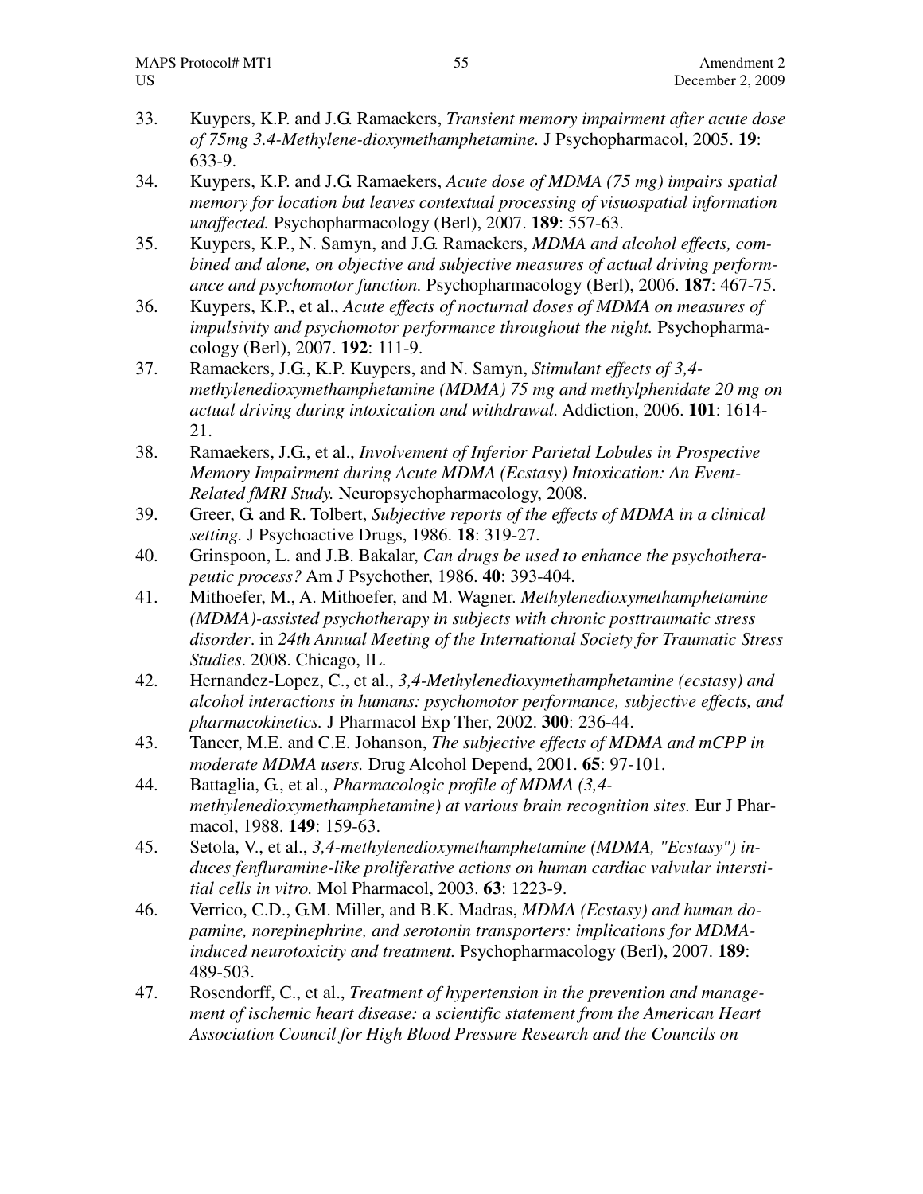33. Kuypers, K.P. and J.G. Ramaekers, *Transient memory impairment after acute dose of 75mg 3.4-Methylene-dioxymethamphetamine.* J Psychopharmacol, 2005. **19**: 633-9.
34. Kuypers, K.P. and J.G. Ramaekers, *Acute dose of MDMA (75 mg) impairs spatial memory for location but leaves contextual processing of visuospatial information unaffected.* Psychopharmacology (Berl), 2007. **189**: 557-63.
35. Kuypers, K.P., N. Samyn, and J.G. Ramaekers, *MDMA and alcohol effects, combined and alone, on objective and subjective measures of actual driving performance and psychomotor function.* Psychopharmacology (Berl), 2006. **187**: 467-75.
36. Kuypers, K.P., et al., *Acute effects of nocturnal doses of MDMA on measures of impulsivity and psychomotor performance throughout the night.* Psychopharmacology (Berl), 2007. **192**: 111-9.
37. Ramaekers, J.G., K.P. Kuypers, and N. Samyn, *Stimulant effects of 3,4-methylenedioxymethamphetamine (MDMA) 75 mg and methylphenidate 20 mg on actual driving during intoxication and withdrawal.* Addiction, 2006. **101**: 1614-21.
38. Ramaekers, J.G., et al., *Involvement of Inferior Parietal Lobules in Prospective Memory Impairment during Acute MDMA (Ecstasy) Intoxication: An Event-Related fMRI Study.* Neuropsychopharmacology, 2008.
39. Greer, G. and R. Tolbert, *Subjective reports of the effects of MDMA in a clinical setting.* J Psychoactive Drugs, 1986. **18**: 319-27.
40. Grinspoon, L. and J.B. Bakalar, *Can drugs be used to enhance the psychotherapeutic process?* Am J Psychother, 1986. **40**: 393-404.
41. Mithoefer, M., A. Mithoefer, and M. Wagner. *Methylenedioxymethamphetamine (MDMA)-assisted psychotherapy in subjects with chronic posttraumatic stress disorder*. in *24th Annual Meeting of the International Society for Traumatic Stress Studies*. 2008. Chicago, IL.
42. Hernandez-Lopez, C., et al., *3,4-Methylenedioxymethamphetamine (ecstasy) and alcohol interactions in humans: psychomotor performance, subjective effects, and pharmacokinetics.* J Pharmacol Exp Ther, 2002. **300**: 236-44.
43. Tancer, M.E. and C.E. Johanson, *The subjective effects of MDMA and mCPP in moderate MDMA users.* Drug Alcohol Depend, 2001. **65**: 97-101.
44. Battaglia, G., et al., *Pharmacologic profile of MDMA (3,4-methylenedioxymethamphetamine) at various brain recognition sites.* Eur J Pharmacol, 1988. **149**: 159-63.
45. Setola, V., et al., *3,4-methylenedioxymethamphetamine (MDMA, "Ecstasy") induces fenfluramine-like proliferative actions on human cardiac valvular interstitial cells in vitro.* Mol Pharmacol, 2003. **63**: 1223-9.
46. Verrico, C.D., G.M. Miller, and B.K. Madras, *MDMA (Ecstasy) and human dopamine, norepinephrine, and serotonin transporters: implications for MDMA-induced neurotoxicity and treatment.* Psychopharmacology (Berl), 2007. **189**: 489-503.
47. Rosendorff, C., et al., *Treatment of hypertension in the prevention and management of ischemic heart disease: a scientific statement from the American Heart Association Council for High Blood Pressure Research and the Councils on*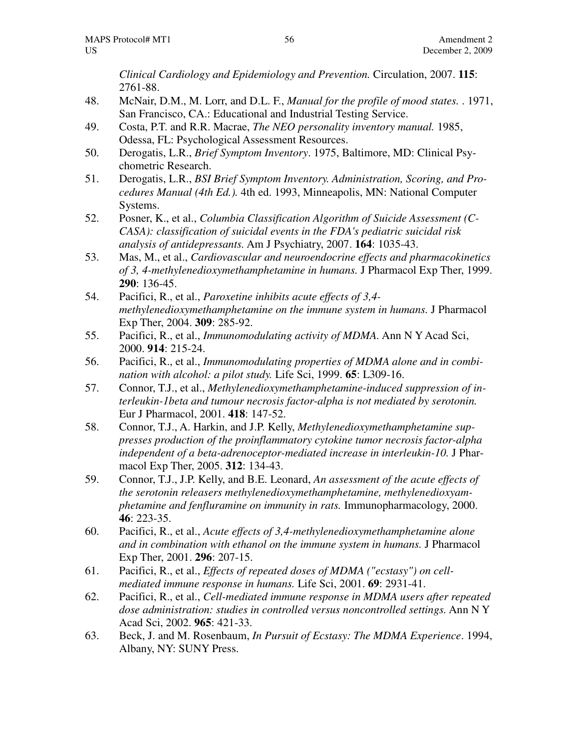*Clinical Cardiology and Epidemiology and Prevention.* Circulation, 2007. **115**: 2761-88.

48. McNair, D.M., M. Lorr, and D.L. F., *Manual for the profile of mood states.* . 1971, San Francisco, CA.: Educational and Industrial Testing Service.
49. Costa, P.T. and R.R. Macrae, *The NEO personality inventory manual.* 1985, Odessa, FL: Psychological Assessment Resources.
50. Derogatis, L.R., *Brief Symptom Inventory*. 1975, Baltimore, MD: Clinical Psychometric Research.
51. Derogatis, L.R., *BSI Brief Symptom Inventory. Administration, Scoring, and Procedures Manual (4th Ed.).* 4th ed. 1993, Minneapolis, MN: National Computer Systems.
52. Posner, K., et al., *Columbia Classification Algorithm of Suicide Assessment (C-CASA): classification of suicidal events in the FDA's pediatric suicidal risk analysis of antidepressants.* Am J Psychiatry, 2007. **164**: 1035-43.
53. Mas, M., et al., *Cardiovascular and neuroendocrine effects and pharmacokinetics of 3, 4-methylenedioxymethamphetamine in humans.* J Pharmacol Exp Ther, 1999. **290**: 136-45.
54. Pacifici, R., et al., *Paroxetine inhibits acute effects of 3,4-methylenedioxymethamphetamine on the immune system in humans.* J Pharmacol Exp Ther, 2004. **309**: 285-92.
55. Pacifici, R., et al., *Immunomodulating activity of MDMA.* Ann N Y Acad Sci, 2000. **914**: 215-24.
56. Pacifici, R., et al., *Immunomodulating properties of MDMA alone and in combination with alcohol: a pilot study.* Life Sci, 1999. **65**: L309-16.
57. Connor, T.J., et al., *Methylenedioxymethamphetamine-induced suppression of interleukin-1beta and tumour necrosis factor-alpha is not mediated by serotonin.* Eur J Pharmacol, 2001. **418**: 147-52.
58. Connor, T.J., A. Harkin, and J.P. Kelly, *Methylenedioxymethamphetamine suppresses production of the proinflammatory cytokine tumor necrosis factor-alpha independent of a beta-adrenoceptor-mediated increase in interleukin-10.* J Pharmacol Exp Ther, 2005. **312**: 134-43.
59. Connor, T.J., J.P. Kelly, and B.E. Leonard, *An assessment of the acute effects of the serotonin releasers methylenedioxymethamphetamine, methylenedioxyamphetamine and fenfluramine on immunity in rats.* Immunopharmacology, 2000. **46**: 223-35.
60. Pacifici, R., et al., *Acute effects of 3,4-methylenedioxymethamphetamine alone and in combination with ethanol on the immune system in humans.* J Pharmacol Exp Ther, 2001. **296**: 207-15.
61. Pacifici, R., et al., *Effects of repeated doses of MDMA ("ecstasy") on cell-mediated immune response in humans.* Life Sci, 2001. **69**: 2931-41.
62. Pacifici, R., et al., *Cell-mediated immune response in MDMA users after repeated dose administration: studies in controlled versus noncontrolled settings.* Ann N Y Acad Sci, 2002. **965**: 421-33.
63. Beck, J. and M. Rosenbaum, *In Pursuit of Ecstasy: The MDMA Experience*. 1994, Albany, NY: SUNY Press.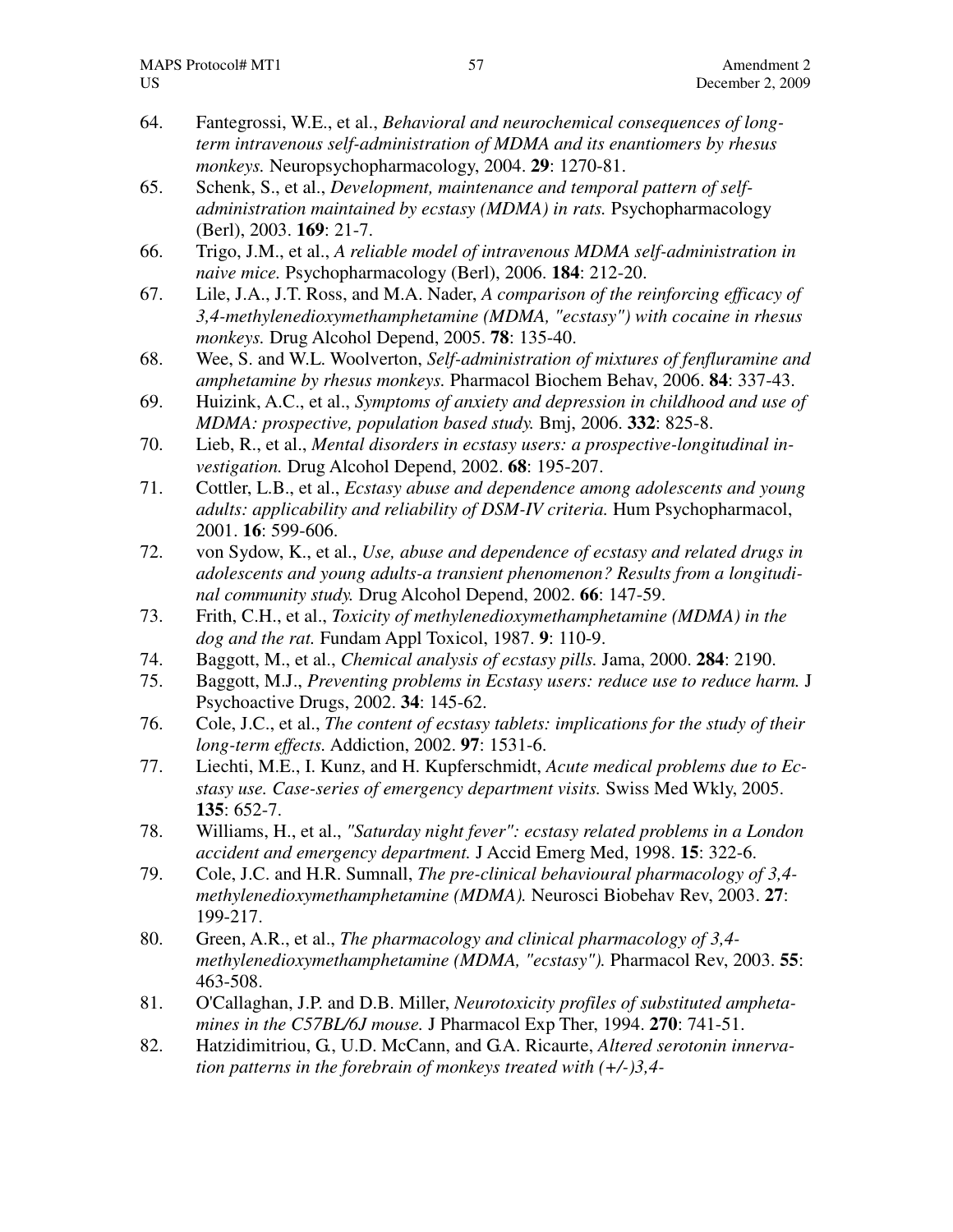64. Fantegrossi, W.E., et al., *Behavioral and neurochemical consequences of long-term intravenous self-administration of MDMA and its enantiomers by rhesus monkeys.* Neuropsychopharmacology, 2004. **29**: 1270-81.
65. Schenk, S., et al., *Development, maintenance and temporal pattern of self-administration maintained by ecstasy (MDMA) in rats.* Psychopharmacology (Berl), 2003. **169**: 21-7.
66. Trigo, J.M., et al., *A reliable model of intravenous MDMA self-administration in naive mice.* Psychopharmacology (Berl), 2006. **184**: 212-20.
67. Lile, J.A., J.T. Ross, and M.A. Nader, *A comparison of the reinforcing efficacy of 3,4-methylenedioxymethamphetamine (MDMA, "ecstasy") with cocaine in rhesus monkeys.* Drug Alcohol Depend, 2005. **78**: 135-40.
68. Wee, S. and W.L. Woolverton, *Self-administration of mixtures of fenfluramine and amphetamine by rhesus monkeys.* Pharmacol Biochem Behav, 2006. **84**: 337-43.
69. Huizink, A.C., et al., *Symptoms of anxiety and depression in childhood and use of MDMA: prospective, population based study.* Bmj, 2006. **332**: 825-8.
70. Lieb, R., et al., *Mental disorders in ecstasy users: a prospective-longitudinal investigation.* Drug Alcohol Depend, 2002. **68**: 195-207.
71. Cottler, L.B., et al., *Ecstasy abuse and dependence among adolescents and young adults: applicability and reliability of DSM-IV criteria.* Hum Psychopharmacol, 2001. **16**: 599-606.
72. von Sydow, K., et al., *Use, abuse and dependence of ecstasy and related drugs in adolescents and young adults-a transient phenomenon? Results from a longitudinal community study.* Drug Alcohol Depend, 2002. **66**: 147-59.
73. Frith, C.H., et al., *Toxicity of methylenedioxymethamphetamine (MDMA) in the dog and the rat.* Fundam Appl Toxicol, 1987. **9**: 110-9.
74. Baggott, M., et al., *Chemical analysis of ecstasy pills.* Jama, 2000. **284**: 2190.
75. Baggott, M.J., *Preventing problems in Ecstasy users: reduce use to reduce harm.* J Psychoactive Drugs, 2002. **34**: 145-62.
76. Cole, J.C., et al., *The content of ecstasy tablets: implications for the study of their long-term effects.* Addiction, 2002. **97**: 1531-6.
77. Liechti, M.E., I. Kunz, and H. Kupferschmidt, *Acute medical problems due to Ecstasy use. Case-series of emergency department visits.* Swiss Med Wkly, 2005. **135**: 652-7.
78. Williams, H., et al., *"Saturday night fever": ecstasy related problems in a London accident and emergency department.* J Accid Emerg Med, 1998. **15**: 322-6.
79. Cole, J.C. and H.R. Sumnall, *The pre-clinical behavioural pharmacology of 3,4-methylenedioxymethamphetamine (MDMA).* Neurosci Biobehav Rev, 2003. **27**: 199-217.
80. Green, A.R., et al., *The pharmacology and clinical pharmacology of 3,4-methylenedioxymethamphetamine (MDMA, "ecstasy").* Pharmacol Rev, 2003. **55**: 463-508.
81. O'Callaghan, J.P. and D.B. Miller, *Neurotoxicity profiles of substituted amphetamines in the C57BL/6J mouse.* J Pharmacol Exp Ther, 1994. **270**: 741-51.
82. Hatzidimitriou, G., U.D. McCann, and G.A. Ricaurte, *Altered serotonin innervation patterns in the forebrain of monkeys treated with (+/-)3,4-*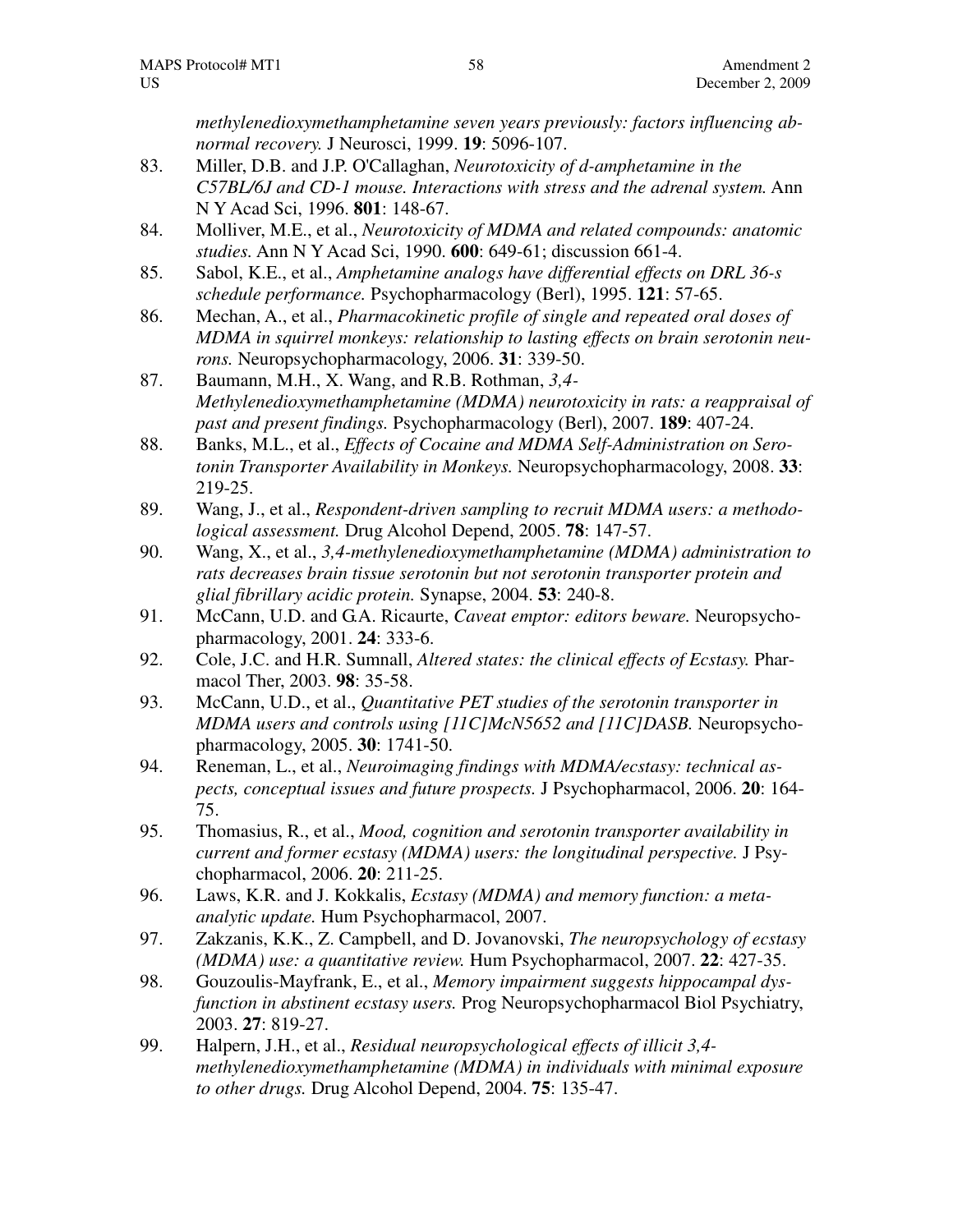*methylenedioxymethamphetamine seven years previously: factors influencing abnormal recovery.* J Neurosci, 1999. **19**: 5096-107.

83. Miller, D.B. and J.P. O'Callaghan, *Neurotoxicity of d-amphetamine in the C57BL/6J and CD-1 mouse. Interactions with stress and the adrenal system.* Ann N Y Acad Sci, 1996. **801**: 148-67.
84. Molliver, M.E., et al., *Neurotoxicity of MDMA and related compounds: anatomic studies.* Ann N Y Acad Sci, 1990. **600**: 649-61; discussion 661-4.
85. Sabol, K.E., et al., *Amphetamine analogs have differential effects on DRL 36-s schedule performance.* Psychopharmacology (Berl), 1995. **121**: 57-65.
86. Mechan, A., et al., *Pharmacokinetic profile of single and repeated oral doses of MDMA in squirrel monkeys: relationship to lasting effects on brain serotonin neurons.* Neuropsychopharmacology, 2006. **31**: 339-50.
87. Baumann, M.H., X. Wang, and R.B. Rothman, *3,4-Methylenedioxymethamphetamine (MDMA) neurotoxicity in rats: a reappraisal of past and present findings.* Psychopharmacology (Berl), 2007. **189**: 407-24.
88. Banks, M.L., et al., *Effects of Cocaine and MDMA Self-Administration on Serotonin Transporter Availability in Monkeys.* Neuropsychopharmacology, 2008. **33**: 219-25.
89. Wang, J., et al., *Respondent-driven sampling to recruit MDMA users: a methodological assessment.* Drug Alcohol Depend, 2005. **78**: 147-57.
90. Wang, X., et al., *3,4-methylenedioxymethamphetamine (MDMA) administration to rats decreases brain tissue serotonin but not serotonin transporter protein and glial fibrillary acidic protein.* Synapse, 2004. **53**: 240-8.
91. McCann, U.D. and G.A. Ricaurte, *Caveat emptor: editors beware.* Neuropsychopharmacology, 2001. **24**: 333-6.
92. Cole, J.C. and H.R. Sumnall, *Altered states: the clinical effects of Ecstasy.* Pharmacol Ther, 2003. **98**: 35-58.
93. McCann, U.D., et al., *Quantitative PET studies of the serotonin transporter in MDMA users and controls using [11C]McN5652 and [11C]DASB.* Neuropsychopharmacology, 2005. **30**: 1741-50.
94. Reneman, L., et al., *Neuroimaging findings with MDMA/ecstasy: technical aspects, conceptual issues and future prospects.* J Psychopharmacol, 2006. **20**: 164-75.
95. Thomasius, R., et al., *Mood, cognition and serotonin transporter availability in current and former ecstasy (MDMA) users: the longitudinal perspective.* J Psychopharmacol, 2006. **20**: 211-25.
96. Laws, K.R. and J. Kokkalis, *Ecstasy (MDMA) and memory function: a meta-analytic update.* Hum Psychopharmacol, 2007.
97. Zakzanis, K.K., Z. Campbell, and D. Jovanovski, *The neuropsychology of ecstasy (MDMA) use: a quantitative review.* Hum Psychopharmacol, 2007. **22**: 427-35.
98. Gouzoulis-Mayfrank, E., et al., *Memory impairment suggests hippocampal dysfunction in abstinent ecstasy users.* Prog Neuropsychopharmacol Biol Psychiatry, 2003. **27**: 819-27.
99. Halpern, J.H., et al., *Residual neuropsychological effects of illicit 3,4-methylenedioxymethamphetamine (MDMA) in individuals with minimal exposure to other drugs.* Drug Alcohol Depend, 2004. **75**: 135-47.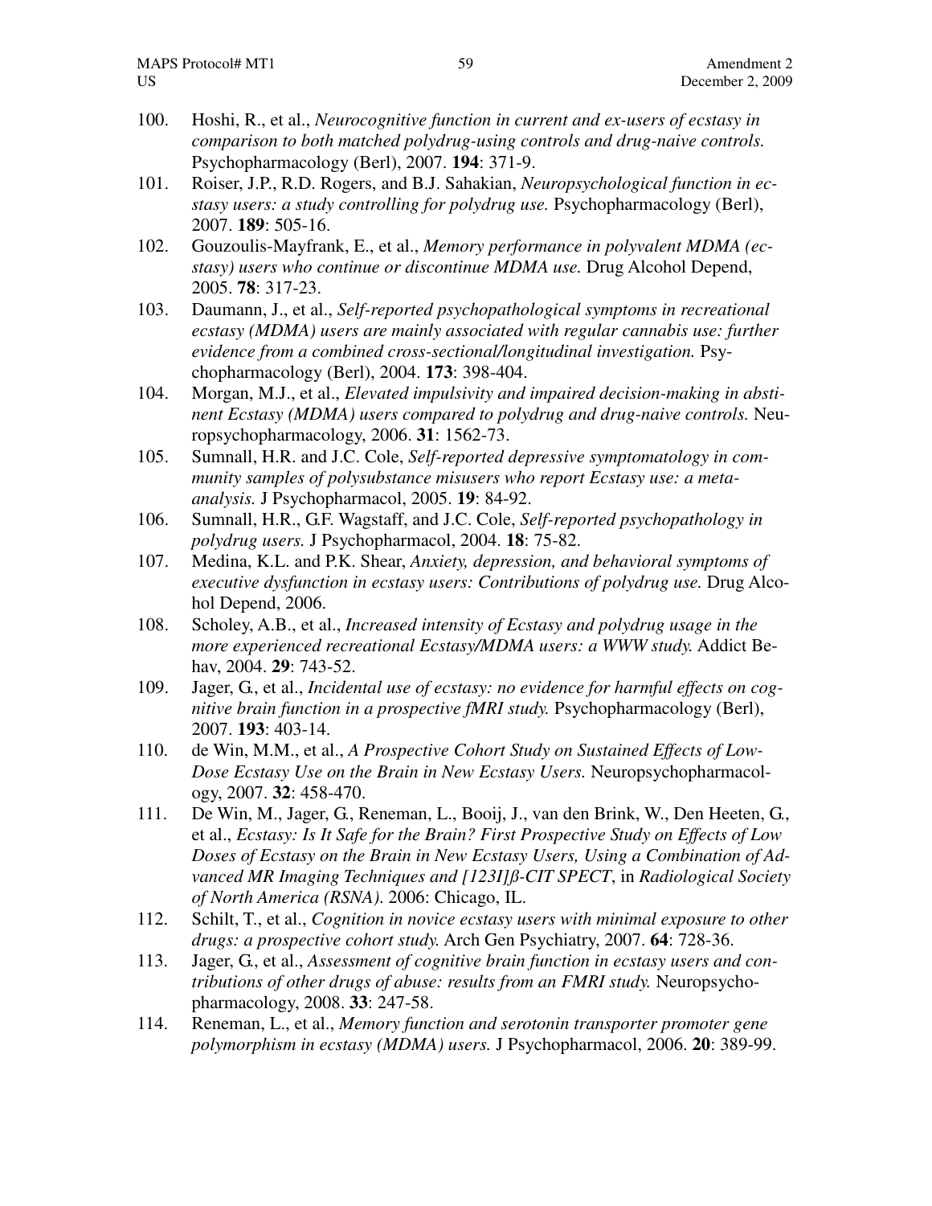100. Hoshi, R., et al., *Neurocognitive function in current and ex-users of ecstasy in comparison to both matched polydrug-using controls and drug-naive controls.* Psychopharmacology (Berl), 2007. **194**: 371-9.
101. Roiser, J.P., R.D. Rogers, and B.J. Sahakian, *Neuropsychological function in ecstasy users: a study controlling for polydrug use.* Psychopharmacology (Berl), 2007. **189**: 505-16.
102. Gouzoulis-Mayfrank, E., et al., *Memory performance in polyvalent MDMA (ecstasy) users who continue or discontinue MDMA use.* Drug Alcohol Depend, 2005. **78**: 317-23.
103. Daumann, J., et al., *Self-reported psychopathological symptoms in recreational ecstasy (MDMA) users are mainly associated with regular cannabis use: further evidence from a combined cross-sectional/longitudinal investigation.* Psychopharmacology (Berl), 2004. **173**: 398-404.
104. Morgan, M.J., et al., *Elevated impulsivity and impaired decision-making in abstinent Ecstasy (MDMA) users compared to polydrug and drug-naive controls.* Neuropsychopharmacology, 2006. **31**: 1562-73.
105. Sumnall, H.R. and J.C. Cole, *Self-reported depressive symptomatology in community samples of polysubstance misusers who report Ecstasy use: a meta-analysis.* J Psychopharmacol, 2005. **19**: 84-92.
106. Sumnall, H.R., G.F. Wagstaff, and J.C. Cole, *Self-reported psychopathology in polydrug users.* J Psychopharmacol, 2004. **18**: 75-82.
107. Medina, K.L. and P.K. Shear, *Anxiety, depression, and behavioral symptoms of executive dysfunction in ecstasy users: Contributions of polydrug use.* Drug Alcohol Depend, 2006.
108. Scholey, A.B., et al., *Increased intensity of Ecstasy and polydrug usage in the more experienced recreational Ecstasy/MDMA users: a WWW study.* Addict Behav, 2004. **29**: 743-52.
109. Jager, G., et al., *Incidental use of ecstasy: no evidence for harmful effects on cognitive brain function in a prospective fMRI study.* Psychopharmacology (Berl), 2007. **193**: 403-14.
110. de Win, M.M., et al., *A Prospective Cohort Study on Sustained Effects of Low-Dose Ecstasy Use on the Brain in New Ecstasy Users.* Neuropsychopharmacology, 2007. **32**: 458-470.
111. De Win, M., Jager, G., Reneman, L., Booij, J., van den Brink, W., Den Heeten, G., et al., *Ecstasy: Is It Safe for the Brain? First Prospective Study on Effects of Low Doses of Ecstasy on the Brain in New Ecstasy Users, Using a Combination of Advanced MR Imaging Techniques and [123I]ß-CIT SPECT*, in *Radiological Society of North America (RSNA)*. 2006: Chicago, IL.
112. Schilt, T., et al., *Cognition in novice ecstasy users with minimal exposure to other drugs: a prospective cohort study.* Arch Gen Psychiatry, 2007. **64**: 728-36.
113. Jager, G., et al., *Assessment of cognitive brain function in ecstasy users and contributions of other drugs of abuse: results from an FMRI study.* Neuropsychopharmacology, 2008. **33**: 247-58.
114. Reneman, L., et al., *Memory function and serotonin transporter promoter gene polymorphism in ecstasy (MDMA) users.* J Psychopharmacol, 2006. **20**: 389-99.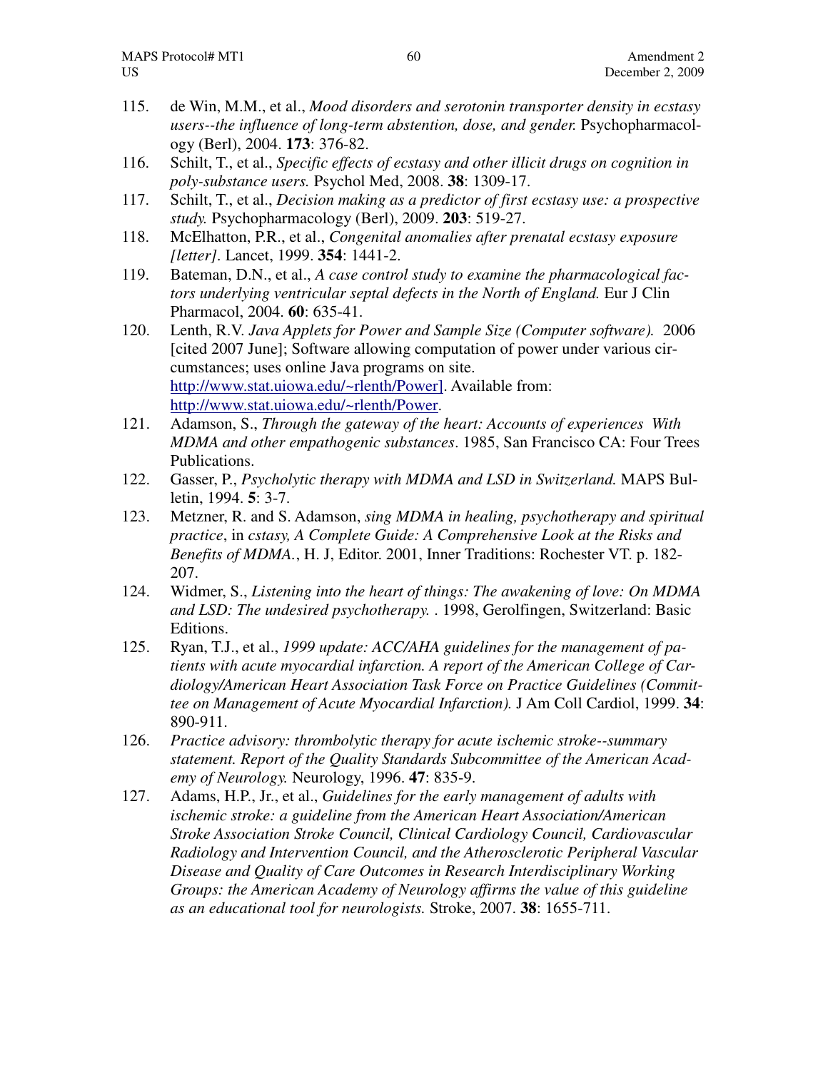115. de Win, M.M., et al., *Mood disorders and serotonin transporter density in ecstasy users--the influence of long-term abstention, dose, and gender.* Psychopharmacology (Berl), 2004. **173**: 376-82.
116. Schilt, T., et al., *Specific effects of ecstasy and other illicit drugs on cognition in poly-substance users.* Psychol Med, 2008. **38**: 1309-17.
117. Schilt, T., et al., *Decision making as a predictor of first ecstasy use: a prospective study.* Psychopharmacology (Berl), 2009. **203**: 519-27.
118. McElhatton, P.R., et al., *Congenital anomalies after prenatal ecstasy exposure [letter]*. Lancet, 1999. **354**: 1441-2.
119. Bateman, D.N., et al., *A case control study to examine the pharmacological factors underlying ventricular septal defects in the North of England.* Eur J Clin Pharmacol, 2004. **60**: 635-41.
120. Lenth, R.V. *Java Applets for Power and Sample Size (Computer software).* 2006 [cited 2007 June]; Software allowing computation of power under various circumstances; uses online Java programs on site. http://www.stat.uiowa.edu/~rlenth/Power]. Available from: http://www.stat.uiowa.edu/~rlenth/Power.
121. Adamson, S., *Through the gateway of the heart: Accounts of experiences With MDMA and other empathogenic substances*. 1985, San Francisco CA: Four Trees Publications.
122. Gasser, P., *Psycholytic therapy with MDMA and LSD in Switzerland.* MAPS Bulletin, 1994. **5**: 3-7.
123. Metzner, R. and S. Adamson, *sing MDMA in healing, psychotherapy and spiritual practice*, in *cstasy, A Complete Guide: A Comprehensive Look at the Risks and Benefits of MDMA.*, H. J, Editor. 2001, Inner Traditions: Rochester VT. p. 182-207.
124. Widmer, S., *Listening into the heart of things: The awakening of love: On MDMA and LSD: The undesired psychotherapy.* . 1998, Gerolfingen, Switzerland: Basic Editions.
125. Ryan, T.J., et al., *1999 update: ACC/AHA guidelines for the management of patients with acute myocardial infarction. A report of the American College of Cardiology/American Heart Association Task Force on Practice Guidelines (Committee on Management of Acute Myocardial Infarction).* J Am Coll Cardiol, 1999. **34**: 890-911.
126. *Practice advisory: thrombolytic therapy for acute ischemic stroke--summary statement. Report of the Quality Standards Subcommittee of the American Academy of Neurology.* Neurology, 1996. **47**: 835-9.
127. Adams, H.P., Jr., et al., *Guidelines for the early management of adults with ischemic stroke: a guideline from the American Heart Association/American Stroke Association Stroke Council, Clinical Cardiology Council, Cardiovascular Radiology and Intervention Council, and the Atherosclerotic Peripheral Vascular Disease and Quality of Care Outcomes in Research Interdisciplinary Working Groups: the American Academy of Neurology affirms the value of this guideline as an educational tool for neurologists.* Stroke, 2007. **38**: 1655-711.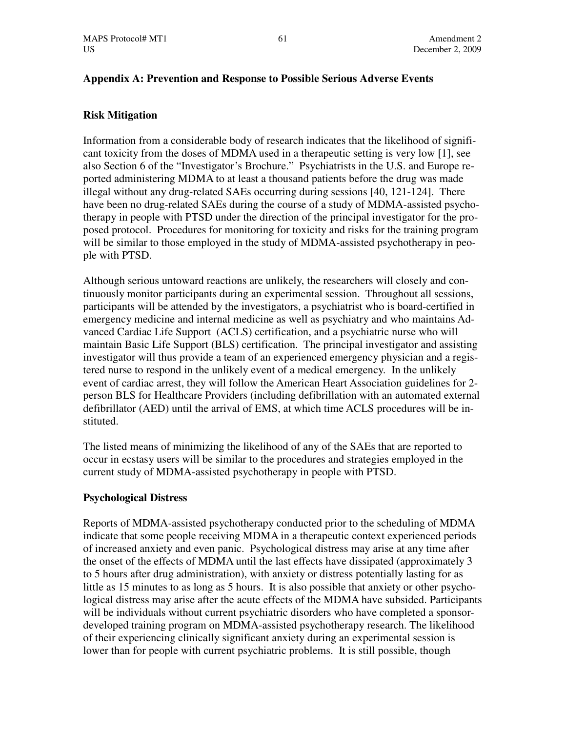## Appendix A: Prevention and Response to Possible Serious Adverse Events

### Risk Mitigation

Information from a considerable body of research indicates that the likelihood of significant toxicity from the doses of MDMA used in a therapeutic setting is very low [1], see also Section 6 of the "Investigator's Brochure." Psychiatrists in the U.S. and Europe reported administering MDMA to at least a thousand patients before the drug was made illegal without any drug-related SAEs occurring during sessions [40, 121-124]. There have been no drug-related SAEs during the course of a study of MDMA-assisted psychotherapy in people with PTSD under the direction of the principal investigator for the proposed protocol. Procedures for monitoring for toxicity and risks for the training program will be similar to those employed in the study of MDMA-assisted psychotherapy in people with PTSD.

Although serious untoward reactions are unlikely, the researchers will closely and continuously monitor participants during an experimental session. Throughout all sessions, participants will be attended by the investigators, a psychiatrist who is board-certified in emergency medicine and internal medicine as well as psychiatry and who maintains Advanced Cardiac Life Support (ACLS) certification, and a psychiatric nurse who will maintain Basic Life Support (BLS) certification. The principal investigator and assisting investigator will thus provide a team of an experienced emergency physician and a registered nurse to respond in the unlikely event of a medical emergency. In the unlikely event of cardiac arrest, they will follow the American Heart Association guidelines for 2-person BLS for Healthcare Providers (including defibrillation with an automated external defibrillator (AED) until the arrival of EMS, at which time ACLS procedures will be instituted.

The listed means of minimizing the likelihood of any of the SAEs that are reported to occur in ecstasy users will be similar to the procedures and strategies employed in the current study of MDMA-assisted psychotherapy in people with PTSD.

### Psychological Distress

Reports of MDMA-assisted psychotherapy conducted prior to the scheduling of MDMA indicate that some people receiving MDMA in a therapeutic context experienced periods of increased anxiety and even panic. Psychological distress may arise at any time after the onset of the effects of MDMA until the last effects have dissipated (approximately 3 to 5 hours after drug administration), with anxiety or distress potentially lasting for as little as 15 minutes to as long as 5 hours. It is also possible that anxiety or other psychological distress may arise after the acute effects of the MDMA have subsided. Participants will be individuals without current psychiatric disorders who have completed a sponsor-developed training program on MDMA-assisted psychotherapy research. The likelihood of their experiencing clinically significant anxiety during an experimental session is lower than for people with current psychiatric problems. It is still possible, though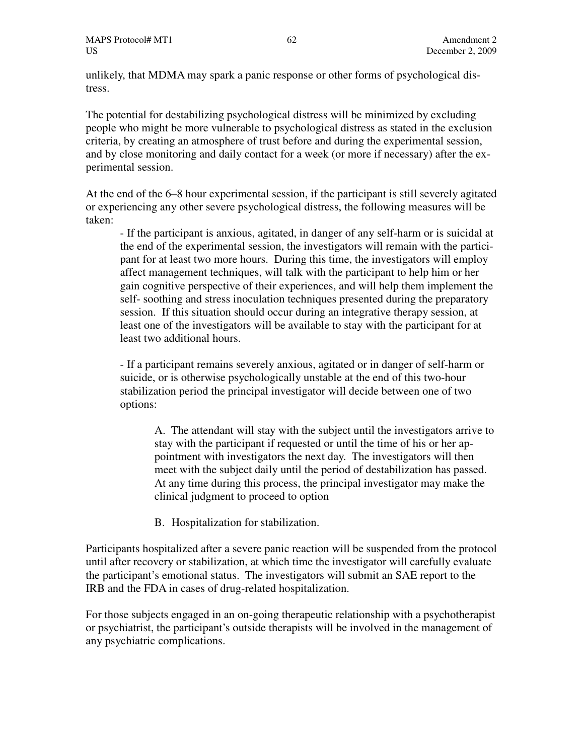unlikely, that MDMA may spark a panic response or other forms of psychological distress.

The potential for destabilizing psychological distress will be minimized by excluding people who might be more vulnerable to psychological distress as stated in the exclusion criteria, by creating an atmosphere of trust before and during the experimental session, and by close monitoring and daily contact for a week (or more if necessary) after the experimental session.

At the end of the 6–8 hour experimental session, if the participant is still severely agitated or experiencing any other severe psychological distress, the following measures will be taken:

- If the participant is anxious, agitated, in danger of any self-harm or is suicidal at the end of the experimental session, the investigators will remain with the participant for at least two more hours. During this time, the investigators will employ affect management techniques, will talk with the participant to help him or her gain cognitive perspective of their experiences, and will help them implement the self- soothing and stress inoculation techniques presented during the preparatory session. If this situation should occur during an integrative therapy session, at least one of the investigators will be available to stay with the participant for at least two additional hours.

- If a participant remains severely anxious, agitated or in danger of self-harm or suicide, or is otherwise psychologically unstable at the end of this two-hour stabilization period the principal investigator will decide between one of two options:

  A. The attendant will stay with the subject until the investigators arrive to stay with the participant if requested or until the time of his or her appointment with investigators the next day. The investigators will then meet with the subject daily until the period of destabilization has passed. At any time during this process, the principal investigator may make the clinical judgment to proceed to option

  B. Hospitalization for stabilization.

Participants hospitalized after a severe panic reaction will be suspended from the protocol until after recovery or stabilization, at which time the investigator will carefully evaluate the participant's emotional status. The investigators will submit an SAE report to the IRB and the FDA in cases of drug-related hospitalization.

For those subjects engaged in an on-going therapeutic relationship with a psychotherapist or psychiatrist, the participant's outside therapists will be involved in the management of any psychiatric complications.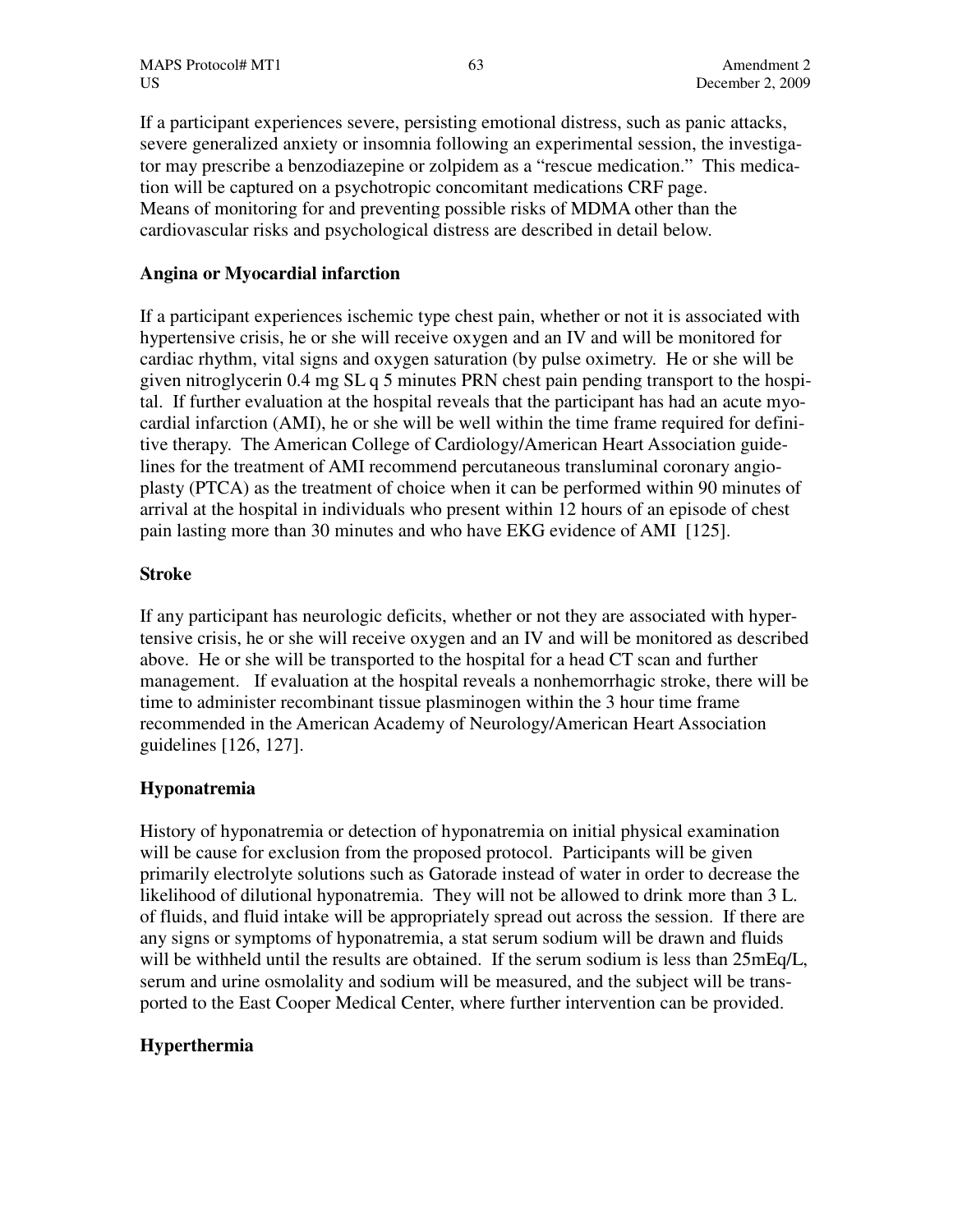If a participant experiences severe, persisting emotional distress, such as panic attacks, severe generalized anxiety or insomnia following an experimental session, the investigator may prescribe a benzodiazepine or zolpidem as a "rescue medication." This medication will be captured on a psychotropic concomitant medications CRF page.
Means of monitoring for and preventing possible risks of MDMA other than the cardiovascular risks and psychological distress are described in detail below.

**Angina or Myocardial infarction**

If a participant experiences ischemic type chest pain, whether or not it is associated with hypertensive crisis, he or she will receive oxygen and an IV and will be monitored for cardiac rhythm, vital signs and oxygen saturation (by pulse oximetry. He or she will be given nitroglycerin 0.4 mg SL q 5 minutes PRN chest pain pending transport to the hospital. If further evaluation at the hospital reveals that the participant has had an acute myocardial infarction (AMI), he or she will be well within the time frame required for definitive therapy. The American College of Cardiology/American Heart Association guidelines for the treatment of AMI recommend percutaneous transluminal coronary angioplasty (PTCA) as the treatment of choice when it can be performed within 90 minutes of arrival at the hospital in individuals who present within 12 hours of an episode of chest pain lasting more than 30 minutes and who have EKG evidence of AMI [125].

**Stroke**

If any participant has neurologic deficits, whether or not they are associated with hypertensive crisis, he or she will receive oxygen and an IV and will be monitored as described above. He or she will be transported to the hospital for a head CT scan and further management. If evaluation at the hospital reveals a nonhemorrhagic stroke, there will be time to administer recombinant tissue plasminogen within the 3 hour time frame recommended in the American Academy of Neurology/American Heart Association guidelines [126, 127].

## Hyponatremia

History of hyponatremia or detection of hyponatremia on initial physical examination will be cause for exclusion from the proposed protocol. Participants will be given primarily electrolyte solutions such as Gatorade instead of water in order to decrease the likelihood of dilutional hyponatremia. They will not be allowed to drink more than 3 L. of fluids, and fluid intake will be appropriately spread out across the session. If there are any signs or symptoms of hyponatremia, a stat serum sodium will be drawn and fluids will be withheld until the results are obtained. If the serum sodium is less than 25mEq/L, serum and urine osmolality and sodium will be measured, and the subject will be transported to the East Cooper Medical Center, where further intervention can be provided.

## Hyperthermia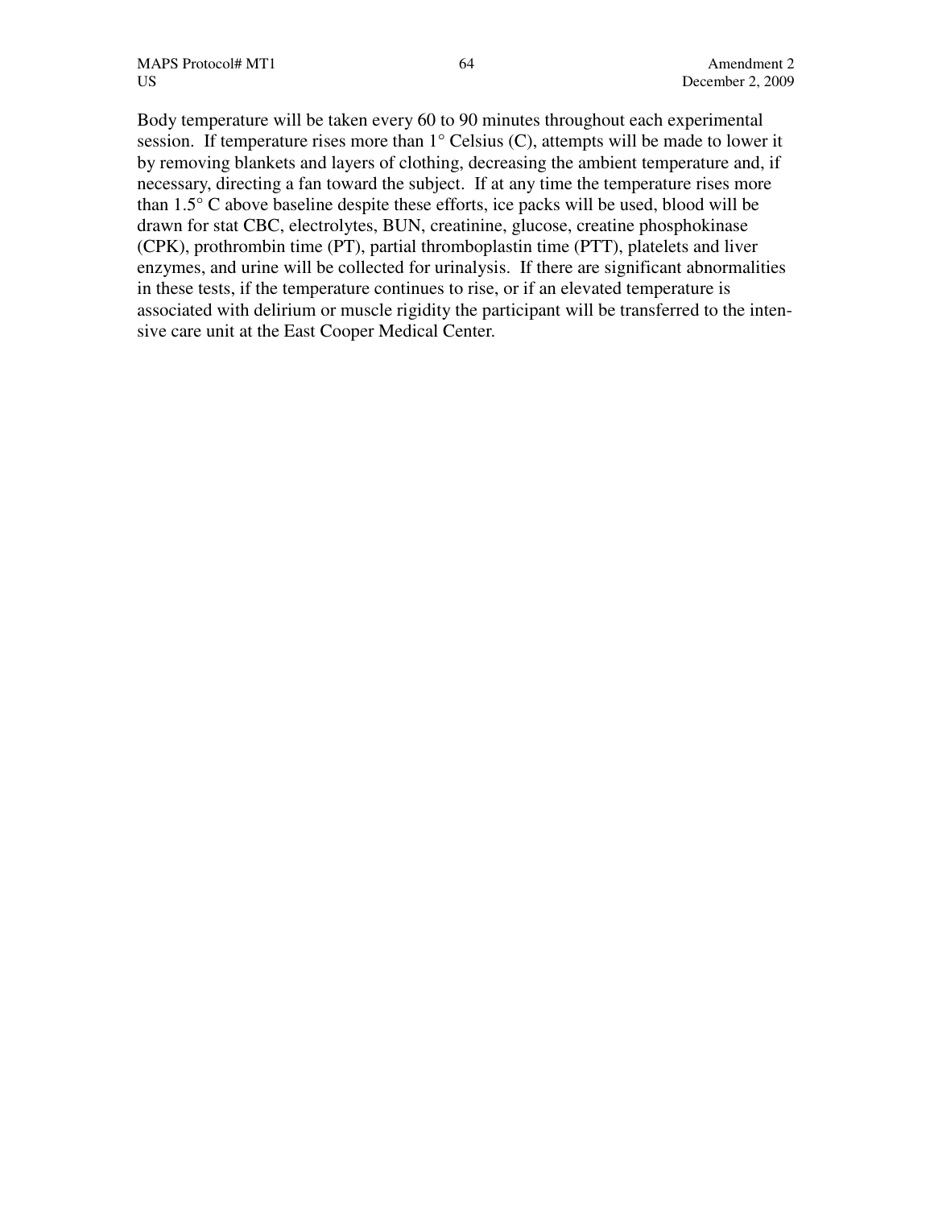Body temperature will be taken every 60 to 90 minutes throughout each experimental session. If temperature rises more than 1° Celsius (C), attempts will be made to lower it by removing blankets and layers of clothing, decreasing the ambient temperature and, if necessary, directing a fan toward the subject. If at any time the temperature rises more than 1.5° C above baseline despite these efforts, ice packs will be used, blood will be drawn for stat CBC, electrolytes, BUN, creatinine, glucose, creatine phosphokinase (CPK), prothrombin time (PT), partial thromboplastin time (PTT), platelets and liver enzymes, and urine will be collected for urinalysis. If there are significant abnormalities in these tests, if the temperature continues to rise, or if an elevated temperature is associated with delirium or muscle rigidity the participant will be transferred to the intensive care unit at the East Cooper Medical Center.